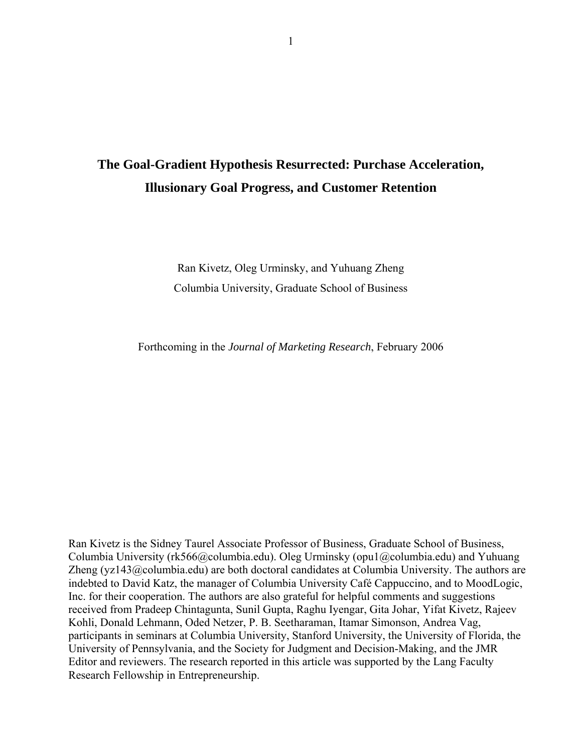# The Goal-Gradient Hypothesis Resurrected: Purchase Acceleration, Illusionary Goal Progress, and Customer Retention

Ran Kivetz, Oleg Urminsky, and Yuhuang Zheng

Columbia University, Graduate School of Business

Forthcoming in the *Journal of Marketing Research*, February 2006

Ran Kivetz is the Sidney Taurel Associate Professor of Business, Graduate School of Business, Columbia University (rk566@columbia.edu). Oleg Urminsky (opu1@columbia.edu) and Yuhuang Zheng (yz143@columbia.edu) are both doctoral candidates at Columbia University. The authors are indebted to David Katz, the manager of Columbia University Café Cappuccino, and to MoodLogic, Inc. for their cooperation. The authors are also grateful for helpful comments and suggestions received from Pradeep Chintagunta, Sunil Gupta, Raghu Iyengar, Gita Johar, Yifat Kivetz, Rajeev Kohli, Donald Lehmann, Oded Netzer, P. B. Seetharaman, Itamar Simonson, Andrea Vag, participants in seminars at Columbia University, Stanford University, the University of Florida, the University of Pennsylvania, and the Society for Judgment and Decision-Making, and the JMR Editor and reviewers. The research reported in this article was supported by the Lang Faculty Research Fellowship in Entrepreneurship.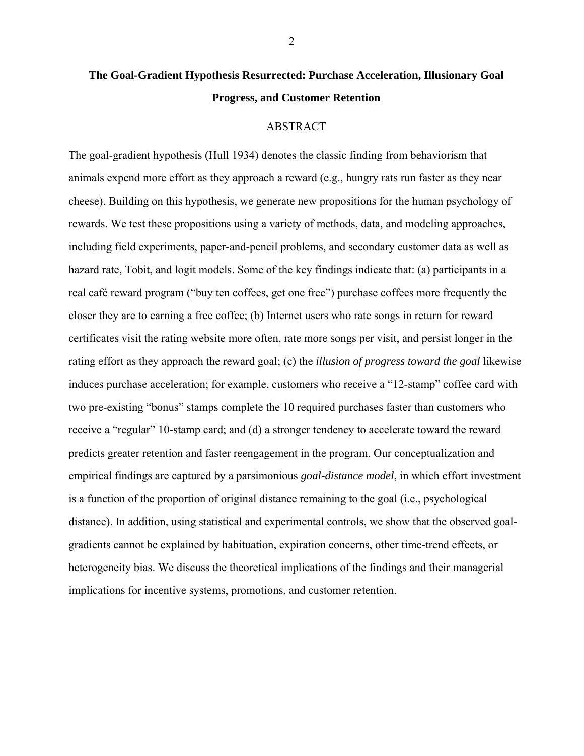# The Goal-Gradient Hypothesis Resurrected: Purchase Acceleration, Illusionary Goal Progress, and Customer Retention

## ABSTRACT

The goal-gradient hypothesis (Hull 1934) denotes the classic finding from behaviorism that animals expend more effort as they approach a reward (e.g., hungry rats run faster as they near cheese). Building on this hypothesis, we generate new propositions for the human psychology of rewards. We test these propositions using a variety of methods, data, and modeling approaches, including field experiments, paper-and-pencil problems, and secondary customer data as well as hazard rate, Tobit, and logit models. Some of the key findings indicate that: (a) participants in a real café reward program ("buy ten coffees, get one free") purchase coffees more frequently the closer they are to earning a free coffee; (b) Internet users who rate songs in return for reward certificates visit the rating website more often, rate more songs per visit, and persist longer in the rating effort as they approach the reward goal; (c) the *illusion of progress toward the goal* likewise induces purchase acceleration; for example, customers who receive a "12-stamp" coffee card with two pre-existing "bonus" stamps complete the 10 required purchases faster than customers who receive a "regular" 10-stamp card; and (d) a stronger tendency to accelerate toward the reward predicts greater retention and faster reengagement in the program. Our conceptualization and empirical findings are captured by a parsimonious *goal-distance model*, in which effort investment is a function of the proportion of original distance remaining to the goal (i.e., psychological distance). In addition, using statistical and experimental controls, we show that the observed goal-gradients cannot be explained by habituation, expiration concerns, other time-trend effects, or heterogeneity bias. We discuss the theoretical implications of the findings and their managerial implications for incentive systems, promotions, and customer retention.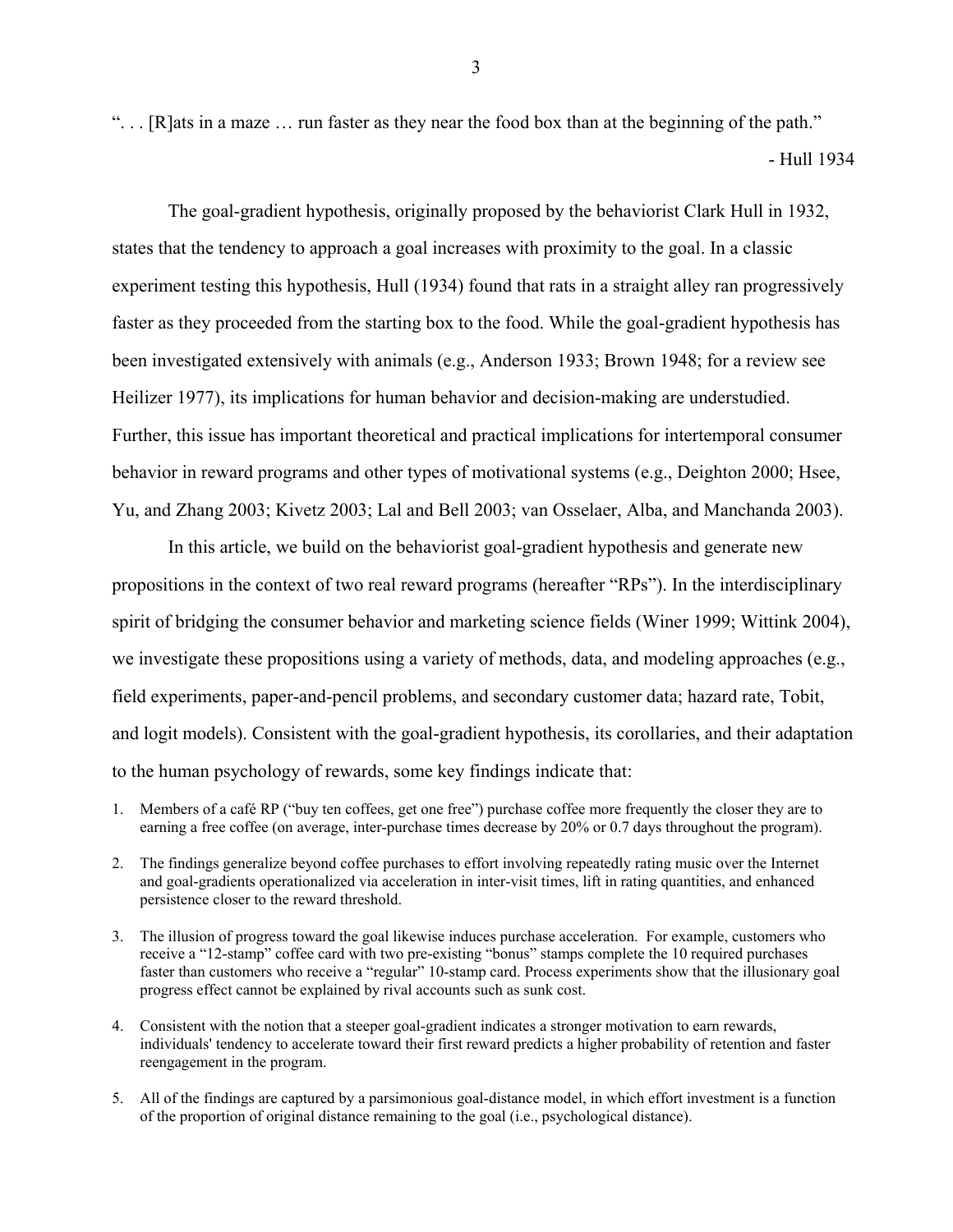". . . [R]ats in a maze … run faster as they near the food box than at the beginning of the path."

- Hull 1934

The goal-gradient hypothesis, originally proposed by the behaviorist Clark Hull in 1932, states that the tendency to approach a goal increases with proximity to the goal. In a classic experiment testing this hypothesis, Hull (1934) found that rats in a straight alley ran progressively faster as they proceeded from the starting box to the food. While the goal-gradient hypothesis has been investigated extensively with animals (e.g., Anderson 1933; Brown 1948; for a review see Heilizer 1977), its implications for human behavior and decision-making are understudied. Further, this issue has important theoretical and practical implications for intertemporal consumer behavior in reward programs and other types of motivational systems (e.g., Deighton 2000; Hsee, Yu, and Zhang 2003; Kivetz 2003; Lal and Bell 2003; van Osselaer, Alba, and Manchanda 2003).

In this article, we build on the behaviorist goal-gradient hypothesis and generate new propositions in the context of two real reward programs (hereafter "RPs"). In the interdisciplinary spirit of bridging the consumer behavior and marketing science fields (Winer 1999; Wittink 2004), we investigate these propositions using a variety of methods, data, and modeling approaches (e.g., field experiments, paper-and-pencil problems, and secondary customer data; hazard rate, Tobit, and logit models). Consistent with the goal-gradient hypothesis, its corollaries, and their adaptation to the human psychology of rewards, some key findings indicate that:

1. Members of a café RP ("buy ten coffees, get one free") purchase coffee more frequently the closer they are to earning a free coffee (on average, inter-purchase times decrease by 20% or 0.7 days throughout the program).
2. The findings generalize beyond coffee purchases to effort involving repeatedly rating music over the Internet and goal-gradients operationalized via acceleration in inter-visit times, lift in rating quantities, and enhanced persistence closer to the reward threshold.
3. The illusion of progress toward the goal likewise induces purchase acceleration. For example, customers who receive a "12-stamp" coffee card with two pre-existing "bonus" stamps complete the 10 required purchases faster than customers who receive a "regular" 10-stamp card. Process experiments show that the illusionary goal progress effect cannot be explained by rival accounts such as sunk cost.
4. Consistent with the notion that a steeper goal-gradient indicates a stronger motivation to earn rewards, individuals' tendency to accelerate toward their first reward predicts a higher probability of retention and faster reengagement in the program.
5. All of the findings are captured by a parsimonious goal-distance model, in which effort investment is a function of the proportion of original distance remaining to the goal (i.e., psychological distance).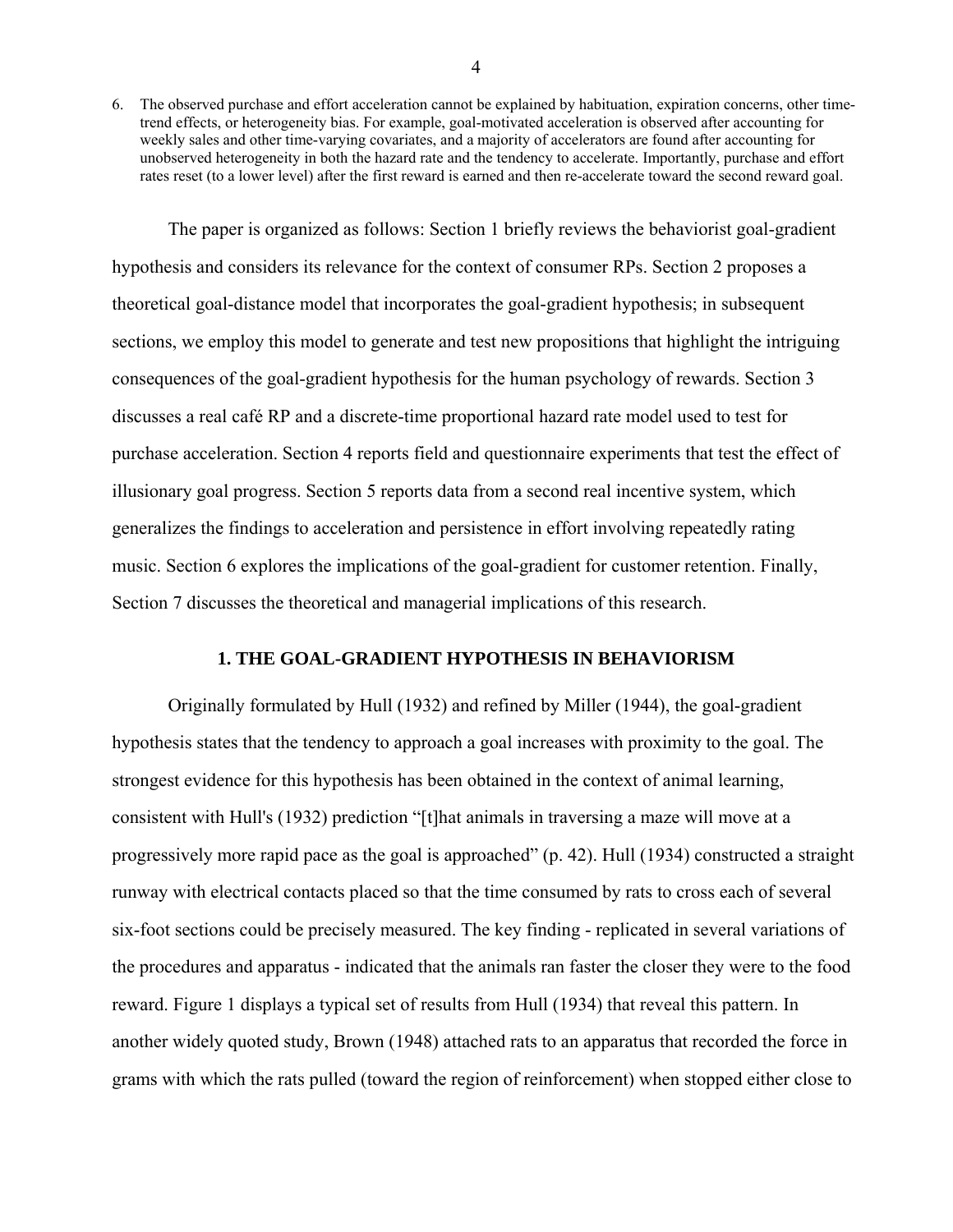6. The observed purchase and effort acceleration cannot be explained by habituation, expiration concerns, other time-trend effects, or heterogeneity bias. For example, goal-motivated acceleration is observed after accounting for weekly sales and other time-varying covariates, and a majority of accelerators are found after accounting for unobserved heterogeneity in both the hazard rate and the tendency to accelerate. Importantly, purchase and effort rates reset (to a lower level) after the first reward is earned and then re-accelerate toward the second reward goal.

The paper is organized as follows: Section 1 briefly reviews the behaviorist goal-gradient hypothesis and considers its relevance for the context of consumer RPs. Section 2 proposes a theoretical goal-distance model that incorporates the goal-gradient hypothesis; in subsequent sections, we employ this model to generate and test new propositions that highlight the intriguing consequences of the goal-gradient hypothesis for the human psychology of rewards. Section 3 discusses a real café RP and a discrete-time proportional hazard rate model used to test for purchase acceleration. Section 4 reports field and questionnaire experiments that test the effect of illusionary goal progress. Section 5 reports data from a second real incentive system, which generalizes the findings to acceleration and persistence in effort involving repeatedly rating music. Section 6 explores the implications of the goal-gradient for customer retention. Finally, Section 7 discusses the theoretical and managerial implications of this research.

## 1. THE GOAL-GRADIENT HYPOTHESIS IN BEHAVIORISM

Originally formulated by Hull (1932) and refined by Miller (1944), the goal-gradient hypothesis states that the tendency to approach a goal increases with proximity to the goal. The strongest evidence for this hypothesis has been obtained in the context of animal learning, consistent with Hull's (1932) prediction "[t]hat animals in traversing a maze will move at a progressively more rapid pace as the goal is approached" (p. 42). Hull (1934) constructed a straight runway with electrical contacts placed so that the time consumed by rats to cross each of several six-foot sections could be precisely measured. The key finding - replicated in several variations of the procedures and apparatus - indicated that the animals ran faster the closer they were to the food reward. Figure 1 displays a typical set of results from Hull (1934) that reveal this pattern. In another widely quoted study, Brown (1948) attached rats to an apparatus that recorded the force in grams with which the rats pulled (toward the region of reinforcement) when stopped either close to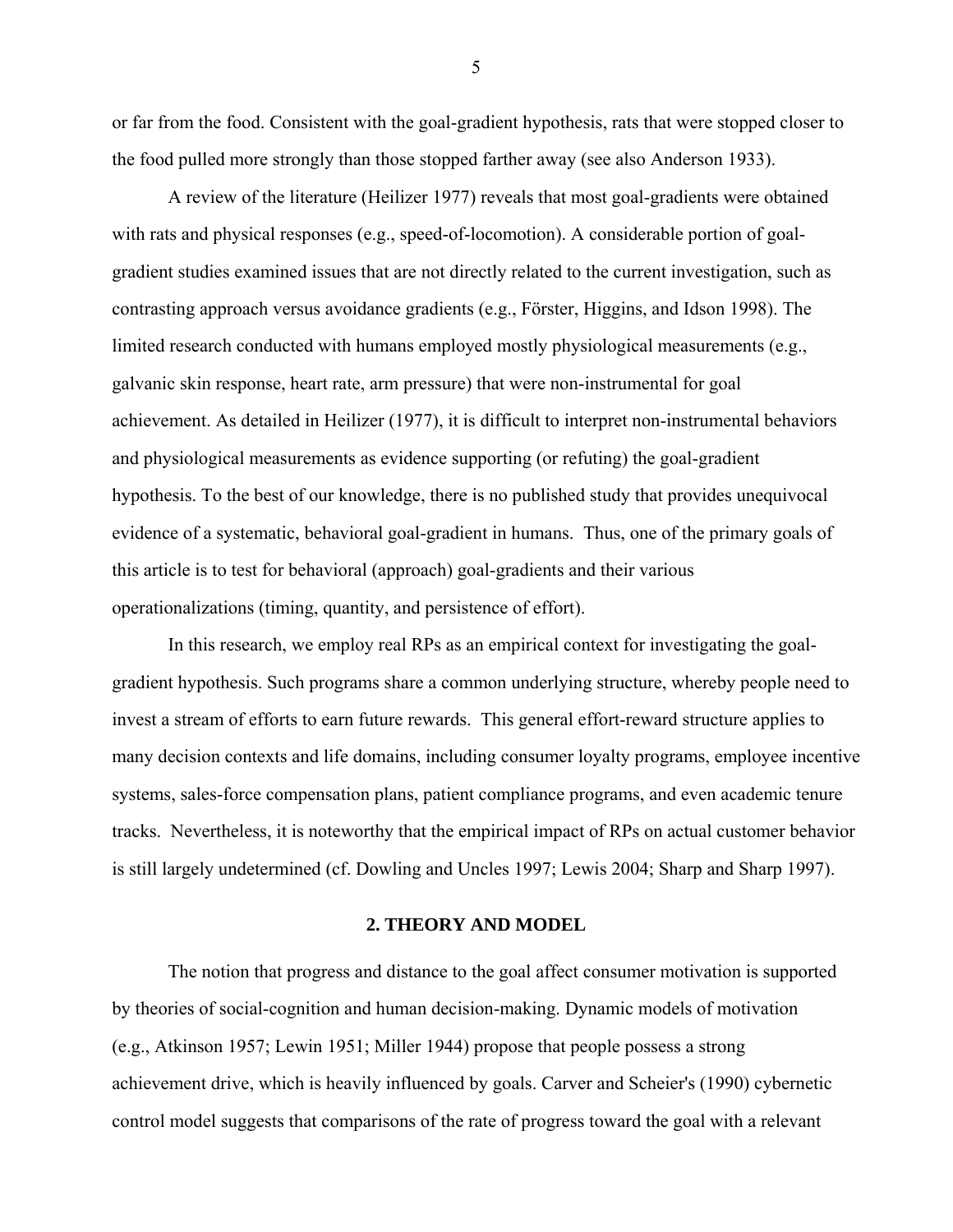or far from the food. Consistent with the goal-gradient hypothesis, rats that were stopped closer to the food pulled more strongly than those stopped farther away (see also Anderson 1933).

A review of the literature (Heilizer 1977) reveals that most goal-gradients were obtained with rats and physical responses (e.g., speed-of-locomotion). A considerable portion of goal-gradient studies examined issues that are not directly related to the current investigation, such as contrasting approach versus avoidance gradients (e.g., Förster, Higgins, and Idson 1998). The limited research conducted with humans employed mostly physiological measurements (e.g., galvanic skin response, heart rate, arm pressure) that were non-instrumental for goal achievement. As detailed in Heilizer (1977), it is difficult to interpret non-instrumental behaviors and physiological measurements as evidence supporting (or refuting) the goal-gradient hypothesis. To the best of our knowledge, there is no published study that provides unequivocal evidence of a systematic, behavioral goal-gradient in humans. Thus, one of the primary goals of this article is to test for behavioral (approach) goal-gradients and their various operationalizations (timing, quantity, and persistence of effort).

In this research, we employ real RPs as an empirical context for investigating the goal-gradient hypothesis. Such programs share a common underlying structure, whereby people need to invest a stream of efforts to earn future rewards. This general effort-reward structure applies to many decision contexts and life domains, including consumer loyalty programs, employee incentive systems, sales-force compensation plans, patient compliance programs, and even academic tenure tracks. Nevertheless, it is noteworthy that the empirical impact of RPs on actual customer behavior is still largely undetermined (cf. Dowling and Uncles 1997; Lewis 2004; Sharp and Sharp 1997).

## 2. THEORY AND MODEL

The notion that progress and distance to the goal affect consumer motivation is supported by theories of social-cognition and human decision-making. Dynamic models of motivation (e.g., Atkinson 1957; Lewin 1951; Miller 1944) propose that people possess a strong achievement drive, which is heavily influenced by goals. Carver and Scheier's (1990) cybernetic control model suggests that comparisons of the rate of progress toward the goal with a relevant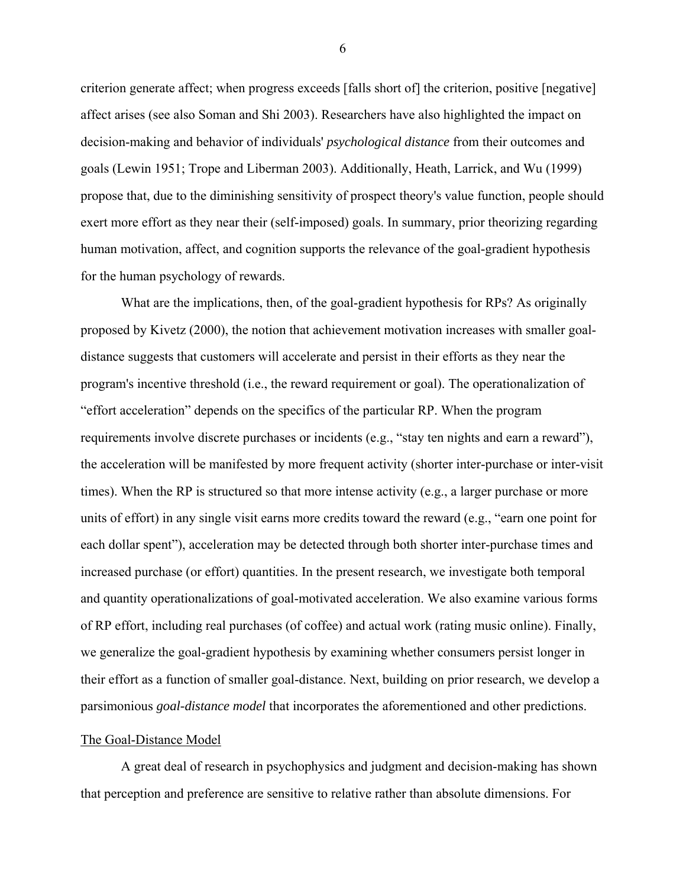criterion generate affect; when progress exceeds [falls short of] the criterion, positive [negative] affect arises (see also Soman and Shi 2003). Researchers have also highlighted the impact on decision-making and behavior of individuals' *psychological distance* from their outcomes and goals (Lewin 1951; Trope and Liberman 2003). Additionally, Heath, Larrick, and Wu (1999) propose that, due to the diminishing sensitivity of prospect theory's value function, people should exert more effort as they near their (self-imposed) goals. In summary, prior theorizing regarding human motivation, affect, and cognition supports the relevance of the goal-gradient hypothesis for the human psychology of rewards.

What are the implications, then, of the goal-gradient hypothesis for RPs? As originally proposed by Kivetz (2000), the notion that achievement motivation increases with smaller goal-distance suggests that customers will accelerate and persist in their efforts as they near the program's incentive threshold (i.e., the reward requirement or goal). The operationalization of "effort acceleration" depends on the specifics of the particular RP. When the program requirements involve discrete purchases or incidents (e.g., "stay ten nights and earn a reward"), the acceleration will be manifested by more frequent activity (shorter inter-purchase or inter-visit times). When the RP is structured so that more intense activity (e.g., a larger purchase or more units of effort) in any single visit earns more credits toward the reward (e.g., "earn one point for each dollar spent"), acceleration may be detected through both shorter inter-purchase times and increased purchase (or effort) quantities. In the present research, we investigate both temporal and quantity operationalizations of goal-motivated acceleration. We also examine various forms of RP effort, including real purchases (of coffee) and actual work (rating music online). Finally, we generalize the goal-gradient hypothesis by examining whether consumers persist longer in their effort as a function of smaller goal-distance. Next, building on prior research, we develop a parsimonious *goal-distance model* that incorporates the aforementioned and other predictions.

## The Goal-Distance Model

A great deal of research in psychophysics and judgment and decision-making has shown that perception and preference are sensitive to relative rather than absolute dimensions. For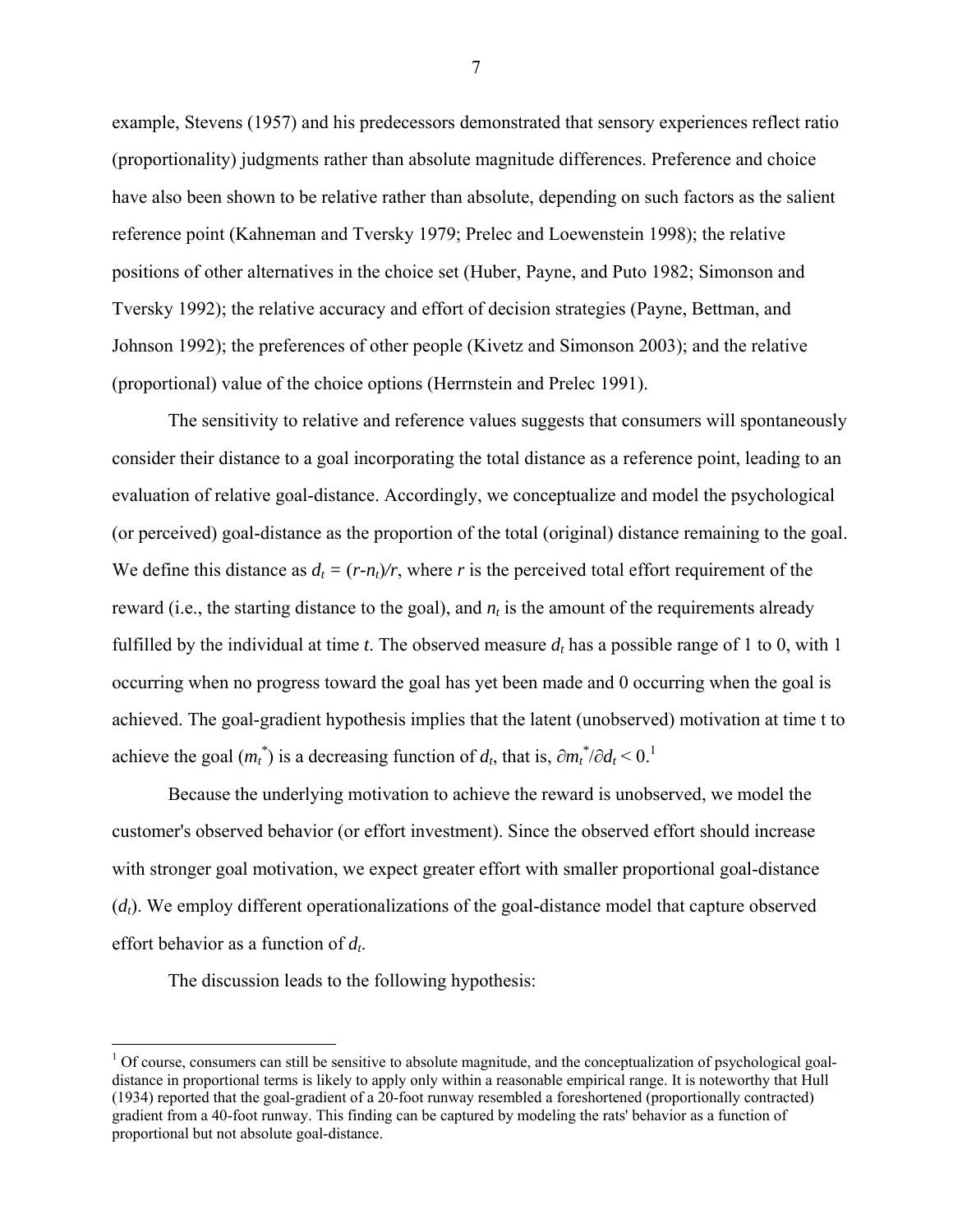example, Stevens (1957) and his predecessors demonstrated that sensory experiences reflect ratio (proportionality) judgments rather than absolute magnitude differences. Preference and choice have also been shown to be relative rather than absolute, depending on such factors as the salient reference point (Kahneman and Tversky 1979; Prelec and Loewenstein 1998); the relative positions of other alternatives in the choice set (Huber, Payne, and Puto 1982; Simonson and Tversky 1992); the relative accuracy and effort of decision strategies (Payne, Bettman, and Johnson 1992); the preferences of other people (Kivetz and Simonson 2003); and the relative (proportional) value of the choice options (Herrnstein and Prelec 1991).

The sensitivity to relative and reference values suggests that consumers will spontaneously consider their distance to a goal incorporating the total distance as a reference point, leading to an evaluation of relative goal-distance. Accordingly, we conceptualize and model the psychological (or perceived) goal-distance as the proportion of the total (original) distance remaining to the goal. We define this distance as $d_t = (r-n_t)/r$, where $r$ is the perceived total effort requirement of the reward (i.e., the starting distance to the goal), and $n_t$ is the amount of the requirements already fulfilled by the individual at time $t$. The observed measure $d_t$ has a possible range of 1 to 0, with 1 occurring when no progress toward the goal has yet been made and 0 occurring when the goal is achieved. The goal-gradient hypothesis implies that the latent (unobserved) motivation at time t to achieve the goal ($m_t^*$) is a decreasing function of $d_t$, that is, $\partial m_t^* / \partial d_t < 0$.[1]

Because the underlying motivation to achieve the reward is unobserved, we model the customer's observed behavior (or effort investment). Since the observed effort should increase with stronger goal motivation, we expect greater effort with smaller proportional goal-distance ($d_t$). We employ different operationalizations of the goal-distance model that capture observed effort behavior as a function of $d_t$.

The discussion leads to the following hypothesis:

---

[1] Of course, consumers can still be sensitive to absolute magnitude, and the conceptualization of psychological goal-distance in proportional terms is likely to apply only within a reasonable empirical range. It is noteworthy that Hull (1934) reported that the goal-gradient of a 20-foot runway resembled a foreshortened (proportionally contracted) gradient from a 40-foot runway. This finding can be captured by modeling the rats' behavior as a function of proportional but not absolute goal-distance.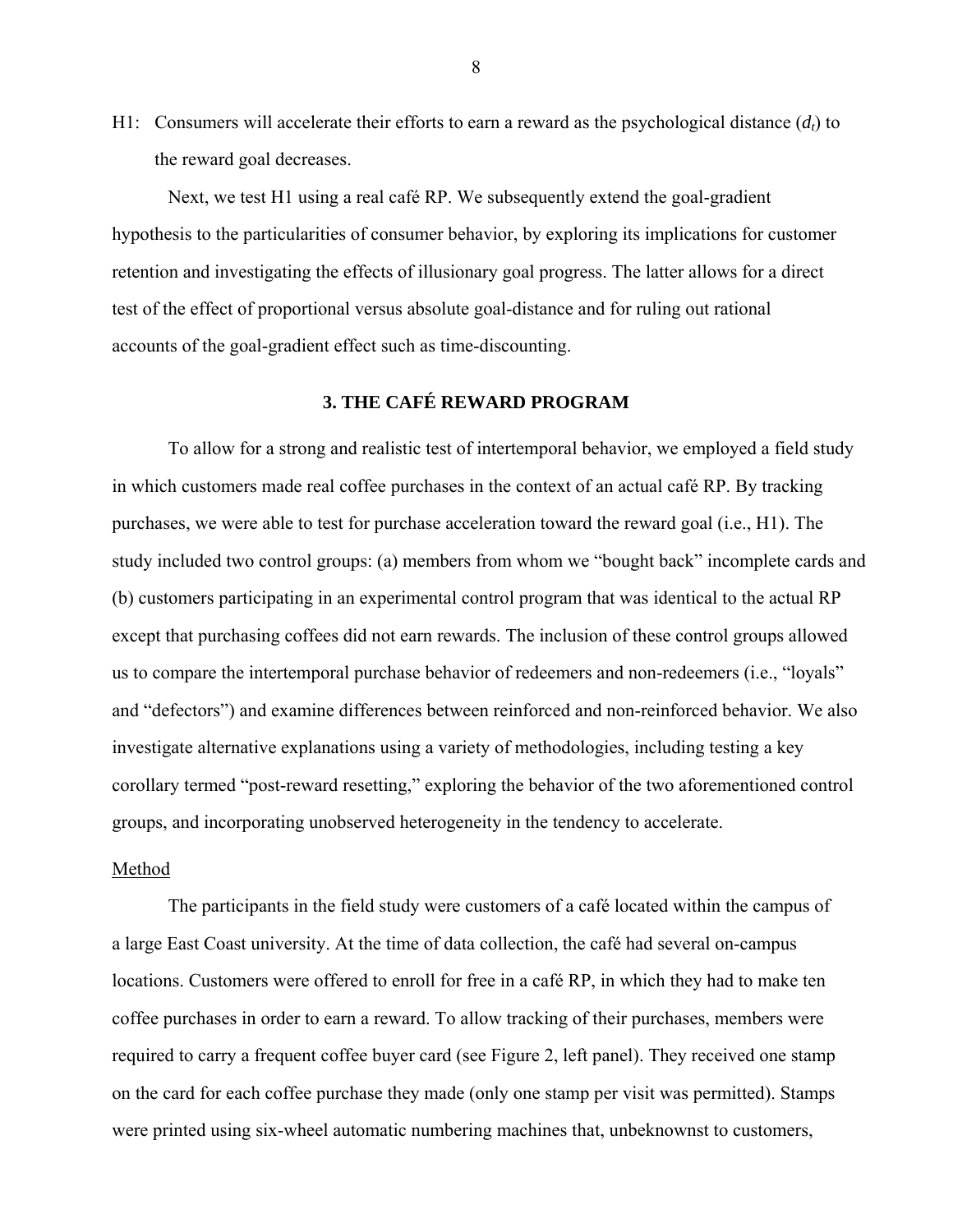H1: Consumers will accelerate their efforts to earn a reward as the psychological distance ($d_t$) to the reward goal decreases.

Next, we test H1 using a real café RP. We subsequently extend the goal-gradient hypothesis to the particularities of consumer behavior, by exploring its implications for customer retention and investigating the effects of illusionary goal progress. The latter allows for a direct test of the effect of proportional versus absolute goal-distance and for ruling out rational accounts of the goal-gradient effect such as time-discounting.

## 3. THE CAFÉ REWARD PROGRAM

To allow for a strong and realistic test of intertemporal behavior, we employed a field study in which customers made real coffee purchases in the context of an actual café RP. By tracking purchases, we were able to test for purchase acceleration toward the reward goal (i.e., H1). The study included two control groups: (a) members from whom we "bought back" incomplete cards and (b) customers participating in an experimental control program that was identical to the actual RP except that purchasing coffees did not earn rewards. The inclusion of these control groups allowed us to compare the intertemporal purchase behavior of redeemers and non-redeemers (i.e., "loyals" and "defectors") and examine differences between reinforced and non-reinforced behavior. We also investigate alternative explanations using a variety of methodologies, including testing a key corollary termed "post-reward resetting," exploring the behavior of the two aforementioned control groups, and incorporating unobserved heterogeneity in the tendency to accelerate.

### Method

The participants in the field study were customers of a café located within the campus of a large East Coast university. At the time of data collection, the café had several on-campus locations. Customers were offered to enroll for free in a café RP, in which they had to make ten coffee purchases in order to earn a reward. To allow tracking of their purchases, members were required to carry a frequent coffee buyer card (see Figure 2, left panel). They received one stamp on the card for each coffee purchase they made (only one stamp per visit was permitted). Stamps were printed using six-wheel automatic numbering machines that, unbeknownst to customers,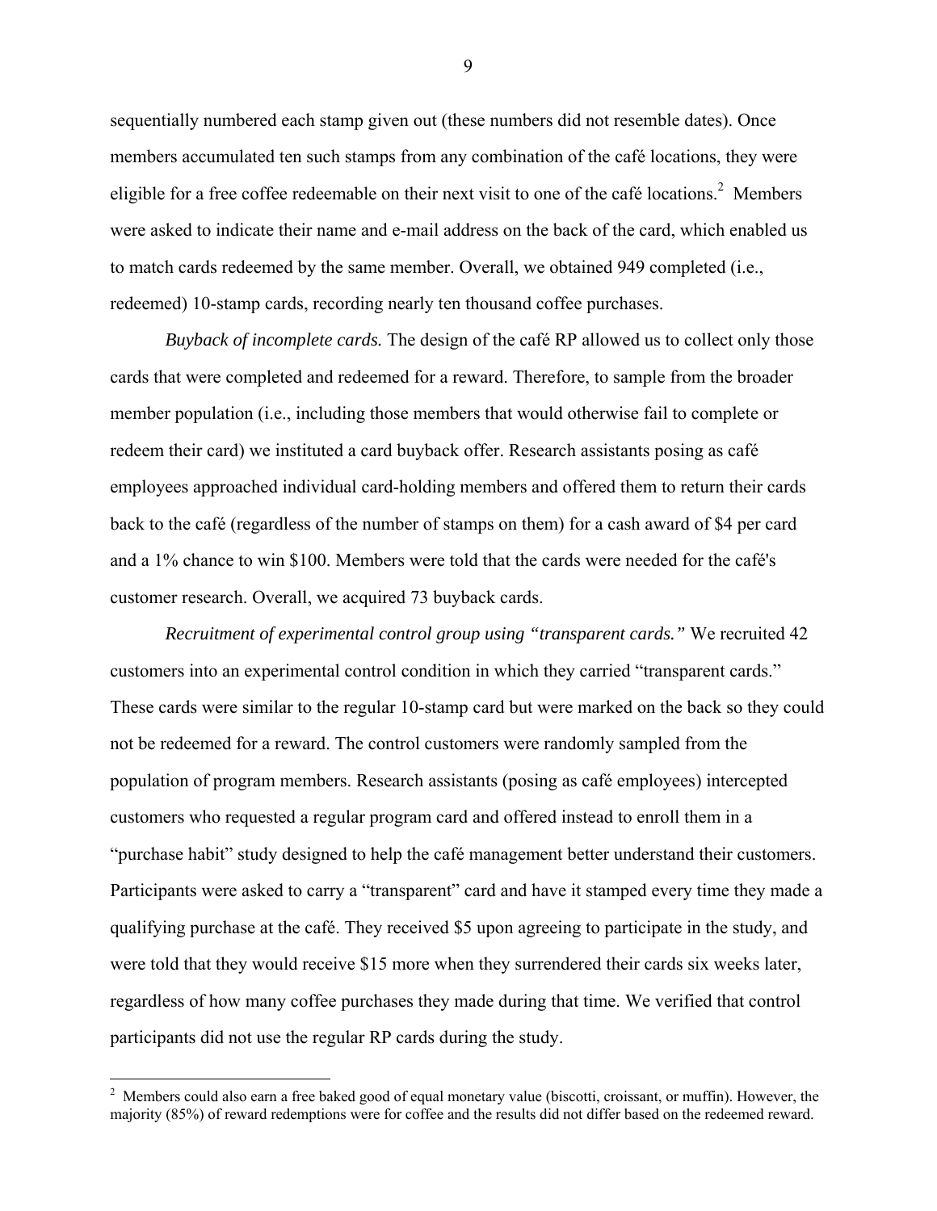sequentially numbered each stamp given out (these numbers did not resemble dates). Once members accumulated ten such stamps from any combination of the café locations, they were eligible for a free coffee redeemable on their next visit to one of the café locations.[2] Members were asked to indicate their name and e-mail address on the back of the card, which enabled us to match cards redeemed by the same member. Overall, we obtained 949 completed (i.e., redeemed) 10-stamp cards, recording nearly ten thousand coffee purchases.

*Buyback of incomplete cards.* The design of the café RP allowed us to collect only those cards that were completed and redeemed for a reward. Therefore, to sample from the broader member population (i.e., including those members that would otherwise fail to complete or redeem their card) we instituted a card buyback offer. Research assistants posing as café employees approached individual card-holding members and offered them to return their cards back to the café (regardless of the number of stamps on them) for a cash award of $4 per card and a 1% chance to win $100. Members were told that the cards were needed for the café's customer research. Overall, we acquired 73 buyback cards.

*Recruitment of experimental control group using "transparent cards."* We recruited 42 customers into an experimental control condition in which they carried "transparent cards." These cards were similar to the regular 10-stamp card but were marked on the back so they could not be redeemed for a reward. The control customers were randomly sampled from the population of program members. Research assistants (posing as café employees) intercepted customers who requested a regular program card and offered instead to enroll them in a "purchase habit" study designed to help the café management better understand their customers. Participants were asked to carry a "transparent" card and have it stamped every time they made a qualifying purchase at the café. They received $5 upon agreeing to participate in the study, and were told that they would receive $15 more when they surrendered their cards six weeks later, regardless of how many coffee purchases they made during that time. We verified that control participants did not use the regular RP cards during the study.

---

[2] Members could also earn a free baked good of equal monetary value (biscotti, croissant, or muffin). However, the majority (85%) of reward redemptions were for coffee and the results did not differ based on the redeemed reward.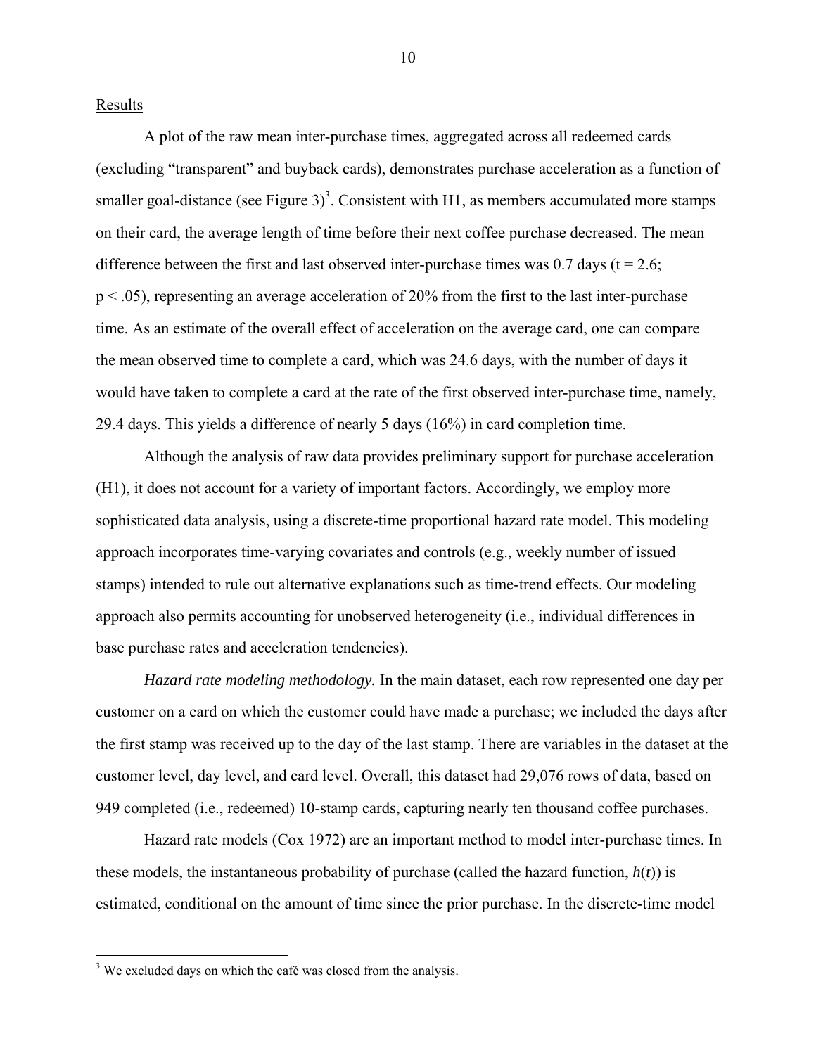Results

A plot of the raw mean inter-purchase times, aggregated across all redeemed cards (excluding "transparent" and buyback cards), demonstrates purchase acceleration as a function of smaller goal-distance (see Figure 3)[3]. Consistent with H1, as members accumulated more stamps on their card, the average length of time before their next coffee purchase decreased. The mean difference between the first and last observed inter-purchase times was 0.7 days ($t = 2.6$; $p < .05$), representing an average acceleration of 20% from the first to the last inter-purchase time. As an estimate of the overall effect of acceleration on the average card, one can compare the mean observed time to complete a card, which was 24.6 days, with the number of days it would have taken to complete a card at the rate of the first observed inter-purchase time, namely, 29.4 days. This yields a difference of nearly 5 days (16%) in card completion time.

Although the analysis of raw data provides preliminary support for purchase acceleration (H1), it does not account for a variety of important factors. Accordingly, we employ more sophisticated data analysis, using a discrete-time proportional hazard rate model. This modeling approach incorporates time-varying covariates and controls (e.g., weekly number of issued stamps) intended to rule out alternative explanations such as time-trend effects. Our modeling approach also permits accounting for unobserved heterogeneity (i.e., individual differences in base purchase rates and acceleration tendencies).

*Hazard rate modeling methodology.* In the main dataset, each row represented one day per customer on a card on which the customer could have made a purchase; we included the days after the first stamp was received up to the day of the last stamp. There are variables in the dataset at the customer level, day level, and card level. Overall, this dataset had 29,076 rows of data, based on 949 completed (i.e., redeemed) 10-stamp cards, capturing nearly ten thousand coffee purchases.

Hazard rate models (Cox 1972) are an important method to model inter-purchase times. In these models, the instantaneous probability of purchase (called the hazard function, $h(t)$) is estimated, conditional on the amount of time since the prior purchase. In the discrete-time model

[3] We excluded days on which the café was closed from the analysis.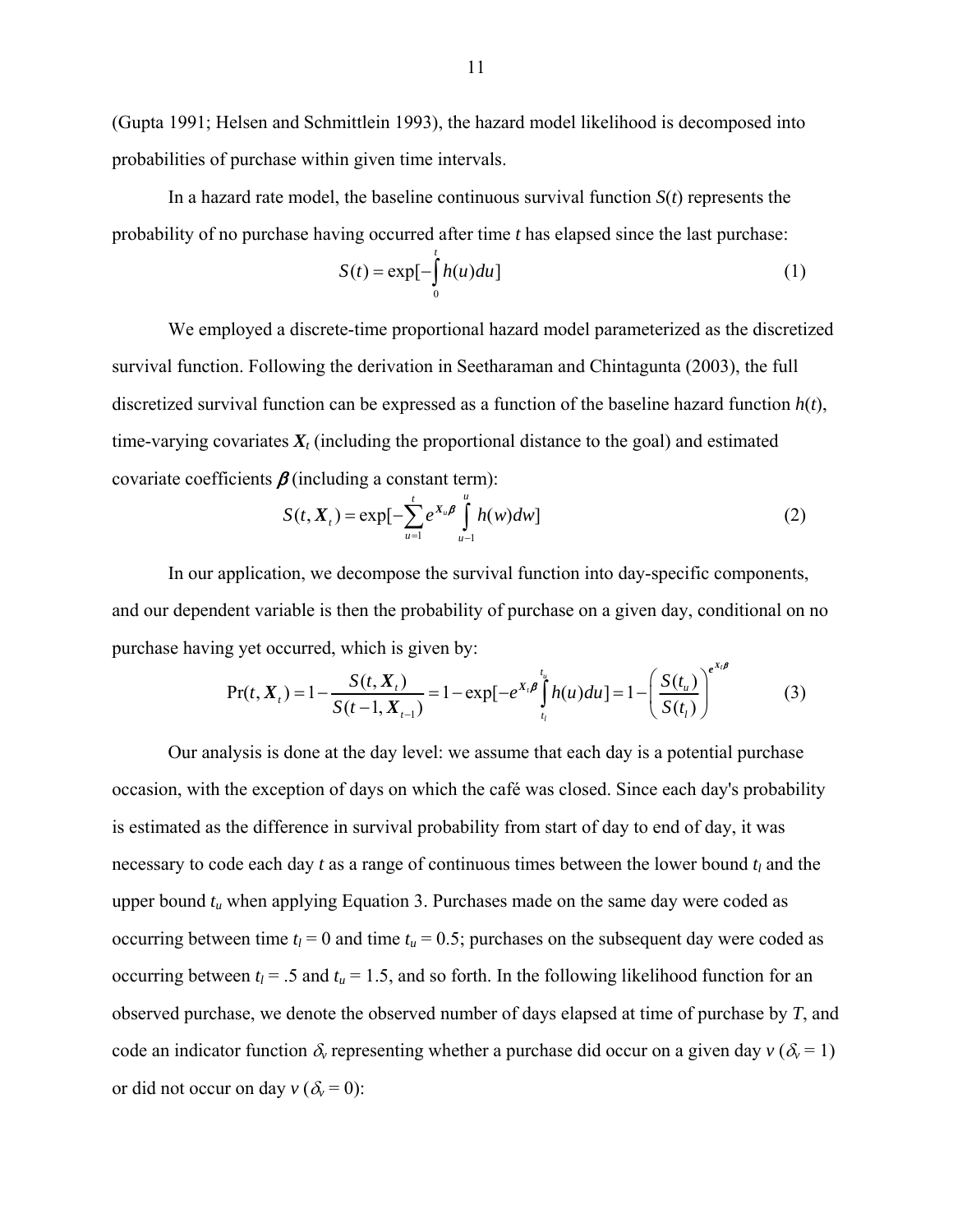(Gupta 1991; Helsen and Schmittlein 1993), the hazard model likelihood is decomposed into probabilities of purchase within given time intervals.

In a hazard rate model, the baseline continuous survival function $S(t)$ represents the probability of no purchase having occurred after time $t$ has elapsed since the last purchase:

$$S(t) = \exp[-\int_{0}^{t} h(u)du] \tag{1}$$

We employed a discrete-time proportional hazard model parameterized as the discretized survival function. Following the derivation in Seetharaman and Chintagunta (2003), the full discretized survival function can be expressed as a function of the baseline hazard function $h(t)$, time-varying covariates $\boldsymbol{X}_t$ (including the proportional distance to the goal) and estimated covariate coefficients $\boldsymbol{\beta}$ (including a constant term):

$$S(t, \boldsymbol{X}_t) = \exp[-\sum_{u=1}^{t} e^{\boldsymbol{X}_u \boldsymbol{\beta}} \int_{u-1}^{u} h(w)dw] \tag{2}$$

In our application, we decompose the survival function into day-specific components, and our dependent variable is then the probability of purchase on a given day, conditional on no purchase having yet occurred, which is given by:

$$\Pr(t, \boldsymbol{X}_t) = 1 - \frac{S(t, \boldsymbol{X}_t)}{S(t-1, \boldsymbol{X}_{t-1})} = 1 - \exp[-e^{\boldsymbol{X}_t \boldsymbol{\beta}} \int_{t_l}^{t_u} h(u)du] = 1 - \left(\frac{S(t_u)}{S(t_l)}\right)^{e^{\boldsymbol{X}_t \boldsymbol{\beta}}} \tag{3}$$

Our analysis is done at the day level: we assume that each day is a potential purchase occasion, with the exception of days on which the café was closed. Since each day's probability is estimated as the difference in survival probability from start of day to end of day, it was necessary to code each day $t$ as a range of continuous times between the lower bound $t_l$ and the upper bound $t_u$ when applying Equation 3. Purchases made on the same day were coded as occurring between time $t_l = 0$ and time $t_u = 0.5$; purchases on the subsequent day were coded as occurring between $t_l = .5$ and $t_u = 1.5$, and so forth. In the following likelihood function for an observed purchase, we denote the observed number of days elapsed at time of purchase by $T$, and code an indicator function $\delta_v$ representing whether a purchase did occur on a given day $v$ ($\delta_v = 1$) or did not occur on day $v$ ($\delta_v = 0$):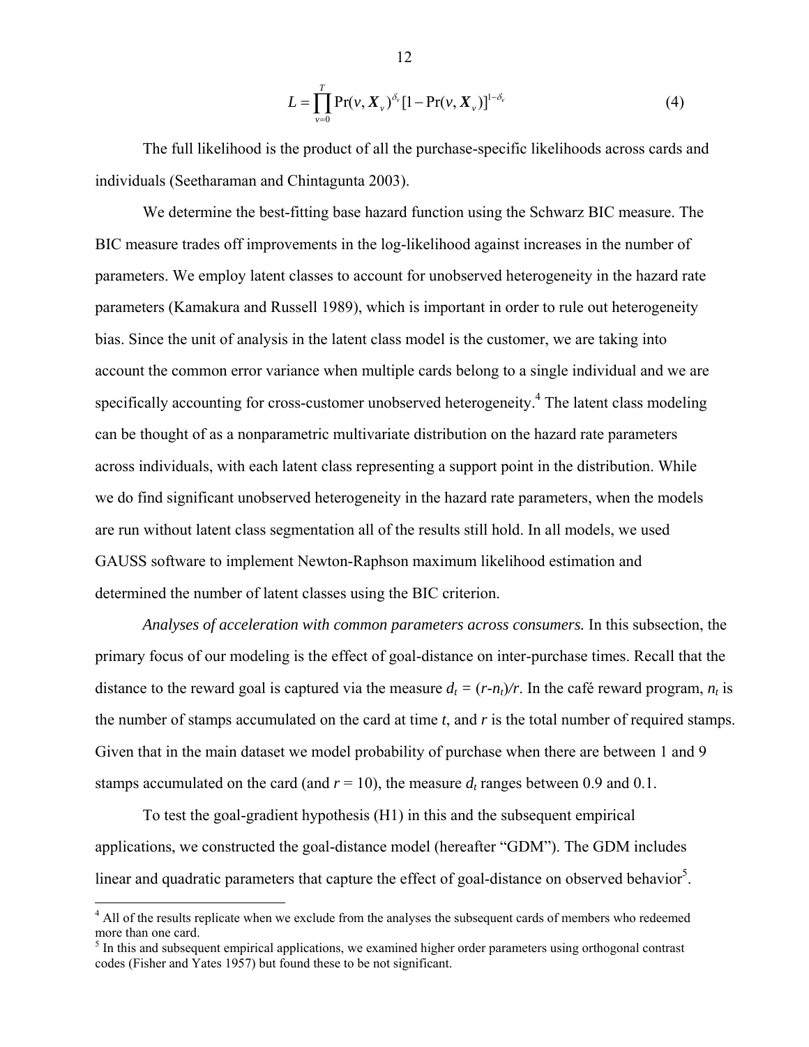$$L = \prod_{v=0}^{T} \Pr(v, \boldsymbol{X}_v)^{\delta_v} [1 - \Pr(v, \boldsymbol{X}_v)]^{1-\delta_v} \tag{4}$$

The full likelihood is the product of all the purchase-specific likelihoods across cards and individuals (Seetharaman and Chintagunta 2003).

We determine the best-fitting base hazard function using the Schwarz BIC measure. The BIC measure trades off improvements in the log-likelihood against increases in the number of parameters. We employ latent classes to account for unobserved heterogeneity in the hazard rate parameters (Kamakura and Russell 1989), which is important in order to rule out heterogeneity bias. Since the unit of analysis in the latent class model is the customer, we are taking into account the common error variance when multiple cards belong to a single individual and we are specifically accounting for cross-customer unobserved heterogeneity.[4] The latent class modeling can be thought of as a nonparametric multivariate distribution on the hazard rate parameters across individuals, with each latent class representing a support point in the distribution. While we do find significant unobserved heterogeneity in the hazard rate parameters, when the models are run without latent class segmentation all of the results still hold. In all models, we used GAUSS software to implement Newton-Raphson maximum likelihood estimation and determined the number of latent classes using the BIC criterion.

*Analyses of acceleration with common parameters across consumers.* In this subsection, the primary focus of our modeling is the effect of goal-distance on inter-purchase times. Recall that the distance to the reward goal is captured via the measure $d_t = (r-n_t)/r$. In the café reward program, $n_t$ is the number of stamps accumulated on the card at time $t$, and $r$ is the total number of required stamps. Given that in the main dataset we model probability of purchase when there are between 1 and 9 stamps accumulated on the card (and $r = 10$), the measure $d_t$ ranges between 0.9 and 0.1.

To test the goal-gradient hypothesis (H1) in this and the subsequent empirical applications, we constructed the goal-distance model (hereafter "GDM"). The GDM includes linear and quadratic parameters that capture the effect of goal-distance on observed behavior[5].

---

[4] All of the results replicate when we exclude from the analyses the subsequent cards of members who redeemed more than one card.

[5] In this and subsequent empirical applications, we examined higher order parameters using orthogonal contrast codes (Fisher and Yates 1957) but found these to be not significant.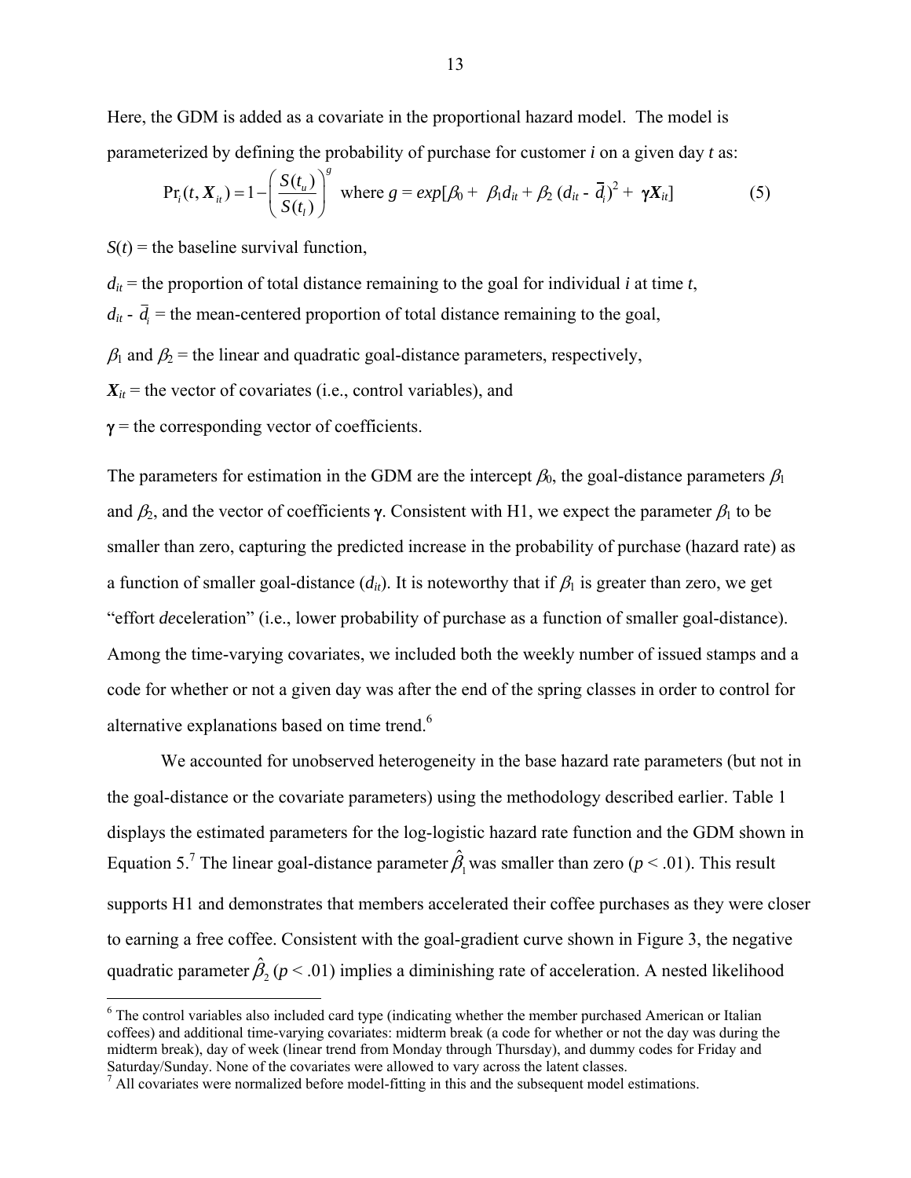Here, the GDM is added as a covariate in the proportional hazard model. The model is parameterized by defining the probability of purchase for customer *i* on a given day *t* as:

$$\Pr_i(t, \boldsymbol{X}_{it}) = 1 - \left( \frac{S(t_u)}{S(t_l)} \right)^g \text{ where } g = exp[\beta_0 + \beta_1 d_{it} + \beta_2 (d_{it} - \overline{d}_i)^2 + \boldsymbol{\gamma X}_{it}] \quad (5)$$

$S(t)$ = the baseline survival function,

$d_{it}$ = the proportion of total distance remaining to the goal for individual *i* at time *t*,

$d_{it}$ - $\overline{d}_i$ = the mean-centered proportion of total distance remaining to the goal,

$\beta_1$ and $\beta_2$ = the linear and quadratic goal-distance parameters, respectively,

$\boldsymbol{X}_{it}$ = the vector of covariates (i.e., control variables), and

$\boldsymbol{\gamma}$ = the corresponding vector of coefficients.

The parameters for estimation in the GDM are the intercept $\beta_0$, the goal-distance parameters $\beta_1$ and $\beta_2$, and the vector of coefficients $\boldsymbol{\gamma}$. Consistent with H1, we expect the parameter $\beta_1$ to be smaller than zero, capturing the predicted increase in the probability of purchase (hazard rate) as a function of smaller goal-distance ($d_{it}$). It is noteworthy that if $\beta_1$ is greater than zero, we get "effort *de*celeration" (i.e., lower probability of purchase as a function of smaller goal-distance). Among the time-varying covariates, we included both the weekly number of issued stamps and a code for whether or not a given day was after the end of the spring classes in order to control for alternative explanations based on time trend.[6]

We accounted for unobserved heterogeneity in the base hazard rate parameters (but not in the goal-distance or the covariate parameters) using the methodology described earlier. Table 1 displays the estimated parameters for the log-logistic hazard rate function and the GDM shown in Equation 5.[7] The linear goal-distance parameter $\hat{\beta}_1$ was smaller than zero ($p < .01$). This result supports H1 and demonstrates that members accelerated their coffee purchases as they were closer to earning a free coffee. Consistent with the goal-gradient curve shown in Figure 3, the negative quadratic parameter $\hat{\beta}_2$ ($p < .01$) implies a diminishing rate of acceleration. A nested likelihood

[6] The control variables also included card type (indicating whether the member purchased American or Italian coffees) and additional time-varying covariates: midterm break (a code for whether or not the day was during the midterm break), day of week (linear trend from Monday through Thursday), and dummy codes for Friday and Saturday/Sunday. None of the covariates were allowed to vary across the latent classes.

[7] All covariates were normalized before model-fitting in this and the subsequent model estimations.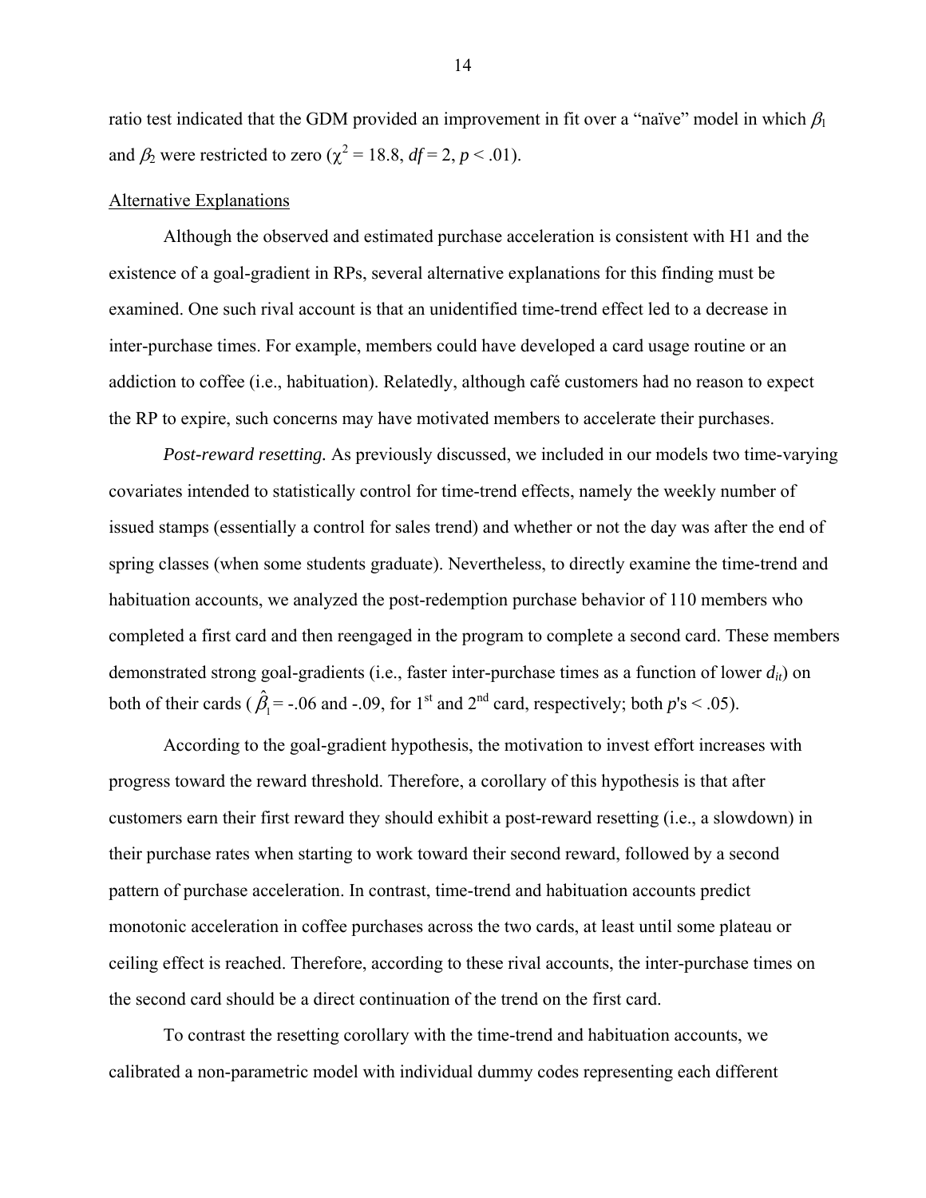ratio test indicated that the GDM provided an improvement in fit over a "naïve" model in which $\beta_1$ and $\beta_2$ were restricted to zero ($\chi^2 = 18.8$, $df = 2$, $p < .01$).

Alternative Explanations

Although the observed and estimated purchase acceleration is consistent with H1 and the existence of a goal-gradient in RPs, several alternative explanations for this finding must be examined. One such rival account is that an unidentified time-trend effect led to a decrease in inter-purchase times. For example, members could have developed a card usage routine or an addiction to coffee (i.e., habituation). Relatedly, although café customers had no reason to expect the RP to expire, such concerns may have motivated members to accelerate their purchases.

*Post-reward resetting.* As previously discussed, we included in our models two time-varying covariates intended to statistically control for time-trend effects, namely the weekly number of issued stamps (essentially a control for sales trend) and whether or not the day was after the end of spring classes (when some students graduate). Nevertheless, to directly examine the time-trend and habituation accounts, we analyzed the post-redemption purchase behavior of 110 members who completed a first card and then reengaged in the program to complete a second card. These members demonstrated strong goal-gradients (i.e., faster inter-purchase times as a function of lower $d_{it}$) on both of their cards ($\hat{\beta}_1 = -.06$ and $-.09$, for 1st and 2nd card, respectively; both $p$'s $< .05$).

According to the goal-gradient hypothesis, the motivation to invest effort increases with progress toward the reward threshold. Therefore, a corollary of this hypothesis is that after customers earn their first reward they should exhibit a post-reward resetting (i.e., a slowdown) in their purchase rates when starting to work toward their second reward, followed by a second pattern of purchase acceleration. In contrast, time-trend and habituation accounts predict monotonic acceleration in coffee purchases across the two cards, at least until some plateau or ceiling effect is reached. Therefore, according to these rival accounts, the inter-purchase times on the second card should be a direct continuation of the trend on the first card.

To contrast the resetting corollary with the time-trend and habituation accounts, we calibrated a non-parametric model with individual dummy codes representing each different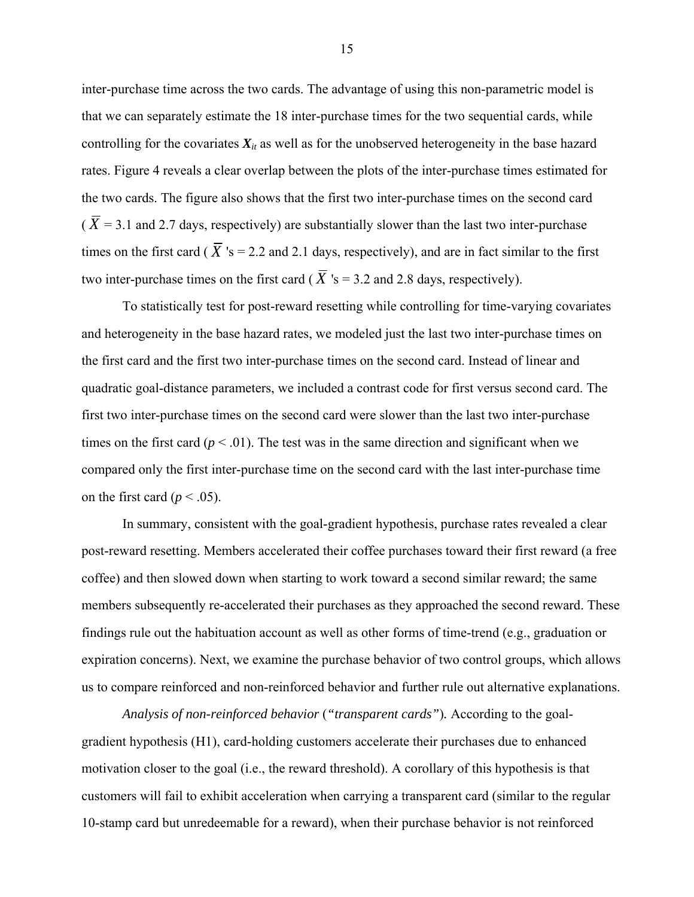inter-purchase time across the two cards. The advantage of using this non-parametric model is that we can separately estimate the 18 inter-purchase times for the two sequential cards, while controlling for the covariates $\boldsymbol{X}_{it}$ as well as for the unobserved heterogeneity in the base hazard rates. Figure 4 reveals a clear overlap between the plots of the inter-purchase times estimated for the two cards. The figure also shows that the first two inter-purchase times on the second card ($\overline{X}$ = 3.1 and 2.7 days, respectively) are substantially slower than the last two inter-purchase times on the first card ($\overline{X}$'s = 2.2 and 2.1 days, respectively), and are in fact similar to the first two inter-purchase times on the first card ($\overline{X}$'s = 3.2 and 2.8 days, respectively).

To statistically test for post-reward resetting while controlling for time-varying covariates and heterogeneity in the base hazard rates, we modeled just the last two inter-purchase times on the first card and the first two inter-purchase times on the second card. Instead of linear and quadratic goal-distance parameters, we included a contrast code for first versus second card. The first two inter-purchase times on the second card were slower than the last two inter-purchase times on the first card ($p < .01$). The test was in the same direction and significant when we compared only the first inter-purchase time on the second card with the last inter-purchase time on the first card ($p < .05$).

In summary, consistent with the goal-gradient hypothesis, purchase rates revealed a clear post-reward resetting. Members accelerated their coffee purchases toward their first reward (a free coffee) and then slowed down when starting to work toward a second similar reward; the same members subsequently re-accelerated their purchases as they approached the second reward. These findings rule out the habituation account as well as other forms of time-trend (e.g., graduation or expiration concerns). Next, we examine the purchase behavior of two control groups, which allows us to compare reinforced and non-reinforced behavior and further rule out alternative explanations.

*Analysis of non-reinforced behavior* (*"transparent cards"*). According to the goal-gradient hypothesis (H1), card-holding customers accelerate their purchases due to enhanced motivation closer to the goal (i.e., the reward threshold). A corollary of this hypothesis is that customers will fail to exhibit acceleration when carrying a transparent card (similar to the regular 10-stamp card but unredeemable for a reward), when their purchase behavior is not reinforced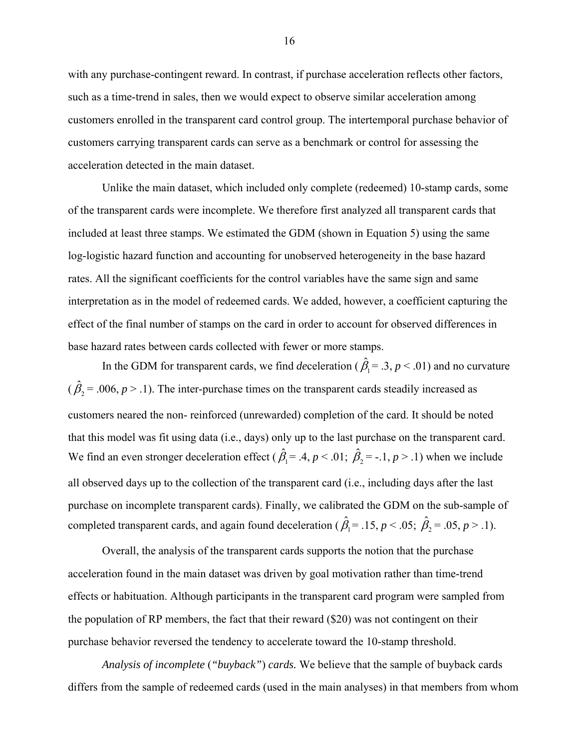with any purchase-contingent reward. In contrast, if purchase acceleration reflects other factors, such as a time-trend in sales, then we would expect to observe similar acceleration among customers enrolled in the transparent card control group. The intertemporal purchase behavior of customers carrying transparent cards can serve as a benchmark or control for assessing the acceleration detected in the main dataset.

Unlike the main dataset, which included only complete (redeemed) 10-stamp cards, some of the transparent cards were incomplete. We therefore first analyzed all transparent cards that included at least three stamps. We estimated the GDM (shown in Equation 5) using the same log-logistic hazard function and accounting for unobserved heterogeneity in the base hazard rates. All the significant coefficients for the control variables have the same sign and same interpretation as in the model of redeemed cards. We added, however, a coefficient capturing the effect of the final number of stamps on the card in order to account for observed differences in base hazard rates between cards collected with fewer or more stamps.

In the GDM for transparent cards, we find *de*celeration ($\hat{\beta}_1 = .3$, $p < .01$) and no curvature ($\hat{\beta}_2 = .006$, $p > .1$). The inter-purchase times on the transparent cards steadily increased as customers neared the non- reinforced (unrewarded) completion of the card. It should be noted that this model was fit using data (i.e., days) only up to the last purchase on the transparent card. We find an even stronger deceleration effect ($\hat{\beta}_1 = .4$, $p < .01$; $\hat{\beta}_2 = -.1$, $p > .1$) when we include all observed days up to the collection of the transparent card (i.e., including days after the last purchase on incomplete transparent cards). Finally, we calibrated the GDM on the sub-sample of completed transparent cards, and again found deceleration ($\hat{\beta}_1 = .15$, $p < .05$; $\hat{\beta}_2 = .05$, $p > .1$).

Overall, the analysis of the transparent cards supports the notion that the purchase acceleration found in the main dataset was driven by goal motivation rather than time-trend effects or habituation. Although participants in the transparent card program were sampled from the population of RP members, the fact that their reward ($20) was not contingent on their purchase behavior reversed the tendency to accelerate toward the 10-stamp threshold.

*Analysis of incomplete (“buyback”) cards.* We believe that the sample of buyback cards differs from the sample of redeemed cards (used in the main analyses) in that members from whom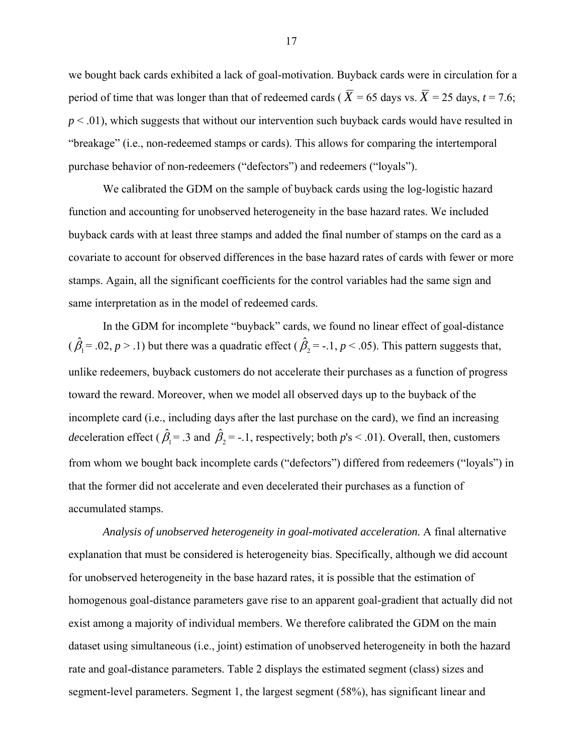we bought back cards exhibited a lack of goal-motivation. Buyback cards were in circulation for a period of time that was longer than that of redeemed cards ( $\overline{X}$ = 65 days vs. $\overline{X}$ = 25 days, $t$ = 7.6; $p < .01$), which suggests that without our intervention such buyback cards would have resulted in "breakage" (i.e., non-redeemed stamps or cards). This allows for comparing the intertemporal purchase behavior of non-redeemers ("defectors") and redeemers ("loyals").

We calibrated the GDM on the sample of buyback cards using the log-logistic hazard function and accounting for unobserved heterogeneity in the base hazard rates. We included buyback cards with at least three stamps and added the final number of stamps on the card as a covariate to account for observed differences in the base hazard rates of cards with fewer or more stamps. Again, all the significant coefficients for the control variables had the same sign and same interpretation as in the model of redeemed cards.

In the GDM for incomplete "buyback" cards, we found no linear effect of goal-distance ( $\hat{\beta}_1$ = .02, $p > .1$) but there was a quadratic effect ( $\hat{\beta}_2$ = -.1, $p < .05$). This pattern suggests that, unlike redeemers, buyback customers do not accelerate their purchases as a function of progress toward the reward. Moreover, when we model all observed days up to the buyback of the incomplete card (i.e., including days after the last purchase on the card), we find an increasing *de*celeration effect ( $\hat{\beta}_1$ = .3 and $\hat{\beta}_2$ = -.1, respectively; both $p$'s < .01). Overall, then, customers from whom we bought back incomplete cards ("defectors") differed from redeemers ("loyals") in that the former did not accelerate and even decelerated their purchases as a function of accumulated stamps.

*Analysis of unobserved heterogeneity in goal-motivated acceleration.* A final alternative explanation that must be considered is heterogeneity bias. Specifically, although we did account for unobserved heterogeneity in the base hazard rates, it is possible that the estimation of homogenous goal-distance parameters gave rise to an apparent goal-gradient that actually did not exist among a majority of individual members. We therefore calibrated the GDM on the main dataset using simultaneous (i.e., joint) estimation of unobserved heterogeneity in both the hazard rate and goal-distance parameters. Table 2 displays the estimated segment (class) sizes and segment-level parameters. Segment 1, the largest segment (58%), has significant linear and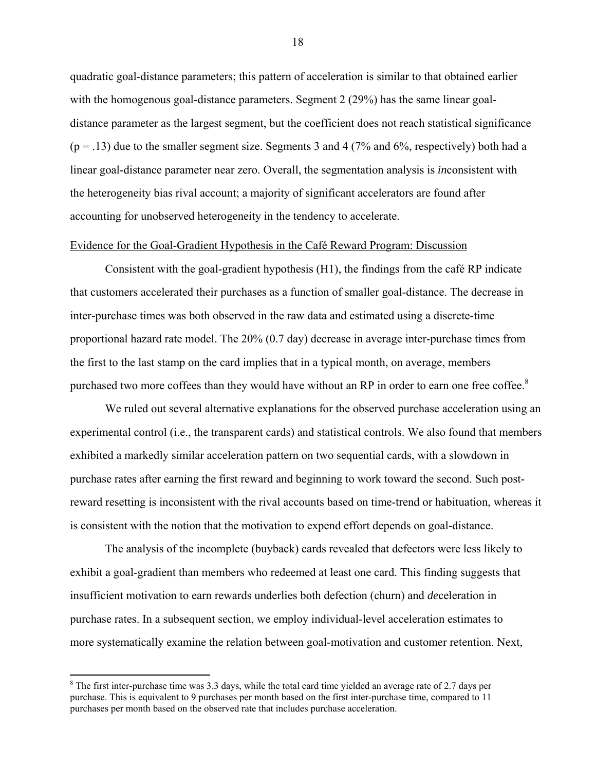quadratic goal-distance parameters; this pattern of acceleration is similar to that obtained earlier with the homogenous goal-distance parameters. Segment 2 (29%) has the same linear goal-distance parameter as the largest segment, but the coefficient does not reach statistical significance ($p = .13$) due to the smaller segment size. Segments 3 and 4 (7% and 6%, respectively) both had a linear goal-distance parameter near zero. Overall, the segmentation analysis is *in*consistent with the heterogeneity bias rival account; a majority of significant accelerators are found after accounting for unobserved heterogeneity in the tendency to accelerate.

Evidence for the Goal-Gradient Hypothesis in the Café Reward Program: Discussion

Consistent with the goal-gradient hypothesis (H1), the findings from the café RP indicate that customers accelerated their purchases as a function of smaller goal-distance. The decrease in inter-purchase times was both observed in the raw data and estimated using a discrete-time proportional hazard rate model. The 20% (0.7 day) decrease in average inter-purchase times from the first to the last stamp on the card implies that in a typical month, on average, members purchased two more coffees than they would have without an RP in order to earn one free coffee.[8]

We ruled out several alternative explanations for the observed purchase acceleration using an experimental control (i.e., the transparent cards) and statistical controls. We also found that members exhibited a markedly similar acceleration pattern on two sequential cards, with a slowdown in purchase rates after earning the first reward and beginning to work toward the second. Such post-reward resetting is inconsistent with the rival accounts based on time-trend or habituation, whereas it is consistent with the notion that the motivation to expend effort depends on goal-distance.

The analysis of the incomplete (buyback) cards revealed that defectors were less likely to exhibit a goal-gradient than members who redeemed at least one card. This finding suggests that insufficient motivation to earn rewards underlies both defection (churn) and *de*celeration in purchase rates. In a subsequent section, we employ individual-level acceleration estimates to more systematically examine the relation between goal-motivation and customer retention. Next,

[8] The first inter-purchase time was 3.3 days, while the total card time yielded an average rate of 2.7 days per purchase. This is equivalent to 9 purchases per month based on the first inter-purchase time, compared to 11 purchases per month based on the observed rate that includes purchase acceleration.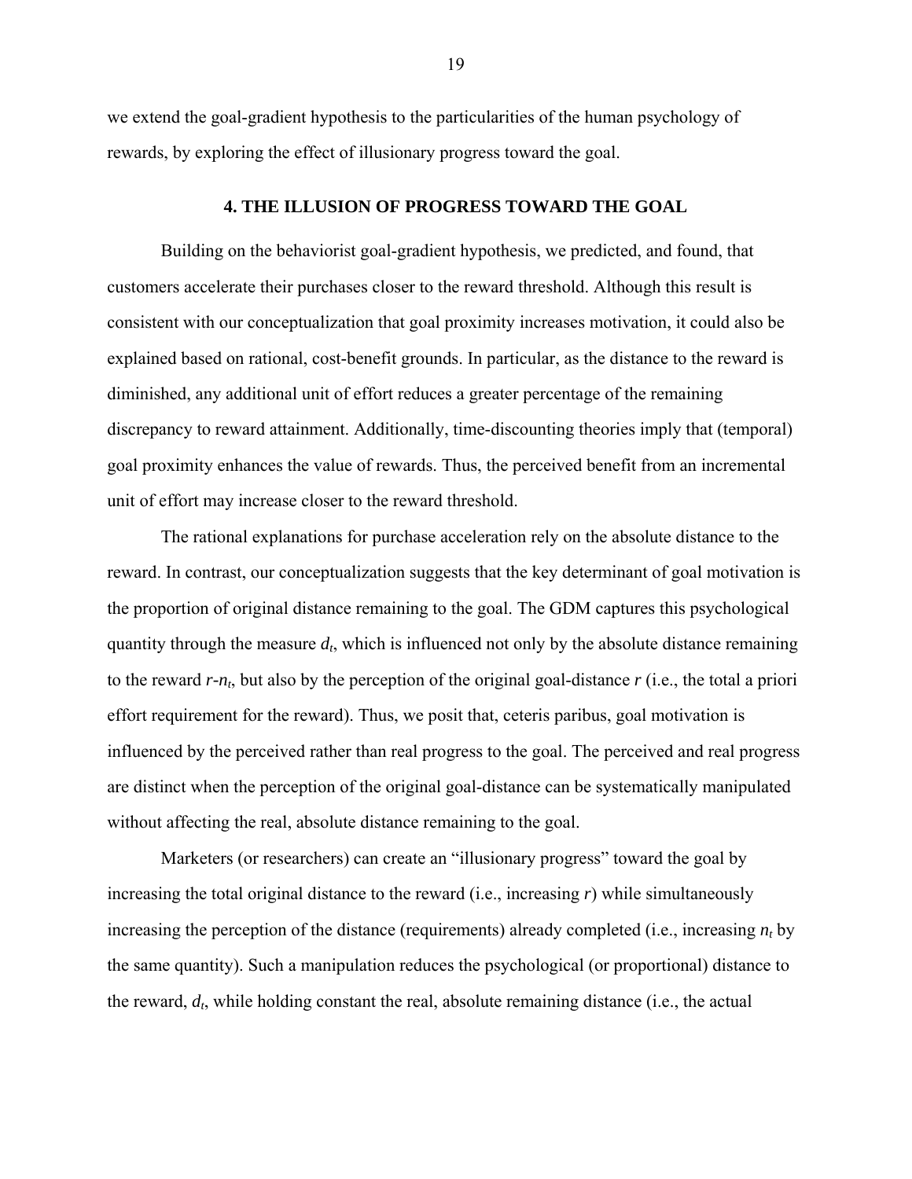we extend the goal-gradient hypothesis to the particularities of the human psychology of rewards, by exploring the effect of illusionary progress toward the goal.

## 4. THE ILLUSION OF PROGRESS TOWARD THE GOAL

Building on the behaviorist goal-gradient hypothesis, we predicted, and found, that customers accelerate their purchases closer to the reward threshold. Although this result is consistent with our conceptualization that goal proximity increases motivation, it could also be explained based on rational, cost-benefit grounds. In particular, as the distance to the reward is diminished, any additional unit of effort reduces a greater percentage of the remaining discrepancy to reward attainment. Additionally, time-discounting theories imply that (temporal) goal proximity enhances the value of rewards. Thus, the perceived benefit from an incremental unit of effort may increase closer to the reward threshold.

The rational explanations for purchase acceleration rely on the absolute distance to the reward. In contrast, our conceptualization suggests that the key determinant of goal motivation is the proportion of original distance remaining to the goal. The GDM captures this psychological quantity through the measure $d_t$, which is influenced not only by the absolute distance remaining to the reward $r$-$n_t$, but also by the perception of the original goal-distance $r$ (i.e., the total a priori effort requirement for the reward). Thus, we posit that, ceteris paribus, goal motivation is influenced by the perceived rather than real progress to the goal. The perceived and real progress are distinct when the perception of the original goal-distance can be systematically manipulated without affecting the real, absolute distance remaining to the goal.

Marketers (or researchers) can create an "illusionary progress" toward the goal by increasing the total original distance to the reward (i.e., increasing $r$) while simultaneously increasing the perception of the distance (requirements) already completed (i.e., increasing $n_t$ by the same quantity). Such a manipulation reduces the psychological (or proportional) distance to the reward, $d_t$, while holding constant the real, absolute remaining distance (i.e., the actual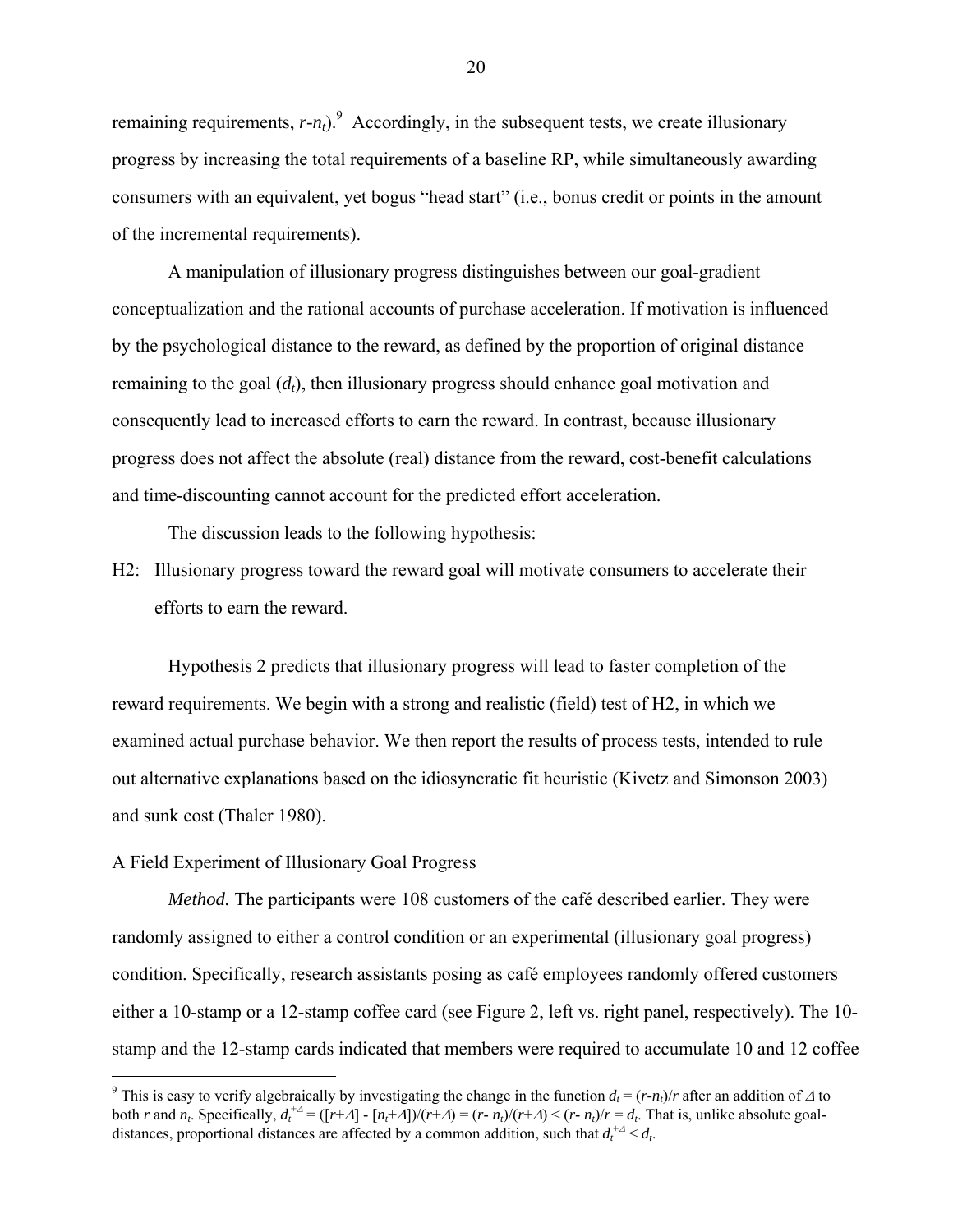remaining requirements, $r$-$n_t$).[9] Accordingly, in the subsequent tests, we create illusionary progress by increasing the total requirements of a baseline RP, while simultaneously awarding consumers with an equivalent, yet bogus "head start" (i.e., bonus credit or points in the amount of the incremental requirements).

A manipulation of illusionary progress distinguishes between our goal-gradient conceptualization and the rational accounts of purchase acceleration. If motivation is influenced by the psychological distance to the reward, as defined by the proportion of original distance remaining to the goal ($d_t$), then illusionary progress should enhance goal motivation and consequently lead to increased efforts to earn the reward. In contrast, because illusionary progress does not affect the absolute (real) distance from the reward, cost-benefit calculations and time-discounting cannot account for the predicted effort acceleration.

The discussion leads to the following hypothesis:

H2: Illusionary progress toward the reward goal will motivate consumers to accelerate their efforts to earn the reward.

Hypothesis 2 predicts that illusionary progress will lead to faster completion of the reward requirements. We begin with a strong and realistic (field) test of H2, in which we examined actual purchase behavior. We then report the results of process tests, intended to rule out alternative explanations based on the idiosyncratic fit heuristic (Kivetz and Simonson 2003) and sunk cost (Thaler 1980).

## A Field Experiment of Illusionary Goal Progress

*Method.* The participants were 108 customers of the café described earlier. They were randomly assigned to either a control condition or an experimental (illusionary goal progress) condition. Specifically, research assistants posing as café employees randomly offered customers either a 10-stamp or a 12-stamp coffee card (see Figure 2, left vs. right panel, respectively). The 10-stamp and the 12-stamp cards indicated that members were required to accumulate 10 and 12 coffee

---

[9] This is easy to verify algebraically by investigating the change in the function $d_t = (r-n_t)/r$ after an addition of $\Delta$ to both $r$ and $n_t$. Specifically, $d_t^{+\Delta} = ([r+\Delta] - [n_t+\Delta])/(r+\Delta) = (r- n_t)/(r+\Delta) < (r- n_t)/r = d_t$. That is, unlike absolute goal-distances, proportional distances are affected by a common addition, such that $d_t^{+\Delta} < d_t$.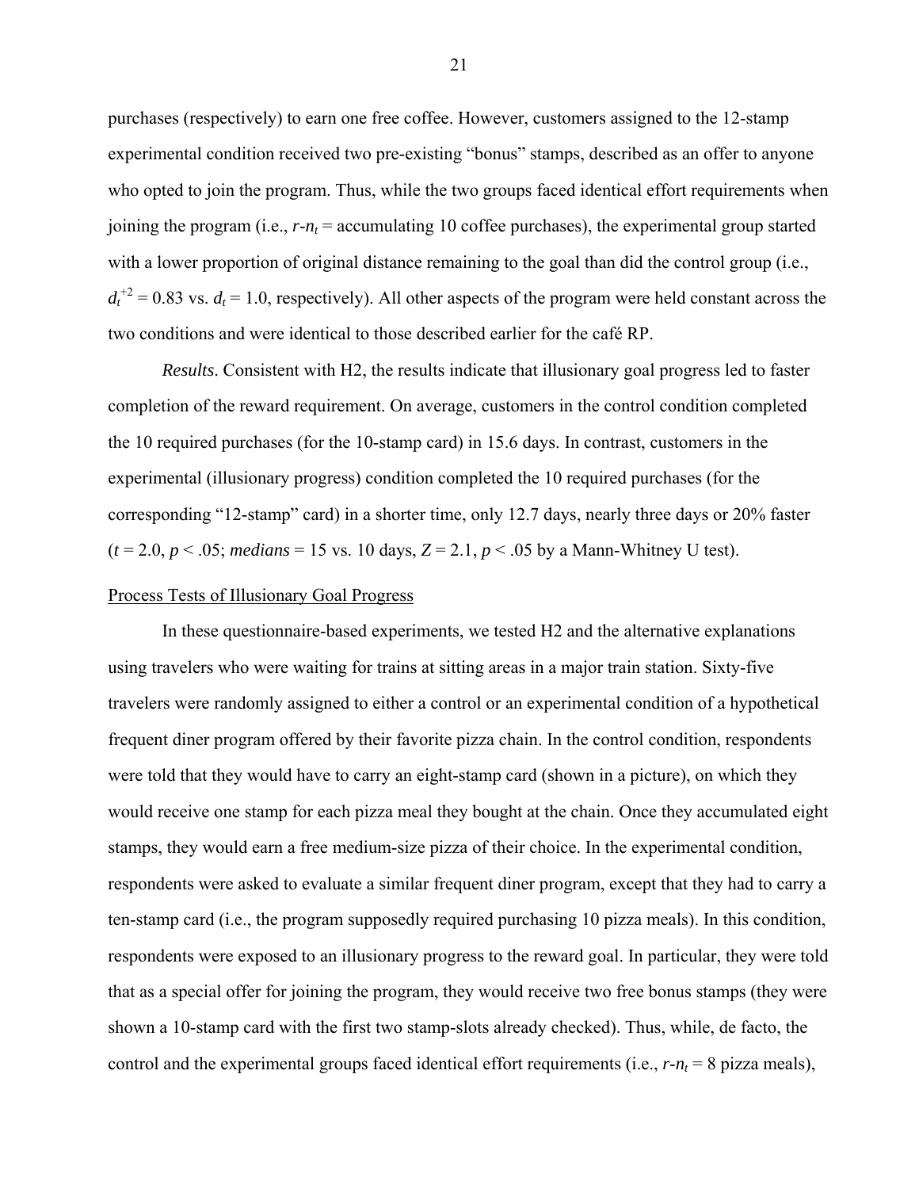purchases (respectively) to earn one free coffee. However, customers assigned to the 12-stamp experimental condition received two pre-existing “bonus” stamps, described as an offer to anyone who opted to join the program. Thus, while the two groups faced identical effort requirements when joining the program (i.e., $r$-$n_t$ = accumulating 10 coffee purchases), the experimental group started with a lower proportion of original distance remaining to the goal than did the control group (i.e., $d_t^{+2} = 0.83$ vs. $d_t = 1.0$, respectively). All other aspects of the program were held constant across the two conditions and were identical to those described earlier for the café RP.

*Results*. Consistent with H2, the results indicate that illusionary goal progress led to faster completion of the reward requirement. On average, customers in the control condition completed the 10 required purchases (for the 10-stamp card) in 15.6 days. In contrast, customers in the experimental (illusionary progress) condition completed the 10 required purchases (for the corresponding “12-stamp” card) in a shorter time, only 12.7 days, nearly three days or 20% faster ($t = 2.0$, $p < .05$; *medians* = 15 vs. 10 days, $Z = 2.1$, $p < .05$ by a Mann-Whitney U test).

<u>Process Tests of Illusionary Goal Progress</u>

In these questionnaire-based experiments, we tested H2 and the alternative explanations using travelers who were waiting for trains at sitting areas in a major train station. Sixty-five travelers were randomly assigned to either a control or an experimental condition of a hypothetical frequent diner program offered by their favorite pizza chain. In the control condition, respondents were told that they would have to carry an eight-stamp card (shown in a picture), on which they would receive one stamp for each pizza meal they bought at the chain. Once they accumulated eight stamps, they would earn a free medium-size pizza of their choice. In the experimental condition, respondents were asked to evaluate a similar frequent diner program, except that they had to carry a ten-stamp card (i.e., the program supposedly required purchasing 10 pizza meals). In this condition, respondents were exposed to an illusionary progress to the reward goal. In particular, they were told that as a special offer for joining the program, they would receive two free bonus stamps (they were shown a 10-stamp card with the first two stamp-slots already checked). Thus, while, de facto, the control and the experimental groups faced identical effort requirements (i.e., $r$-$n_t$ = 8 pizza meals),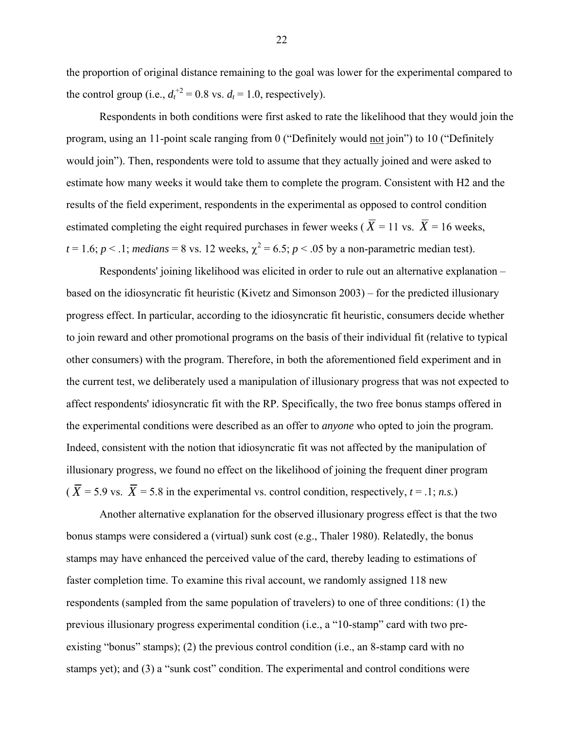the proportion of original distance remaining to the goal was lower for the experimental compared to the control group (i.e., $d_t^{+2} = 0.8$ vs. $d_t = 1.0$, respectively).

Respondents in both conditions were first asked to rate the likelihood that they would join the program, using an 11-point scale ranging from 0 (“Definitely would not join”) to 10 (“Definitely would join”). Then, respondents were told to assume that they actually joined and were asked to estimate how many weeks it would take them to complete the program. Consistent with H2 and the results of the field experiment, respondents in the experimental as opposed to control condition estimated completing the eight required purchases in fewer weeks ($\overline{X} = 11$ vs. $\overline{X} = 16$ weeks, $t = 1.6$; $p < .1$; *medians* = 8 vs. 12 weeks, $\chi^2 = 6.5$; $p < .05$ by a non-parametric median test).

Respondents' joining likelihood was elicited in order to rule out an alternative explanation – based on the idiosyncratic fit heuristic (Kivetz and Simonson 2003) – for the predicted illusionary progress effect. In particular, according to the idiosyncratic fit heuristic, consumers decide whether to join reward and other promotional programs on the basis of their individual fit (relative to typical other consumers) with the program. Therefore, in both the aforementioned field experiment and in the current test, we deliberately used a manipulation of illusionary progress that was not expected to affect respondents' idiosyncratic fit with the RP. Specifically, the two free bonus stamps offered in the experimental conditions were described as an offer to *anyone* who opted to join the program. Indeed, consistent with the notion that idiosyncratic fit was not affected by the manipulation of illusionary progress, we found no effect on the likelihood of joining the frequent diner program ($\overline{X} = 5.9$ vs. $\overline{X} = 5.8$ in the experimental vs. control condition, respectively, $t = .1$; *n.s.*)

Another alternative explanation for the observed illusionary progress effect is that the two bonus stamps were considered a (virtual) sunk cost (e.g., Thaler 1980). Relatedly, the bonus stamps may have enhanced the perceived value of the card, thereby leading to estimations of faster completion time. To examine this rival account, we randomly assigned 118 new respondents (sampled from the same population of travelers) to one of three conditions: (1) the previous illusionary progress experimental condition (i.e., a “10-stamp” card with two pre-existing “bonus” stamps); (2) the previous control condition (i.e., an 8-stamp card with no stamps yet); and (3) a “sunk cost” condition. The experimental and control conditions were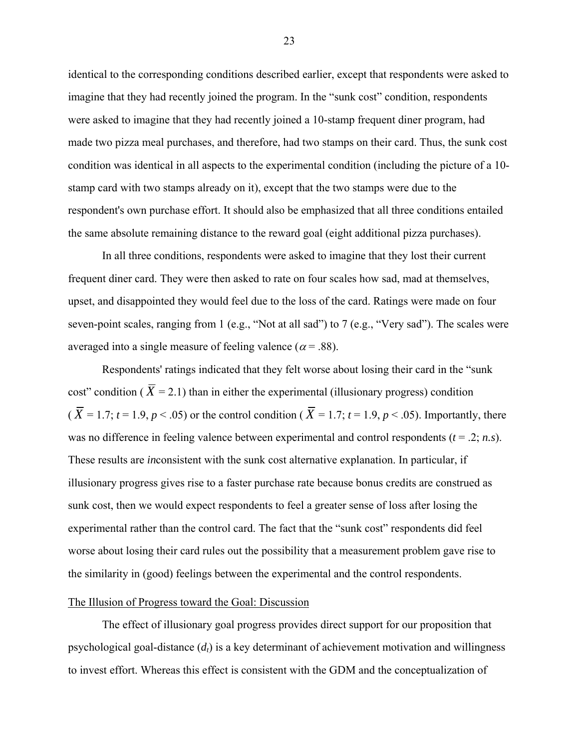identical to the corresponding conditions described earlier, except that respondents were asked to imagine that they had recently joined the program. In the "sunk cost" condition, respondents were asked to imagine that they had recently joined a 10-stamp frequent diner program, had made two pizza meal purchases, and therefore, had two stamps on their card. Thus, the sunk cost condition was identical in all aspects to the experimental condition (including the picture of a 10-stamp card with two stamps already on it), except that the two stamps were due to the respondent's own purchase effort. It should also be emphasized that all three conditions entailed the same absolute remaining distance to the reward goal (eight additional pizza purchases).

In all three conditions, respondents were asked to imagine that they lost their current frequent diner card. They were then asked to rate on four scales how sad, mad at themselves, upset, and disappointed they would feel due to the loss of the card. Ratings were made on four seven-point scales, ranging from 1 (e.g., "Not at all sad") to 7 (e.g., "Very sad"). The scales were averaged into a single measure of feeling valence ($\alpha = .88$).

Respondents' ratings indicated that they felt worse about losing their card in the "sunk cost" condition ($\overline{X} = 2.1$) than in either the experimental (illusionary progress) condition ($\overline{X} = 1.7$; $t = 1.9$, $p < .05$) or the control condition ($\overline{X} = 1.7$; $t = 1.9$, $p < .05$). Importantly, there was no difference in feeling valence between experimental and control respondents ($t = .2$; *n.s*). These results are *in*consistent with the sunk cost alternative explanation. In particular, if illusionary progress gives rise to a faster purchase rate because bonus credits are construed as sunk cost, then we would expect respondents to feel a greater sense of loss after losing the experimental rather than the control card. The fact that the "sunk cost" respondents did feel worse about losing their card rules out the possibility that a measurement problem gave rise to the similarity in (good) feelings between the experimental and the control respondents.

## The Illusion of Progress toward the Goal: Discussion

The effect of illusionary goal progress provides direct support for our proposition that psychological goal-distance ($d_t$) is a key determinant of achievement motivation and willingness to invest effort. Whereas this effect is consistent with the GDM and the conceptualization of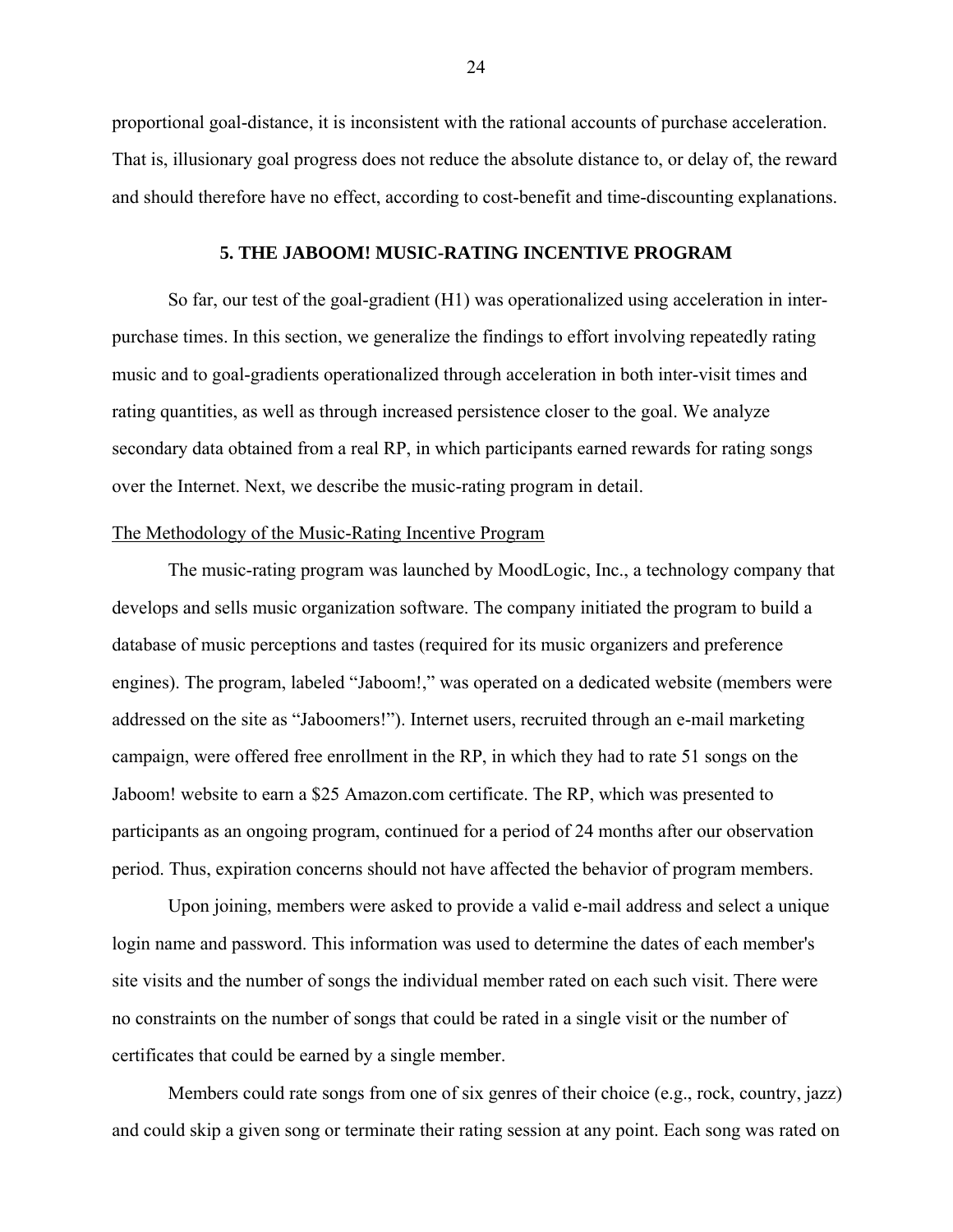proportional goal-distance, it is inconsistent with the rational accounts of purchase acceleration. That is, illusionary goal progress does not reduce the absolute distance to, or delay of, the reward and should therefore have no effect, according to cost-benefit and time-discounting explanations.

## 5. THE JABOOM! MUSIC-RATING INCENTIVE PROGRAM

So far, our test of the goal-gradient (H1) was operationalized using acceleration in inter-purchase times. In this section, we generalize the findings to effort involving repeatedly rating music and to goal-gradients operationalized through acceleration in both inter-visit times and rating quantities, as well as through increased persistence closer to the goal. We analyze secondary data obtained from a real RP, in which participants earned rewards for rating songs over the Internet. Next, we describe the music-rating program in detail.

### The Methodology of the Music-Rating Incentive Program

The music-rating program was launched by MoodLogic, Inc., a technology company that develops and sells music organization software. The company initiated the program to build a database of music perceptions and tastes (required for its music organizers and preference engines). The program, labeled "Jaboom!," was operated on a dedicated website (members were addressed on the site as "Jaboomers!"). Internet users, recruited through an e-mail marketing campaign, were offered free enrollment in the RP, in which they had to rate 51 songs on the Jaboom! website to earn a $25 Amazon.com certificate. The RP, which was presented to participants as an ongoing program, continued for a period of 24 months after our observation period. Thus, expiration concerns should not have affected the behavior of program members.

Upon joining, members were asked to provide a valid e-mail address and select a unique login name and password. This information was used to determine the dates of each member's site visits and the number of songs the individual member rated on each such visit. There were no constraints on the number of songs that could be rated in a single visit or the number of certificates that could be earned by a single member.

Members could rate songs from one of six genres of their choice (e.g., rock, country, jazz) and could skip a given song or terminate their rating session at any point. Each song was rated on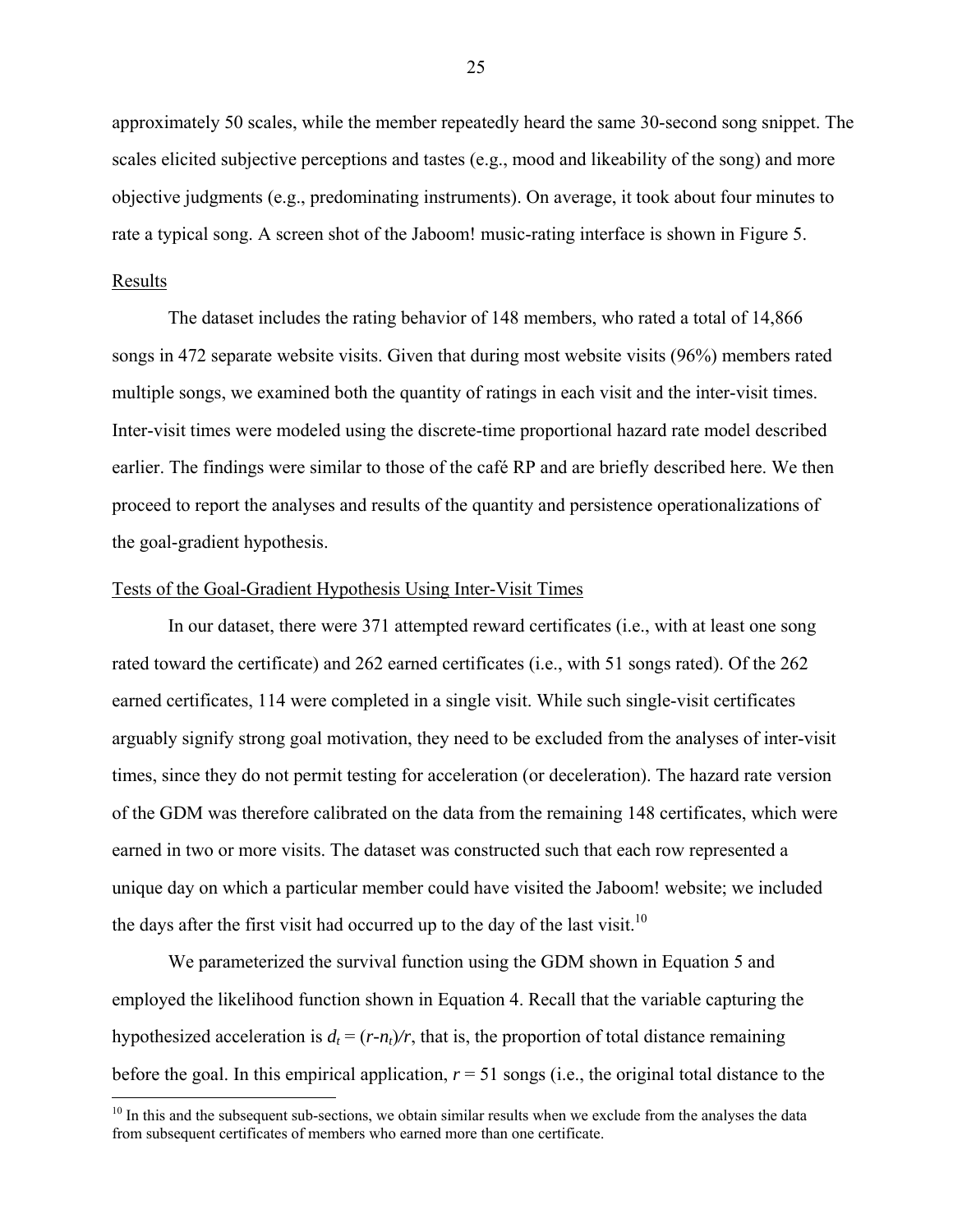approximately 50 scales, while the member repeatedly heard the same 30-second song snippet. The scales elicited subjective perceptions and tastes (e.g., mood and likeability of the song) and more objective judgments (e.g., predominating instruments). On average, it took about four minutes to rate a typical song. A screen shot of the Jaboom! music-rating interface is shown in Figure 5.

## Results

The dataset includes the rating behavior of 148 members, who rated a total of 14,866 songs in 472 separate website visits. Given that during most website visits (96%) members rated multiple songs, we examined both the quantity of ratings in each visit and the inter-visit times. Inter-visit times were modeled using the discrete-time proportional hazard rate model described earlier. The findings were similar to those of the café RP and are briefly described here. We then proceed to report the analyses and results of the quantity and persistence operationalizations of the goal-gradient hypothesis.

### Tests of the Goal-Gradient Hypothesis Using Inter-Visit Times

In our dataset, there were 371 attempted reward certificates (i.e., with at least one song rated toward the certificate) and 262 earned certificates (i.e., with 51 songs rated). Of the 262 earned certificates, 114 were completed in a single visit. While such single-visit certificates arguably signify strong goal motivation, they need to be excluded from the analyses of inter-visit times, since they do not permit testing for acceleration (or deceleration). The hazard rate version of the GDM was therefore calibrated on the data from the remaining 148 certificates, which were earned in two or more visits. The dataset was constructed such that each row represented a unique day on which a particular member could have visited the Jaboom! website; we included the days after the first visit had occurred up to the day of the last visit.[10]

We parameterized the survival function using the GDM shown in Equation 5 and employed the likelihood function shown in Equation 4. Recall that the variable capturing the hypothesized acceleration is $d_t = (r-n_t)/r$, that is, the proportion of total distance remaining before the goal. In this empirical application, $r = 51$ songs (i.e., the original total distance to the

[10] In this and the subsequent sub-sections, we obtain similar results when we exclude from the analyses the data from subsequent certificates of members who earned more than one certificate.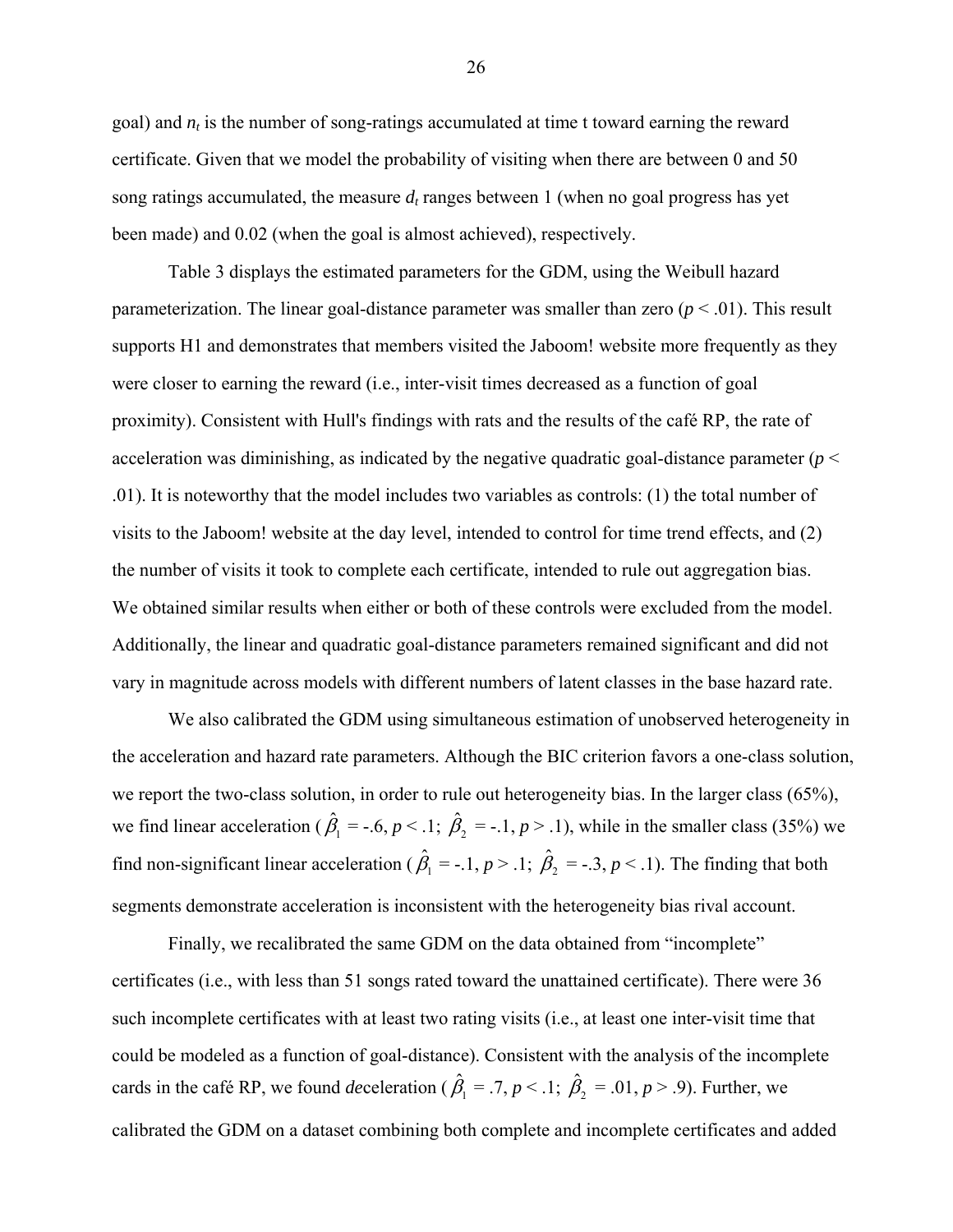goal) and $n_t$ is the number of song-ratings accumulated at time t toward earning the reward certificate. Given that we model the probability of visiting when there are between 0 and 50 song ratings accumulated, the measure $d_t$ ranges between 1 (when no goal progress has yet been made) and 0.02 (when the goal is almost achieved), respectively.

Table 3 displays the estimated parameters for the GDM, using the Weibull hazard parameterization. The linear goal-distance parameter was smaller than zero ($p < .01$). This result supports H1 and demonstrates that members visited the Jaboom! website more frequently as they were closer to earning the reward (i.e., inter-visit times decreased as a function of goal proximity). Consistent with Hull's findings with rats and the results of the café RP, the rate of acceleration was diminishing, as indicated by the negative quadratic goal-distance parameter ($p < .01$). It is noteworthy that the model includes two variables as controls: (1) the total number of visits to the Jaboom! website at the day level, intended to control for time trend effects, and (2) the number of visits it took to complete each certificate, intended to rule out aggregation bias. We obtained similar results when either or both of these controls were excluded from the model. Additionally, the linear and quadratic goal-distance parameters remained significant and did not vary in magnitude across models with different numbers of latent classes in the base hazard rate.

We also calibrated the GDM using simultaneous estimation of unobserved heterogeneity in the acceleration and hazard rate parameters. Although the BIC criterion favors a one-class solution, we report the two-class solution, in order to rule out heterogeneity bias. In the larger class (65%), we find linear acceleration ($\hat{\beta}_1 = -.6, p < .1;\ \hat{\beta}_2 = -.1, p > .1$), while in the smaller class (35%) we find non-significant linear acceleration ($\hat{\beta}_1 = -.1, p > .1;\ \hat{\beta}_2 = -.3, p < .1$). The finding that both segments demonstrate acceleration is inconsistent with the heterogeneity bias rival account.

Finally, we recalibrated the same GDM on the data obtained from "incomplete" certificates (i.e., with less than 51 songs rated toward the unattained certificate). There were 36 such incomplete certificates with at least two rating visits (i.e., at least one inter-visit time that could be modeled as a function of goal-distance). Consistent with the analysis of the incomplete cards in the café RP, we found *de*celeration ($\hat{\beta}_1 = .7, p < .1;\ \hat{\beta}_2 = .01, p > .9$). Further, we calibrated the GDM on a dataset combining both complete and incomplete certificates and added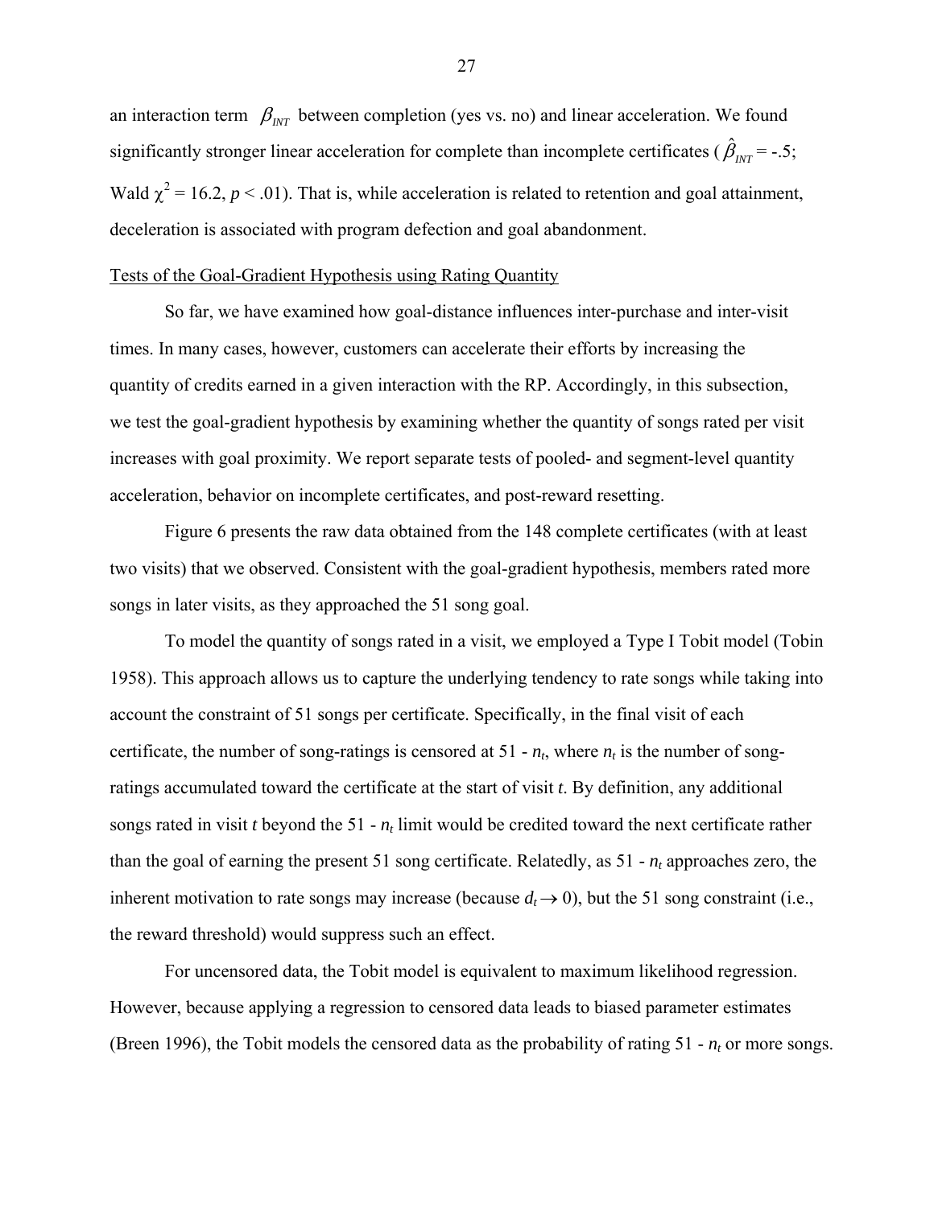an interaction term $\beta_{INT}$ between completion (yes vs. no) and linear acceleration. We found significantly stronger linear acceleration for complete than incomplete certificates ($\hat{\beta}_{INT}$ = -.5; Wald $\chi^2$ = 16.2, $p$ < .01). That is, while acceleration is related to retention and goal attainment, deceleration is associated with program defection and goal abandonment.

## Tests of the Goal-Gradient Hypothesis using Rating Quantity

So far, we have examined how goal-distance influences inter-purchase and inter-visit times. In many cases, however, customers can accelerate their efforts by increasing the quantity of credits earned in a given interaction with the RP. Accordingly, in this subsection, we test the goal-gradient hypothesis by examining whether the quantity of songs rated per visit increases with goal proximity. We report separate tests of pooled- and segment-level quantity acceleration, behavior on incomplete certificates, and post-reward resetting.

Figure 6 presents the raw data obtained from the 148 complete certificates (with at least two visits) that we observed. Consistent with the goal-gradient hypothesis, members rated more songs in later visits, as they approached the 51 song goal.

To model the quantity of songs rated in a visit, we employed a Type I Tobit model (Tobin 1958). This approach allows us to capture the underlying tendency to rate songs while taking into account the constraint of 51 songs per certificate. Specifically, in the final visit of each certificate, the number of song-ratings is censored at 51 - $n_t$, where $n_t$ is the number of song-ratings accumulated toward the certificate at the start of visit $t$. By definition, any additional songs rated in visit $t$ beyond the 51 - $n_t$ limit would be credited toward the next certificate rather than the goal of earning the present 51 song certificate. Relatedly, as 51 - $n_t$ approaches zero, the inherent motivation to rate songs may increase (because $d_t \rightarrow 0$), but the 51 song constraint (i.e., the reward threshold) would suppress such an effect.

For uncensored data, the Tobit model is equivalent to maximum likelihood regression. However, because applying a regression to censored data leads to biased parameter estimates (Breen 1996), the Tobit models the censored data as the probability of rating 51 - $n_t$ or more songs.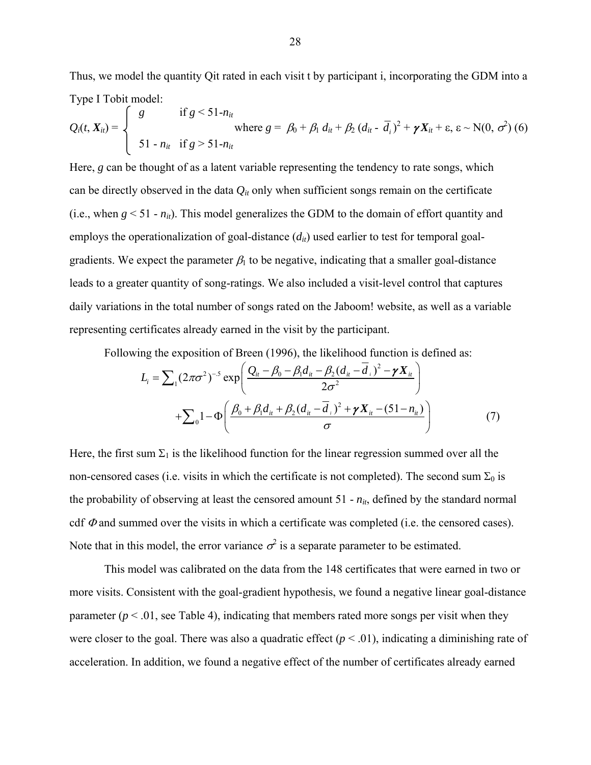Thus, we model the quantity Qit rated in each visit t by participant i, incorporating the GDM into a Type I Tobit model:

$$Q_i(t, \boldsymbol{X}_{it}) = \begin{cases} g & \text{if } g < 51\text{-}n_{it} \\ 51 - n_{it} & \text{if } g > 51\text{-}n_{it} \end{cases} \quad \text{where } g = \beta_0 + \beta_1 d_{it} + \beta_2 (d_{it} - \overline{d}_i)^2 + \boldsymbol{\gamma} \boldsymbol{X}_{it} + \varepsilon, \ \varepsilon \sim \text{N}(0, \sigma^2) \quad (6)$$

Here, $g$ can be thought of as a latent variable representing the tendency to rate songs, which can be directly observed in the data $Q_{it}$ only when sufficient songs remain on the certificate (i.e., when $g < 51 - n_{it}$). This model generalizes the GDM to the domain of effort quantity and employs the operationalization of goal-distance ($d_{it}$) used earlier to test for temporal goal-gradients. We expect the parameter $\beta_1$ to be negative, indicating that a smaller goal-distance leads to a greater quantity of song-ratings. We also included a visit-level control that captures daily variations in the total number of songs rated on the Jaboom! website, as well as a variable representing certificates already earned in the visit by the participant.

Following the exposition of Breen (1996), the likelihood function is defined as:

$$L_i = \sum\nolimits_1 (2\pi\sigma^2)^{-.5} \exp\left( \frac{Q_{it} - \beta_0 - \beta_1 d_{it} - \beta_2 (d_{it} - \overline{d}_i)^2 - \boldsymbol{\gamma} \boldsymbol{X}_{it}}{2\sigma^2} \right)$$
$$+ \sum\nolimits_0 1 - \Phi\left( \frac{\beta_0 + \beta_1 d_{it} + \beta_2 (d_{it} - \overline{d}_i)^2 + \boldsymbol{\gamma} \boldsymbol{X}_{it} - (51 - n_{it})}{\sigma} \right) \quad (7)$$

Here, the first sum $\Sigma_1$ is the likelihood function for the linear regression summed over all the non-censored cases (i.e. visits in which the certificate is not completed). The second sum $\Sigma_0$ is the probability of observing at least the censored amount $51 - n_{it}$, defined by the standard normal cdf $\Phi$ and summed over the visits in which a certificate was completed (i.e. the censored cases). Note that in this model, the error variance $\sigma^2$ is a separate parameter to be estimated.

This model was calibrated on the data from the 148 certificates that were earned in two or more visits. Consistent with the goal-gradient hypothesis, we found a negative linear goal-distance parameter ($p < .01$, see Table 4), indicating that members rated more songs per visit when they were closer to the goal. There was also a quadratic effect ($p < .01$), indicating a diminishing rate of acceleration. In addition, we found a negative effect of the number of certificates already earned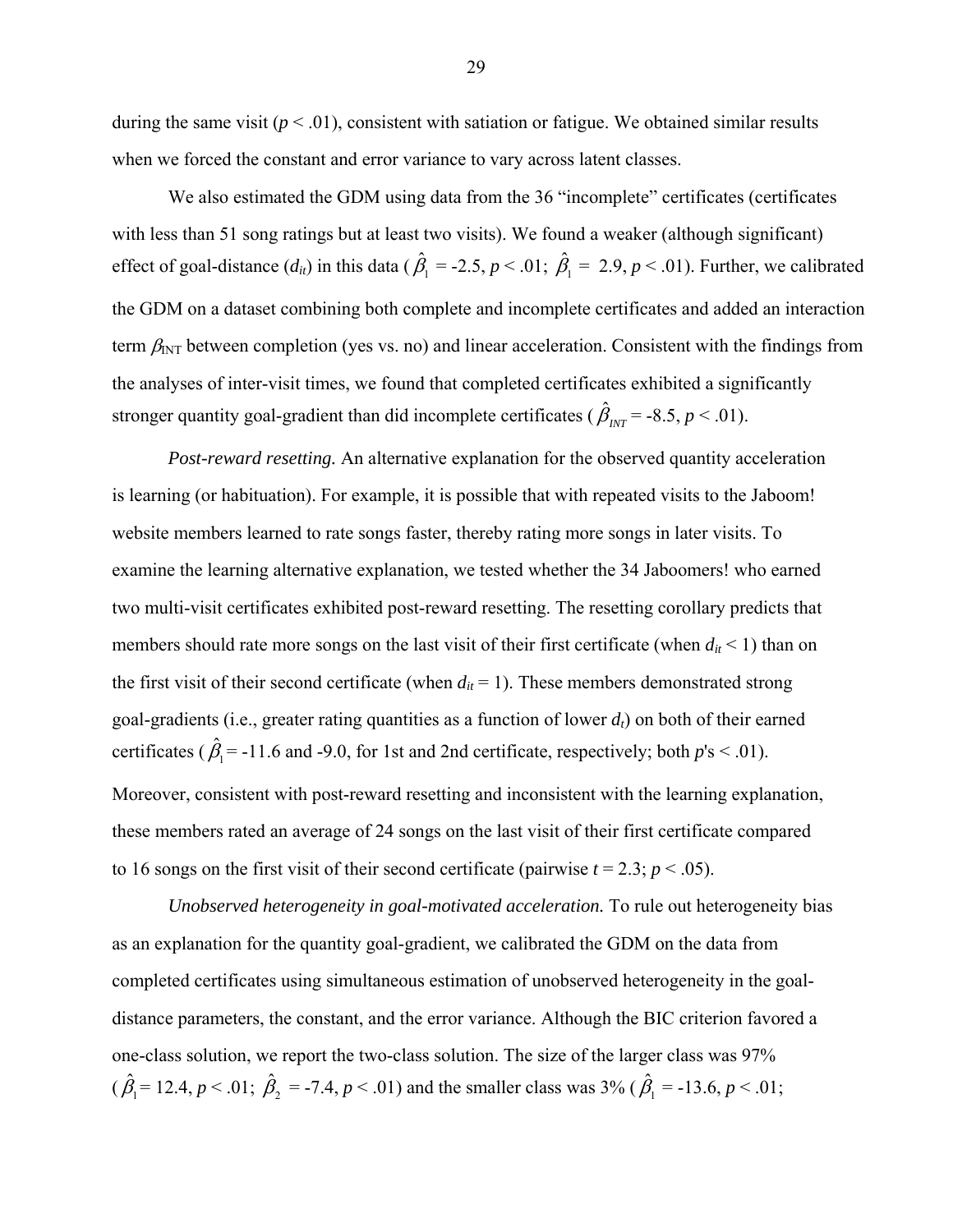during the same visit ($p < .01$), consistent with satiation or fatigue. We obtained similar results when we forced the constant and error variance to vary across latent classes.

We also estimated the GDM using data from the 36 "incomplete" certificates (certificates with less than 51 song ratings but at least two visits). We found a weaker (although significant) effect of goal-distance ($d_{it}$) in this data ($\hat{\beta}_1$ = -2.5, $p < .01$; $\hat{\beta}_1$ = 2.9, $p < .01$). Further, we calibrated the GDM on a dataset combining both complete and incomplete certificates and added an interaction term $\beta_{\text{INT}}$ between completion (yes vs. no) and linear acceleration. Consistent with the findings from the analyses of inter-visit times, we found that completed certificates exhibited a significantly stronger quantity goal-gradient than did incomplete certificates ($\hat{\beta}_{INT}$ = -8.5, $p < .01$).

*Post-reward resetting.* An alternative explanation for the observed quantity acceleration is learning (or habituation). For example, it is possible that with repeated visits to the Jaboom! website members learned to rate songs faster, thereby rating more songs in later visits. To examine the learning alternative explanation, we tested whether the 34 Jaboomers! who earned two multi-visit certificates exhibited post-reward resetting. The resetting corollary predicts that members should rate more songs on the last visit of their first certificate (when $d_{it} < 1$) than on the first visit of their second certificate (when $d_{it} = 1$). These members demonstrated strong goal-gradients (i.e., greater rating quantities as a function of lower $d_t$) on both of their earned certificates ($\hat{\beta}_1$ = -11.6 and -9.0, for 1st and 2nd certificate, respectively; both $p$'s < .01). Moreover, consistent with post-reward resetting and inconsistent with the learning explanation, these members rated an average of 24 songs on the last visit of their first certificate compared to 16 songs on the first visit of their second certificate (pairwise $t = 2.3$; $p < .05$).

*Unobserved heterogeneity in goal-motivated acceleration.* To rule out heterogeneity bias as an explanation for the quantity goal-gradient, we calibrated the GDM on the data from completed certificates using simultaneous estimation of unobserved heterogeneity in the goal-distance parameters, the constant, and the error variance. Although the BIC criterion favored a one-class solution, we report the two-class solution. The size of the larger class was 97% ($\hat{\beta}_1$ = 12.4, $p < .01$; $\hat{\beta}_2$ = -7.4, $p < .01$) and the smaller class was 3% ($\hat{\beta}_1$ = -13.6, $p < .01$;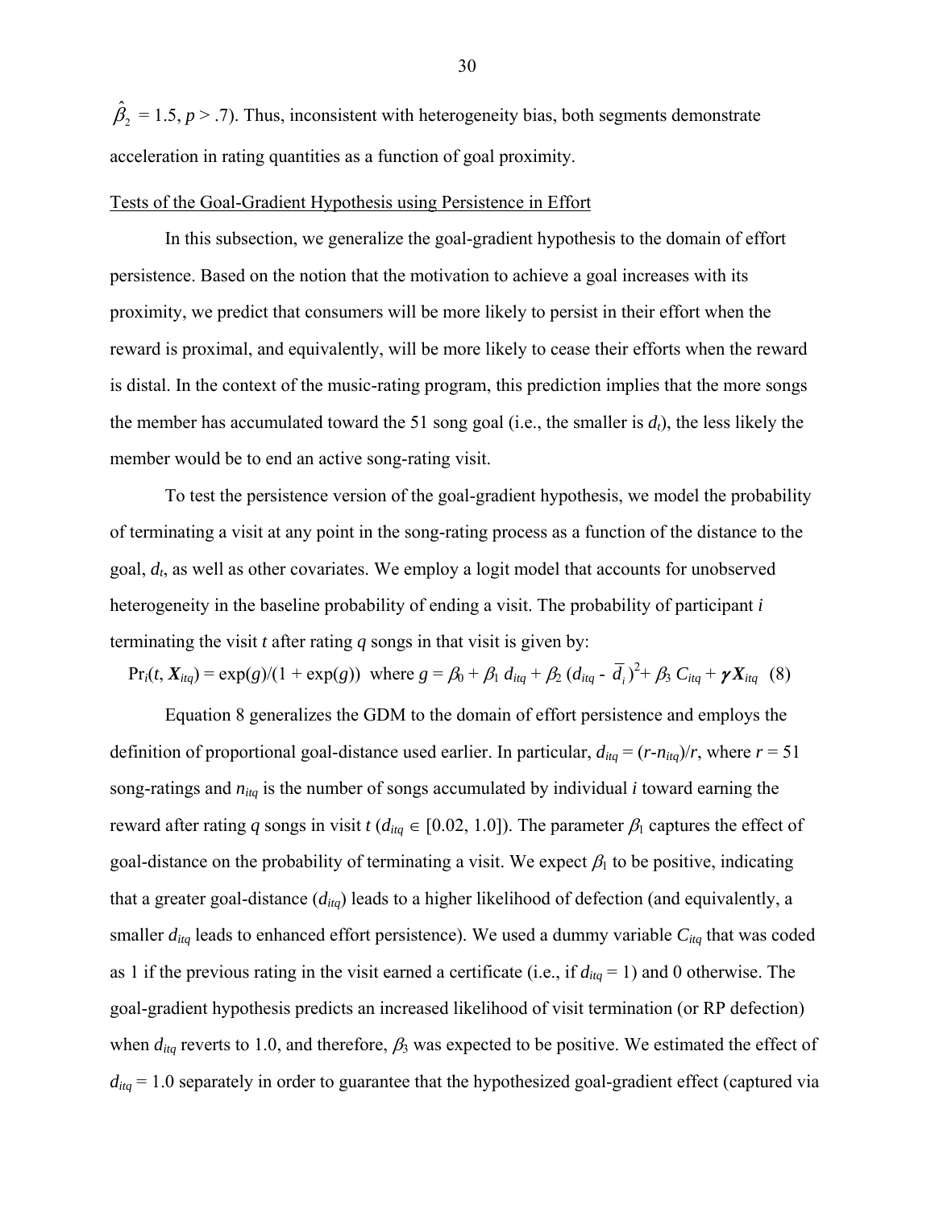$\hat{\beta}_2 = 1.5$, $p > .7$). Thus, inconsistent with heterogeneity bias, both segments demonstrate acceleration in rating quantities as a function of goal proximity.

Tests of the Goal-Gradient Hypothesis using Persistence in Effort

In this subsection, we generalize the goal-gradient hypothesis to the domain of effort persistence. Based on the notion that the motivation to achieve a goal increases with its proximity, we predict that consumers will be more likely to persist in their effort when the reward is proximal, and equivalently, will be more likely to cease their efforts when the reward is distal. In the context of the music-rating program, this prediction implies that the more songs the member has accumulated toward the 51 song goal (i.e., the smaller is $d_t$), the less likely the member would be to end an active song-rating visit.

To test the persistence version of the goal-gradient hypothesis, we model the probability of terminating a visit at any point in the song-rating process as a function of the distance to the goal, $d_t$, as well as other covariates. We employ a logit model that accounts for unobserved heterogeneity in the baseline probability of ending a visit. The probability of participant $i$ terminating the visit $t$ after rating $q$ songs in that visit is given by:

$$\Pr_i(t, \boldsymbol{X}_{itq}) = \exp(g)/(1 + \exp(g)) \text{ where } g = \beta_0 + \beta_1 d_{itq} + \beta_2 (d_{itq} - \bar{d}_i)^2 + \beta_3 C_{itq} + \boldsymbol{\gamma X}_{itq} \quad (8)$$

Equation 8 generalizes the GDM to the domain of effort persistence and employs the definition of proportional goal-distance used earlier. In particular, $d_{itq} = (r - n_{itq})/r$, where $r = 51$ song-ratings and $n_{itq}$ is the number of songs accumulated by individual $i$ toward earning the reward after rating $q$ songs in visit $t$ ($d_{itq} \in [0.02, 1.0]$). The parameter $\beta_1$ captures the effect of goal-distance on the probability of terminating a visit. We expect $\beta_1$ to be positive, indicating that a greater goal-distance ($d_{itq}$) leads to a higher likelihood of defection (and equivalently, a smaller $d_{itq}$ leads to enhanced effort persistence). We used a dummy variable $C_{itq}$ that was coded as 1 if the previous rating in the visit earned a certificate (i.e., if $d_{itq} = 1$) and 0 otherwise. The goal-gradient hypothesis predicts an increased likelihood of visit termination (or RP defection) when $d_{itq}$ reverts to 1.0, and therefore, $\beta_3$ was expected to be positive. We estimated the effect of $d_{itq} = 1.0$ separately in order to guarantee that the hypothesized goal-gradient effect (captured via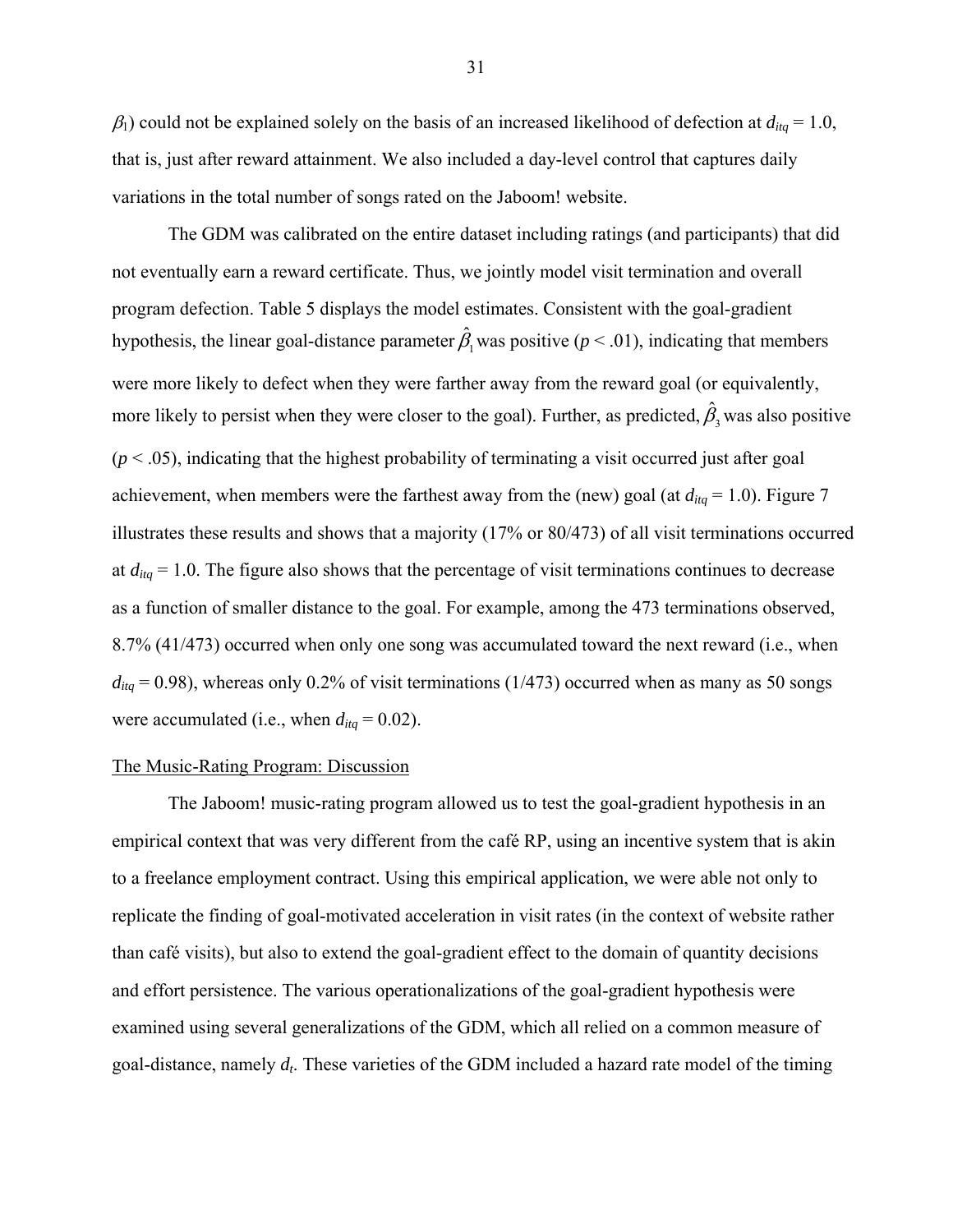$\beta_1$) could not be explained solely on the basis of an increased likelihood of defection at $d_{itq} = 1.0$, that is, just after reward attainment. We also included a day-level control that captures daily variations in the total number of songs rated on the Jaboom! website.

The GDM was calibrated on the entire dataset including ratings (and participants) that did not eventually earn a reward certificate. Thus, we jointly model visit termination and overall program defection. Table 5 displays the model estimates. Consistent with the goal-gradient hypothesis, the linear goal-distance parameter $\hat{\beta}_1$ was positive ($p < .01$), indicating that members were more likely to defect when they were farther away from the reward goal (or equivalently, more likely to persist when they were closer to the goal). Further, as predicted, $\hat{\beta}_3$ was also positive ($p < .05$), indicating that the highest probability of terminating a visit occurred just after goal achievement, when members were the farthest away from the (new) goal (at $d_{itq} = 1.0$). Figure 7 illustrates these results and shows that a majority (17% or 80/473) of all visit terminations occurred at $d_{itq} = 1.0$. The figure also shows that the percentage of visit terminations continues to decrease as a function of smaller distance to the goal. For example, among the 473 terminations observed, 8.7% (41/473) occurred when only one song was accumulated toward the next reward (i.e., when $d_{itq} = 0.98$), whereas only 0.2% of visit terminations (1/473) occurred when as many as 50 songs were accumulated (i.e., when $d_{itq} = 0.02$).

## The Music-Rating Program: Discussion

The Jaboom! music-rating program allowed us to test the goal-gradient hypothesis in an empirical context that was very different from the café RP, using an incentive system that is akin to a freelance employment contract. Using this empirical application, we were able not only to replicate the finding of goal-motivated acceleration in visit rates (in the context of website rather than café visits), but also to extend the goal-gradient effect to the domain of quantity decisions and effort persistence. The various operationalizations of the goal-gradient hypothesis were examined using several generalizations of the GDM, which all relied on a common measure of goal-distance, namely $d_t$. These varieties of the GDM included a hazard rate model of the timing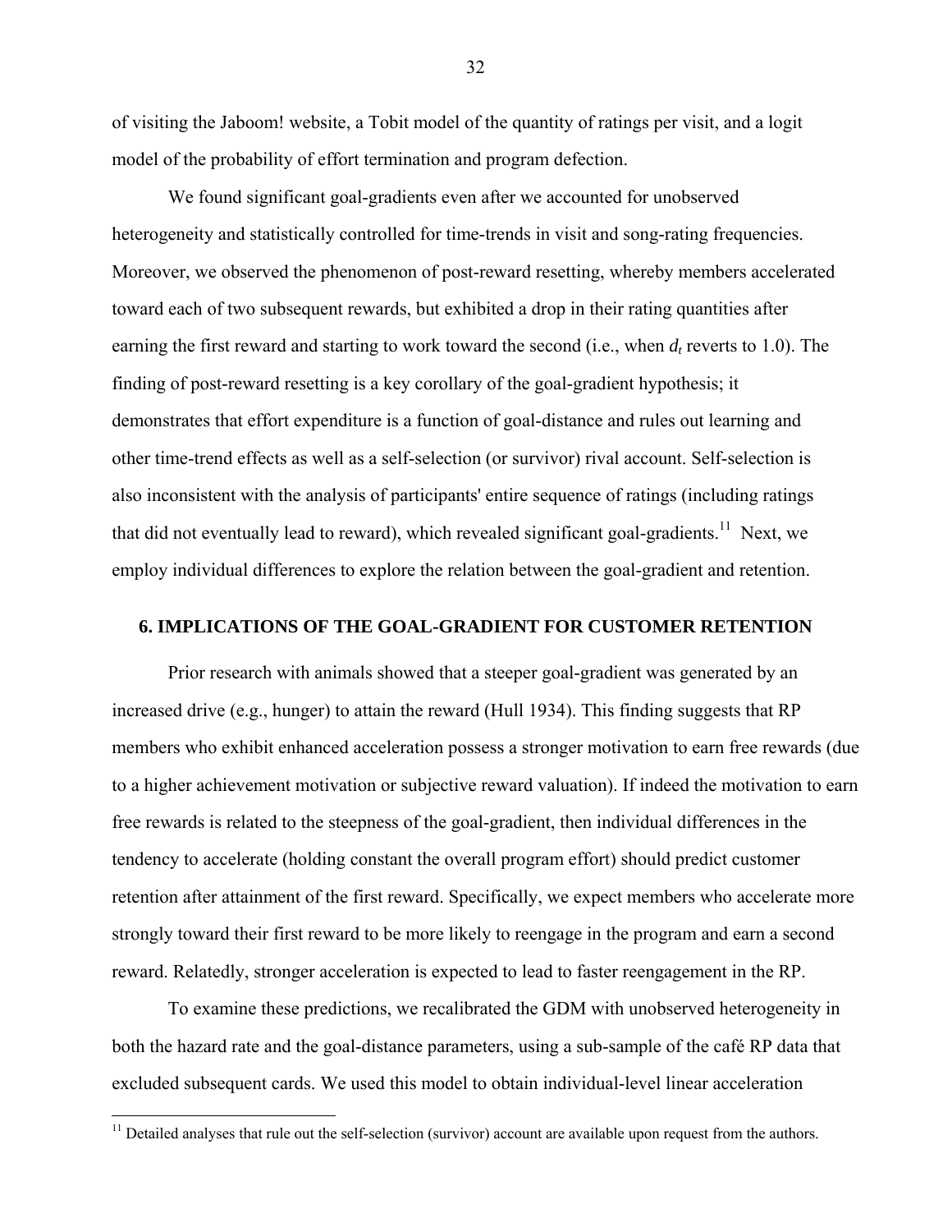of visiting the Jaboom! website, a Tobit model of the quantity of ratings per visit, and a logit model of the probability of effort termination and program defection.

We found significant goal-gradients even after we accounted for unobserved heterogeneity and statistically controlled for time-trends in visit and song-rating frequencies. Moreover, we observed the phenomenon of post-reward resetting, whereby members accelerated toward each of two subsequent rewards, but exhibited a drop in their rating quantities after earning the first reward and starting to work toward the second (i.e., when $d_t$ reverts to 1.0). The finding of post-reward resetting is a key corollary of the goal-gradient hypothesis; it demonstrates that effort expenditure is a function of goal-distance and rules out learning and other time-trend effects as well as a self-selection (or survivor) rival account. Self-selection is also inconsistent with the analysis of participants' entire sequence of ratings (including ratings that did not eventually lead to reward), which revealed significant goal-gradients.[11] Next, we employ individual differences to explore the relation between the goal-gradient and retention.

## 6. IMPLICATIONS OF THE GOAL-GRADIENT FOR CUSTOMER RETENTION

Prior research with animals showed that a steeper goal-gradient was generated by an increased drive (e.g., hunger) to attain the reward (Hull 1934). This finding suggests that RP members who exhibit enhanced acceleration possess a stronger motivation to earn free rewards (due to a higher achievement motivation or subjective reward valuation). If indeed the motivation to earn free rewards is related to the steepness of the goal-gradient, then individual differences in the tendency to accelerate (holding constant the overall program effort) should predict customer retention after attainment of the first reward. Specifically, we expect members who accelerate more strongly toward their first reward to be more likely to reengage in the program and earn a second reward. Relatedly, stronger acceleration is expected to lead to faster reengagement in the RP.

To examine these predictions, we recalibrated the GDM with unobserved heterogeneity in both the hazard rate and the goal-distance parameters, using a sub-sample of the café RP data that excluded subsequent cards. We used this model to obtain individual-level linear acceleration

[11] Detailed analyses that rule out the self-selection (survivor) account are available upon request from the authors.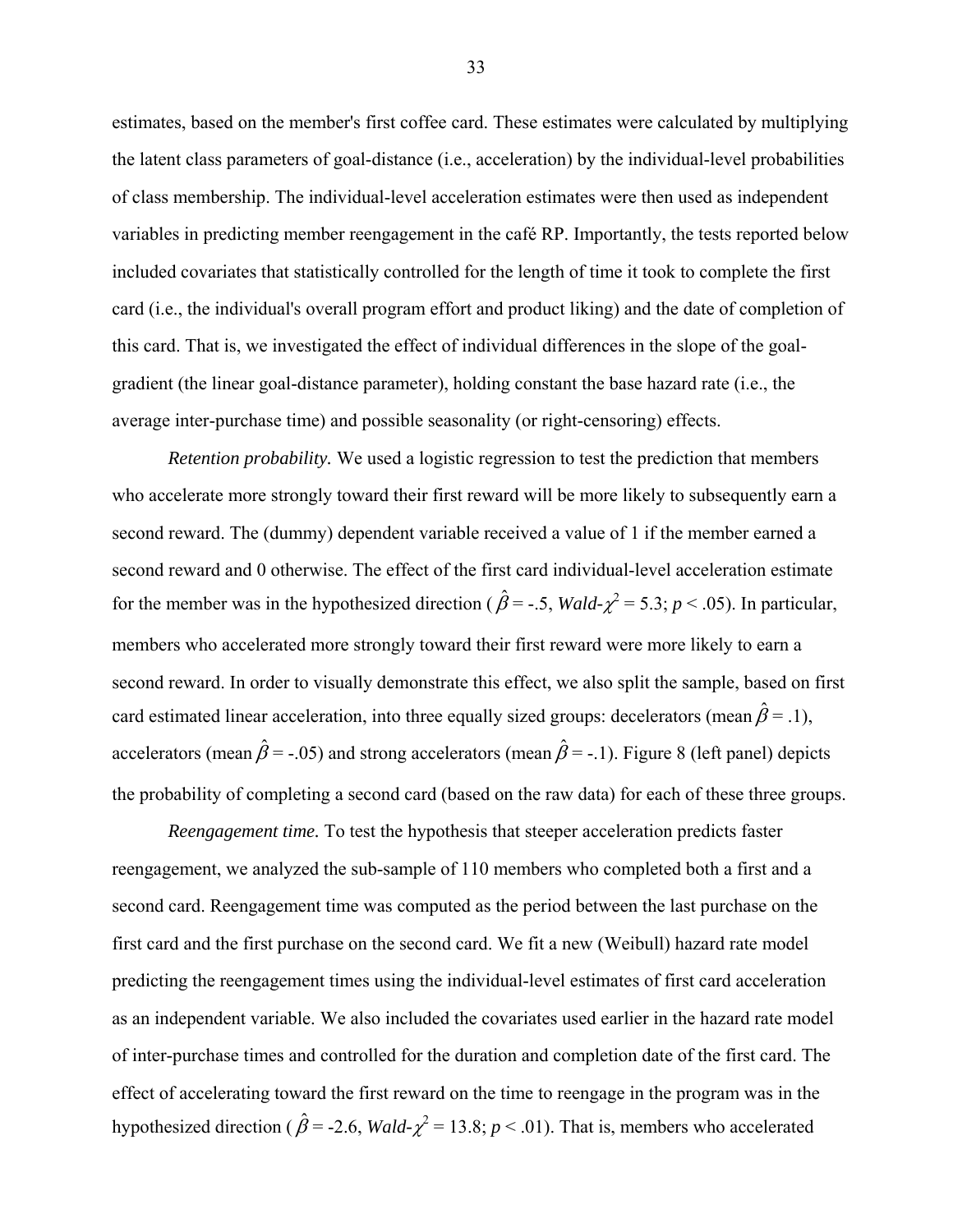estimates, based on the member's first coffee card. These estimates were calculated by multiplying the latent class parameters of goal-distance (i.e., acceleration) by the individual-level probabilities of class membership. The individual-level acceleration estimates were then used as independent variables in predicting member reengagement in the café RP. Importantly, the tests reported below included covariates that statistically controlled for the length of time it took to complete the first card (i.e., the individual's overall program effort and product liking) and the date of completion of this card. That is, we investigated the effect of individual differences in the slope of the goal-gradient (the linear goal-distance parameter), holding constant the base hazard rate (i.e., the average inter-purchase time) and possible seasonality (or right-censoring) effects.

*Retention probability.* We used a logistic regression to test the prediction that members who accelerate more strongly toward their first reward will be more likely to subsequently earn a second reward. The (dummy) dependent variable received a value of 1 if the member earned a second reward and 0 otherwise. The effect of the first card individual-level acceleration estimate for the member was in the hypothesized direction ($\hat{\beta}$ = -.5, *Wald*-$\chi^2$ = 5.3; $p < .05$). In particular, members who accelerated more strongly toward their first reward were more likely to earn a second reward. In order to visually demonstrate this effect, we also split the sample, based on first card estimated linear acceleration, into three equally sized groups: decelerators (mean $\hat{\beta}$ = .1), accelerators (mean $\hat{\beta}$ = -.05) and strong accelerators (mean $\hat{\beta}$ = -.1). Figure 8 (left panel) depicts the probability of completing a second card (based on the raw data) for each of these three groups.

*Reengagement time.* To test the hypothesis that steeper acceleration predicts faster reengagement, we analyzed the sub-sample of 110 members who completed both a first and a second card. Reengagement time was computed as the period between the last purchase on the first card and the first purchase on the second card. We fit a new (Weibull) hazard rate model predicting the reengagement times using the individual-level estimates of first card acceleration as an independent variable. We also included the covariates used earlier in the hazard rate model of inter-purchase times and controlled for the duration and completion date of the first card. The effect of accelerating toward the first reward on the time to reengage in the program was in the hypothesized direction ($\hat{\beta}$ = -2.6, *Wald*-$\chi^2$ = 13.8; $p < .01$). That is, members who accelerated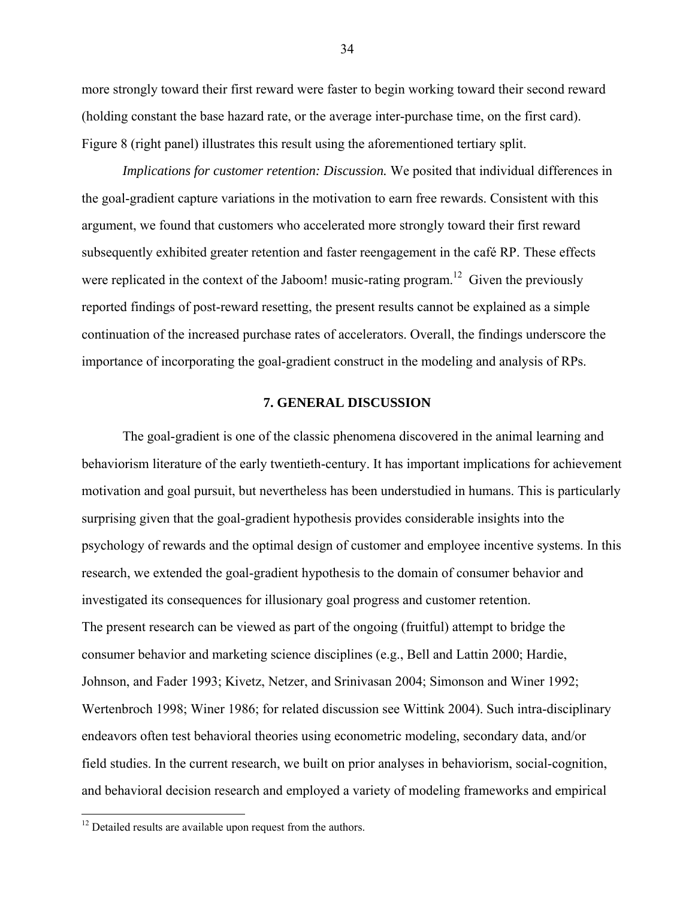more strongly toward their first reward were faster to begin working toward their second reward (holding constant the base hazard rate, or the average inter-purchase time, on the first card). Figure 8 (right panel) illustrates this result using the aforementioned tertiary split.

*Implications for customer retention: Discussion.* We posited that individual differences in the goal-gradient capture variations in the motivation to earn free rewards. Consistent with this argument, we found that customers who accelerated more strongly toward their first reward subsequently exhibited greater retention and faster reengagement in the café RP. These effects were replicated in the context of the Jaboom! music-rating program.[12] Given the previously reported findings of post-reward resetting, the present results cannot be explained as a simple continuation of the increased purchase rates of accelerators. Overall, the findings underscore the importance of incorporating the goal-gradient construct in the modeling and analysis of RPs.

## 7. GENERAL DISCUSSION

The goal-gradient is one of the classic phenomena discovered in the animal learning and behaviorism literature of the early twentieth-century. It has important implications for achievement motivation and goal pursuit, but nevertheless has been understudied in humans. This is particularly surprising given that the goal-gradient hypothesis provides considerable insights into the psychology of rewards and the optimal design of customer and employee incentive systems. In this research, we extended the goal-gradient hypothesis to the domain of consumer behavior and investigated its consequences for illusionary goal progress and customer retention.

The present research can be viewed as part of the ongoing (fruitful) attempt to bridge the consumer behavior and marketing science disciplines (e.g., Bell and Lattin 2000; Hardie, Johnson, and Fader 1993; Kivetz, Netzer, and Srinivasan 2004; Simonson and Winer 1992; Wertenbroch 1998; Winer 1986; for related discussion see Wittink 2004). Such intra-disciplinary endeavors often test behavioral theories using econometric modeling, secondary data, and/or field studies. In the current research, we built on prior analyses in behaviorism, social-cognition, and behavioral decision research and employed a variety of modeling frameworks and empirical

[12] Detailed results are available upon request from the authors.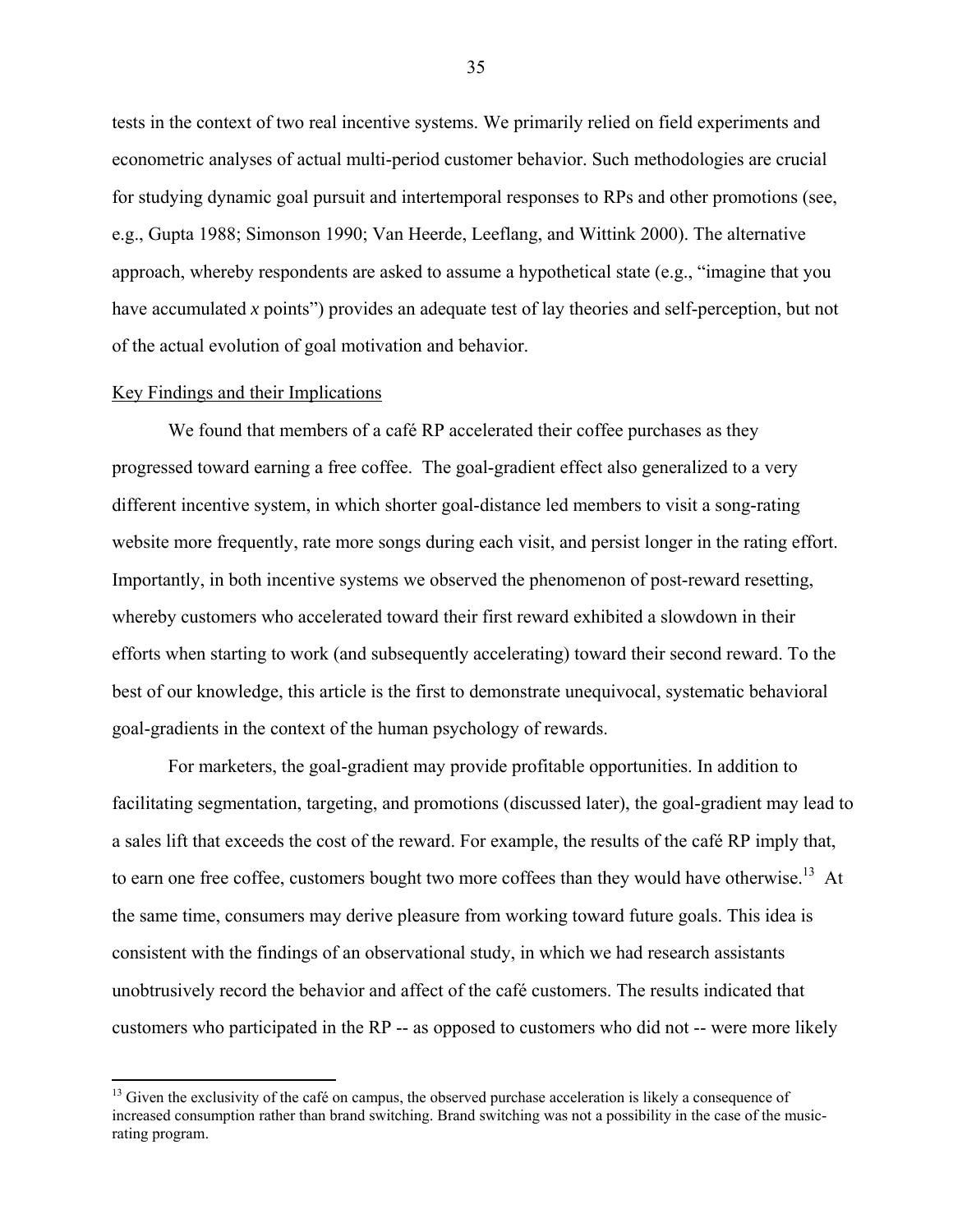tests in the context of two real incentive systems. We primarily relied on field experiments and econometric analyses of actual multi-period customer behavior. Such methodologies are crucial for studying dynamic goal pursuit and intertemporal responses to RPs and other promotions (see, e.g., Gupta 1988; Simonson 1990; Van Heerde, Leeflang, and Wittink 2000). The alternative approach, whereby respondents are asked to assume a hypothetical state (e.g., "imagine that you have accumulated *x* points") provides an adequate test of lay theories and self-perception, but not of the actual evolution of goal motivation and behavior.

## Key Findings and their Implications

We found that members of a café RP accelerated their coffee purchases as they progressed toward earning a free coffee. The goal-gradient effect also generalized to a very different incentive system, in which shorter goal-distance led members to visit a song-rating website more frequently, rate more songs during each visit, and persist longer in the rating effort. Importantly, in both incentive systems we observed the phenomenon of post-reward resetting, whereby customers who accelerated toward their first reward exhibited a slowdown in their efforts when starting to work (and subsequently accelerating) toward their second reward. To the best of our knowledge, this article is the first to demonstrate unequivocal, systematic behavioral goal-gradients in the context of the human psychology of rewards.

For marketers, the goal-gradient may provide profitable opportunities. In addition to facilitating segmentation, targeting, and promotions (discussed later), the goal-gradient may lead to a sales lift that exceeds the cost of the reward. For example, the results of the café RP imply that, to earn one free coffee, customers bought two more coffees than they would have otherwise.[13] At the same time, consumers may derive pleasure from working toward future goals. This idea is consistent with the findings of an observational study, in which we had research assistants unobtrusively record the behavior and affect of the café customers. The results indicated that customers who participated in the RP -- as opposed to customers who did not -- were more likely

---

[13] Given the exclusivity of the café on campus, the observed purchase acceleration is likely a consequence of increased consumption rather than brand switching. Brand switching was not a possibility in the case of the music-rating program.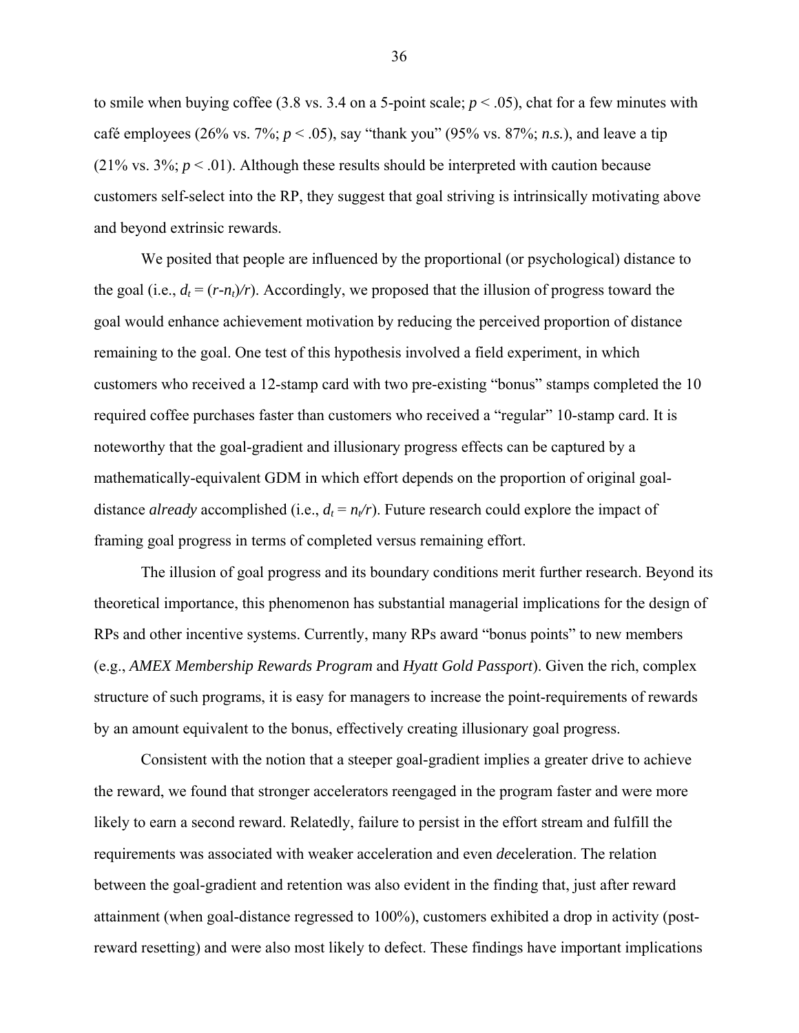to smile when buying coffee (3.8 vs. 3.4 on a 5-point scale; $p < .05$), chat for a few minutes with café employees (26% vs. 7%; $p < .05$), say "thank you" (95% vs. 87%; *n.s.*), and leave a tip (21% vs. 3%; $p < .01$). Although these results should be interpreted with caution because customers self-select into the RP, they suggest that goal striving is intrinsically motivating above and beyond extrinsic rewards.

We posited that people are influenced by the proportional (or psychological) distance to the goal (i.e., $d_t = (r-n_t)/r$). Accordingly, we proposed that the illusion of progress toward the goal would enhance achievement motivation by reducing the perceived proportion of distance remaining to the goal. One test of this hypothesis involved a field experiment, in which customers who received a 12-stamp card with two pre-existing "bonus" stamps completed the 10 required coffee purchases faster than customers who received a "regular" 10-stamp card. It is noteworthy that the goal-gradient and illusionary progress effects can be captured by a mathematically-equivalent GDM in which effort depends on the proportion of original goal-distance *already* accomplished (i.e., $d_t = n_t/r$). Future research could explore the impact of framing goal progress in terms of completed versus remaining effort.

The illusion of goal progress and its boundary conditions merit further research. Beyond its theoretical importance, this phenomenon has substantial managerial implications for the design of RPs and other incentive systems. Currently, many RPs award "bonus points" to new members (e.g., *AMEX Membership Rewards Program* and *Hyatt Gold Passport*). Given the rich, complex structure of such programs, it is easy for managers to increase the point-requirements of rewards by an amount equivalent to the bonus, effectively creating illusionary goal progress.

Consistent with the notion that a steeper goal-gradient implies a greater drive to achieve the reward, we found that stronger accelerators reengaged in the program faster and were more likely to earn a second reward. Relatedly, failure to persist in the effort stream and fulfill the requirements was associated with weaker acceleration and even *de*celeration. The relation between the goal-gradient and retention was also evident in the finding that, just after reward attainment (when goal-distance regressed to 100%), customers exhibited a drop in activity (post-reward resetting) and were also most likely to defect. These findings have important implications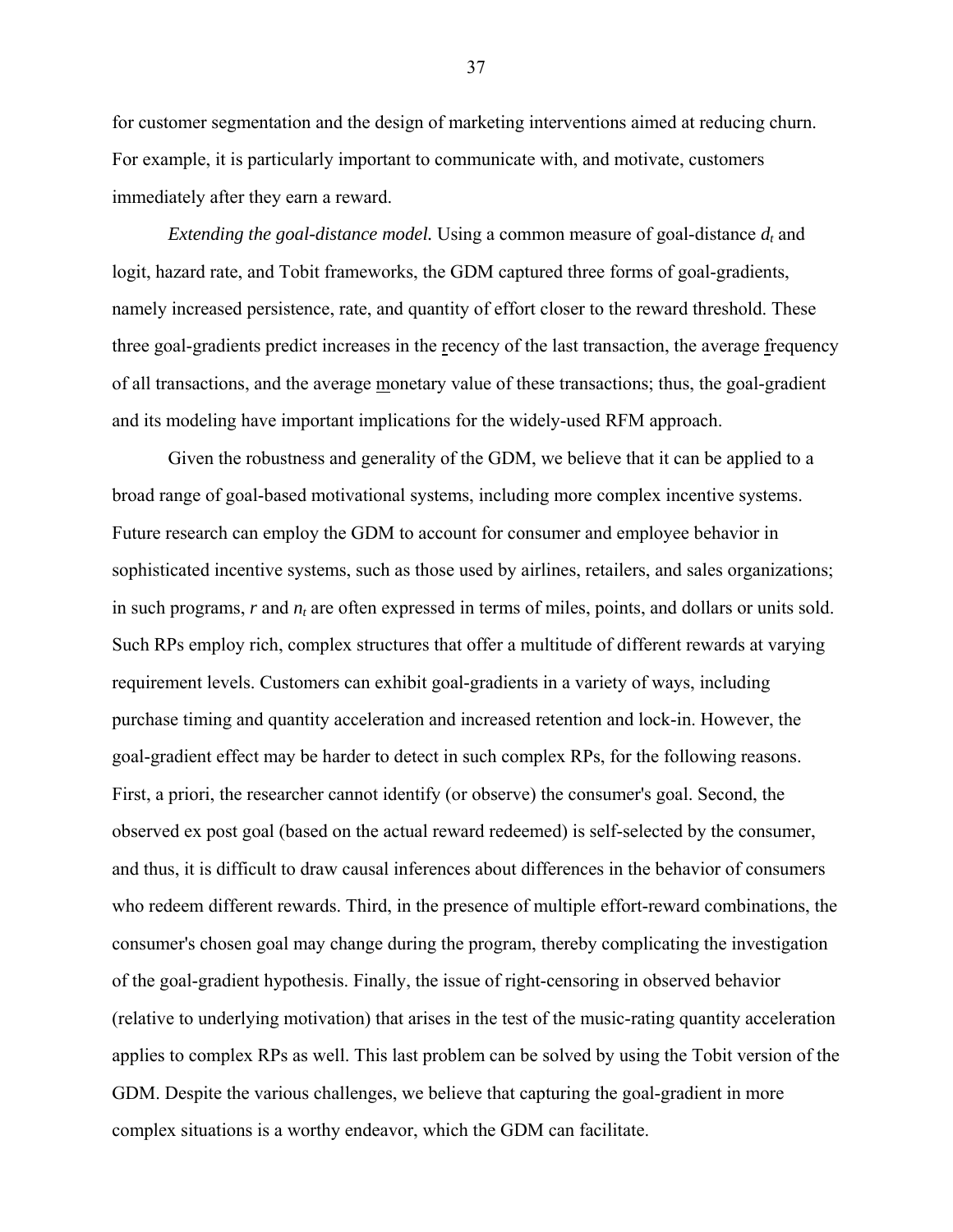for customer segmentation and the design of marketing interventions aimed at reducing churn. For example, it is particularly important to communicate with, and motivate, customers immediately after they earn a reward.

*Extending the goal-distance model.* Using a common measure of goal-distance $d_t$ and logit, hazard rate, and Tobit frameworks, the GDM captured three forms of goal-gradients, namely increased persistence, rate, and quantity of effort closer to the reward threshold. These three goal-gradients predict increases in the recency of the last transaction, the average frequency of all transactions, and the average monetary value of these transactions; thus, the goal-gradient and its modeling have important implications for the widely-used RFM approach.

Given the robustness and generality of the GDM, we believe that it can be applied to a broad range of goal-based motivational systems, including more complex incentive systems. Future research can employ the GDM to account for consumer and employee behavior in sophisticated incentive systems, such as those used by airlines, retailers, and sales organizations; in such programs, $r$ and $n_t$ are often expressed in terms of miles, points, and dollars or units sold. Such RPs employ rich, complex structures that offer a multitude of different rewards at varying requirement levels. Customers can exhibit goal-gradients in a variety of ways, including purchase timing and quantity acceleration and increased retention and lock-in. However, the goal-gradient effect may be harder to detect in such complex RPs, for the following reasons. First, a priori, the researcher cannot identify (or observe) the consumer's goal. Second, the observed ex post goal (based on the actual reward redeemed) is self-selected by the consumer, and thus, it is difficult to draw causal inferences about differences in the behavior of consumers who redeem different rewards. Third, in the presence of multiple effort-reward combinations, the consumer's chosen goal may change during the program, thereby complicating the investigation of the goal-gradient hypothesis. Finally, the issue of right-censoring in observed behavior (relative to underlying motivation) that arises in the test of the music-rating quantity acceleration applies to complex RPs as well. This last problem can be solved by using the Tobit version of the GDM. Despite the various challenges, we believe that capturing the goal-gradient in more complex situations is a worthy endeavor, which the GDM can facilitate.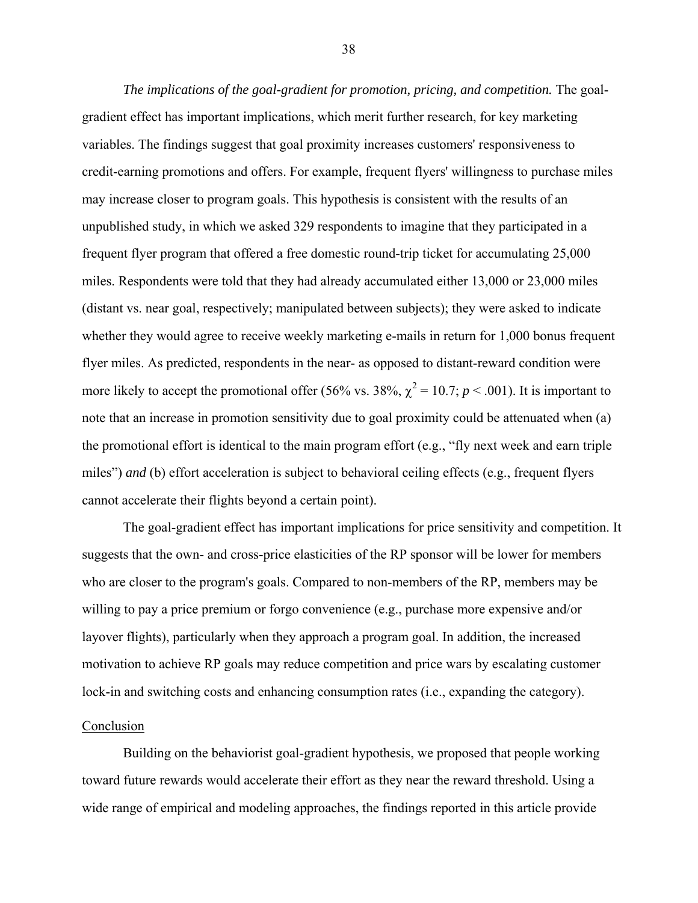*The implications of the goal-gradient for promotion, pricing, and competition.* The goal-gradient effect has important implications, which merit further research, for key marketing variables. The findings suggest that goal proximity increases customers' responsiveness to credit-earning promotions and offers. For example, frequent flyers' willingness to purchase miles may increase closer to program goals. This hypothesis is consistent with the results of an unpublished study, in which we asked 329 respondents to imagine that they participated in a frequent flyer program that offered a free domestic round-trip ticket for accumulating 25,000 miles. Respondents were told that they had already accumulated either 13,000 or 23,000 miles (distant vs. near goal, respectively; manipulated between subjects); they were asked to indicate whether they would agree to receive weekly marketing e-mails in return for 1,000 bonus frequent flyer miles. As predicted, respondents in the near- as opposed to distant-reward condition were more likely to accept the promotional offer (56% vs. 38%, $\chi^2 = 10.7$; $p < .001$). It is important to note that an increase in promotion sensitivity due to goal proximity could be attenuated when (a) the promotional effort is identical to the main program effort (e.g., "fly next week and earn triple miles") *and* (b) effort acceleration is subject to behavioral ceiling effects (e.g., frequent flyers cannot accelerate their flights beyond a certain point).

The goal-gradient effect has important implications for price sensitivity and competition. It suggests that the own- and cross-price elasticities of the RP sponsor will be lower for members who are closer to the program's goals. Compared to non-members of the RP, members may be willing to pay a price premium or forgo convenience (e.g., purchase more expensive and/or layover flights), particularly when they approach a program goal. In addition, the increased motivation to achieve RP goals may reduce competition and price wars by escalating customer lock-in and switching costs and enhancing consumption rates (i.e., expanding the category).

## Conclusion

Building on the behaviorist goal-gradient hypothesis, we proposed that people working toward future rewards would accelerate their effort as they near the reward threshold. Using a wide range of empirical and modeling approaches, the findings reported in this article provide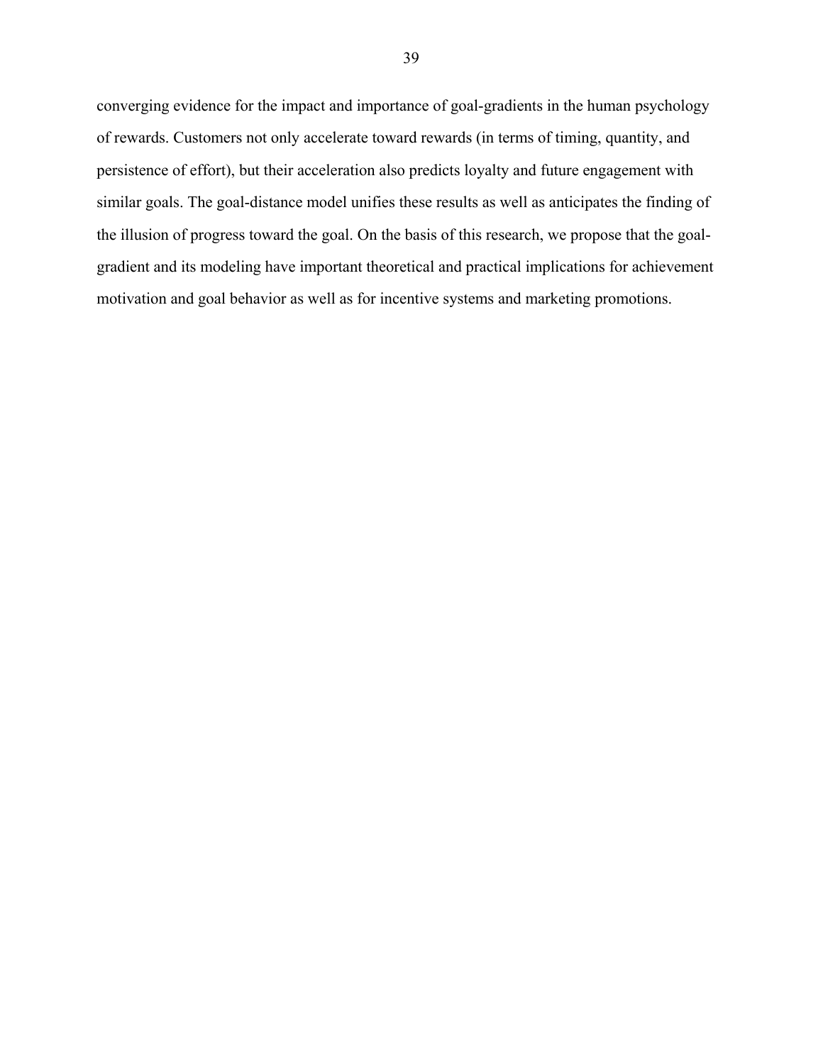converging evidence for the impact and importance of goal-gradients in the human psychology of rewards. Customers not only accelerate toward rewards (in terms of timing, quantity, and persistence of effort), but their acceleration also predicts loyalty and future engagement with similar goals. The goal-distance model unifies these results as well as anticipates the finding of the illusion of progress toward the goal. On the basis of this research, we propose that the goal-gradient and its modeling have important theoretical and practical implications for achievement motivation and goal behavior as well as for incentive systems and marketing promotions.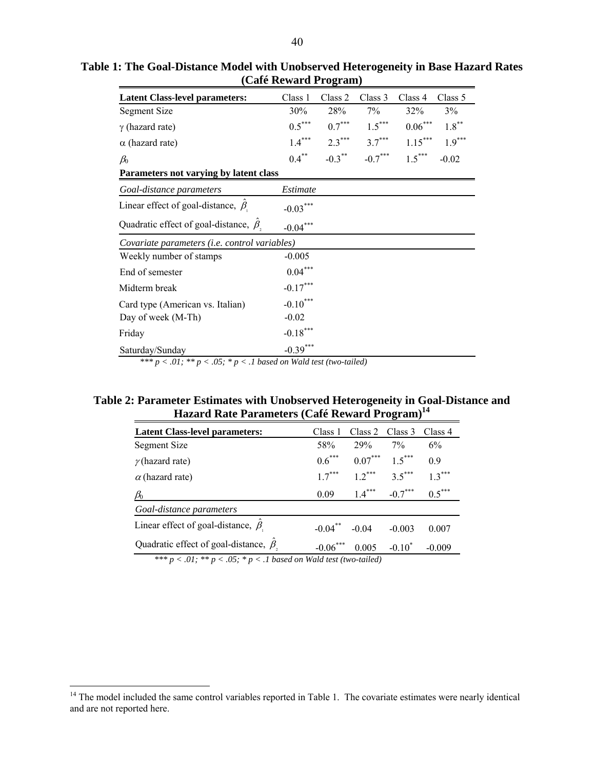**Table 1: The Goal-Distance Model with Unobserved Heterogeneity in Base Hazard Rates (Café Reward Program)**

| **Latent Class-level parameters:** | Class 1 | Class 2 | Class 3 | Class 4 | Class 5 |
|---|---|---|---|---|---|
| Segment Size | 30% | 28% | 7% | 32% | 3% |
| $\gamma$ (hazard rate) | $0.5^{***}$ | $0.7^{***}$ | $1.5^{***}$ | $0.06^{***}$ | $1.8^{**}$ |
| $\alpha$ (hazard rate) | $1.4^{***}$ | $2.3^{***}$ | $3.7^{***}$ | $1.15^{***}$ | $1.9^{***}$ |
| $\beta_0$ | $0.4^{**}$ | $-0.3^{**}$ | $-0.7^{***}$ | $1.5^{***}$ | -0.02 |
| **Parameters not varying by latent class** | | | | | |
| *Goal-distance parameters* | *Estimate* | | | | |
| Linear effect of goal-distance, $\hat{\beta}_1$ | $-0.03^{***}$ | | | | |
| Quadratic effect of goal-distance, $\hat{\beta}_2$ | $-0.04^{***}$ | | | | |
| *Covariate parameters (i.e. control variables)* | | | | | |
| Weekly number of stamps | -0.005 | | | | |
| End of semester | $0.04^{***}$ | | | | |
| Midterm break | $-0.17^{***}$ | | | | |
| Card type (American vs. Italian) | $-0.10^{***}$ | | | | |
| Day of week (M-Th) | -0.02 | | | | |
| Friday | $-0.18^{***}$ | | | | |
| Saturday/Sunday | $-0.39^{***}$ | | | | |

*\*\*\* $p < .01$; \*\* $p < .05$; \* $p < .1$ based on Wald test (two-tailed)*

**Table 2: Parameter Estimates with Unobserved Heterogeneity in Goal-Distance and Hazard Rate Parameters (Café Reward Program)[14]**

| **Latent Class-level parameters:** | Class 1 | Class 2 | Class 3 | Class 4 |
|---|---|---|---|---|
| Segment Size | 58% | 29% | 7% | 6% |
| $\gamma$ (hazard rate) | $0.6^{***}$ | $0.07^{***}$ | $1.5^{***}$ | 0.9 |
| $\alpha$ (hazard rate) | $1.7^{***}$ | $1.2^{***}$ | $3.5^{***}$ | $1.3^{***}$ |
| $\beta_0$ | 0.09 | $1.4^{***}$ | $-0.7^{***}$ | $0.5^{***}$ |
| *Goal-distance parameters* | | | | |
| Linear effect of goal-distance, $\hat{\beta}_1$ | $-0.04^{**}$ | -0.04 | -0.003 | 0.007 |
| Quadratic effect of goal-distance, $\hat{\beta}_2$ | $-0.06^{***}$ | 0.005 | $-0.10^{*}$ | -0.009 |

*\*\*\* $p < .01$; \*\* $p < .05$; \* $p < .1$ based on Wald test (two-tailed)*

[14] The model included the same control variables reported in Table 1. The covariate estimates were nearly identical and are not reported here.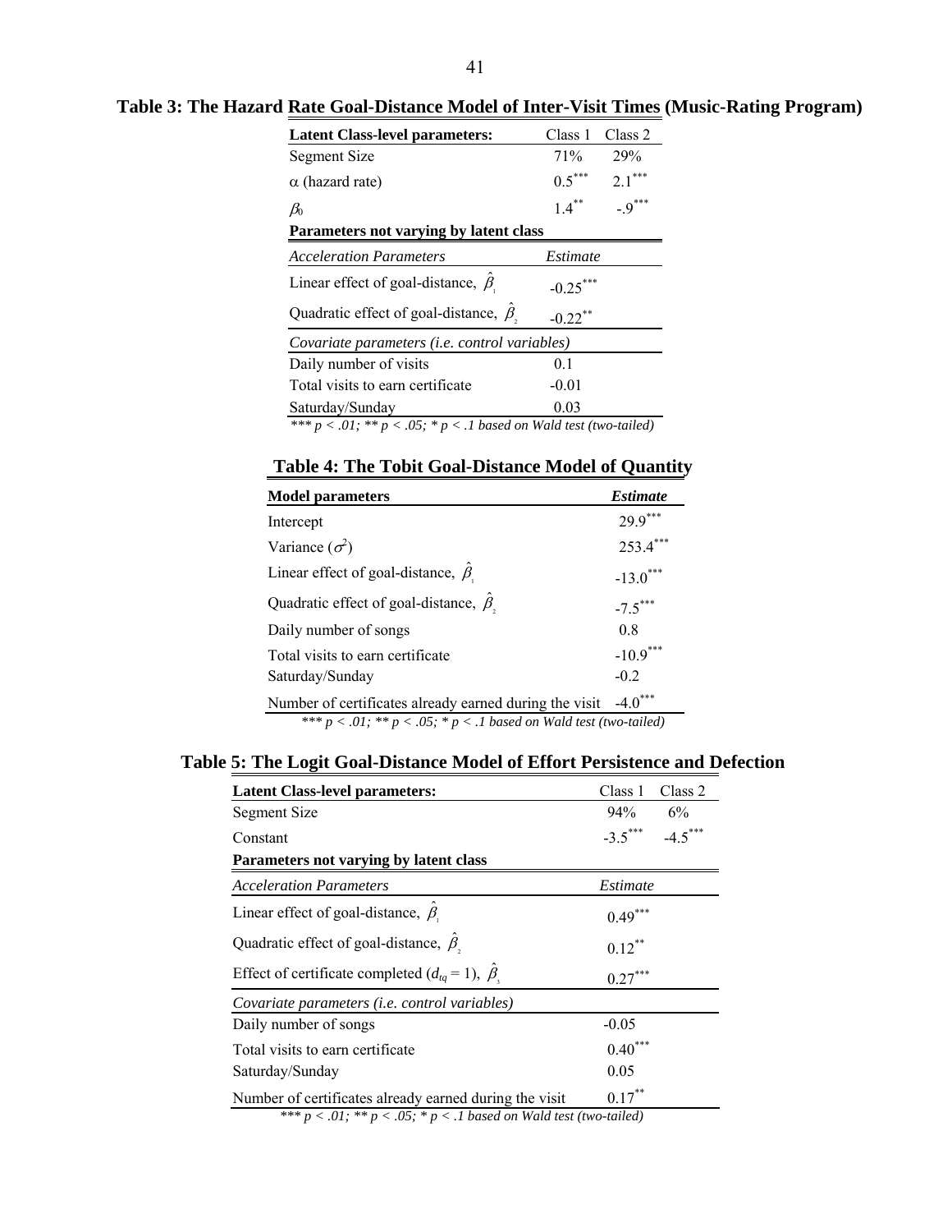**Table 3: The Hazard Rate Goal-Distance Model of Inter-Visit Times (Music-Rating Program)**

| **Latent Class-level parameters:** | Class 1 | Class 2 |
|---|---|---|
| Segment Size | 71% | 29% |
| $\alpha$ (hazard rate) | $0.5^{***}$ | $2.1^{***}$ |
| $\beta_0$ | $1.4^{**}$ | $-.9^{***}$ |
| **Parameters not varying by latent class** | | |
| *Acceleration Parameters* | *Estimate* | |
| Linear effect of goal-distance, $\hat{\beta}_1$ | $-0.25^{***}$ | |
| Quadratic effect of goal-distance, $\hat{\beta}_2$ | $-0.22^{**}$ | |
| *Covariate parameters (i.e. control variables)* | | |
| Daily number of visits | 0.1 | |
| Total visits to earn certificate | -0.01 | |
| Saturday/Sunday | 0.03 | |

*\*\*\* $p < .01$; \*\* $p < .05$; \* $p < .1$ based on Wald test (two-tailed)*

**Table 4: The Tobit Goal-Distance Model of Quantity**

| **Model parameters** | ***Estimate*** |
|---|---|
| Intercept | $29.9^{***}$ |
| Variance ($\sigma^2$) | $253.4^{***}$ |
| Linear effect of goal-distance, $\hat{\beta}_1$ | $-13.0^{***}$ |
| Quadratic effect of goal-distance, $\hat{\beta}_2$ | $-7.5^{***}$ |
| Daily number of songs | 0.8 |
| Total visits to earn certificate | $-10.9^{***}$ |
| Saturday/Sunday | -0.2 |
| Number of certificates already earned during the visit | $-4.0^{***}$ |

*\*\*\* $p < .01$; \*\* $p < .05$; \* $p < .1$ based on Wald test (two-tailed)*

**Table 5: The Logit Goal-Distance Model of Effort Persistence and Defection**

| **Latent Class-level parameters:** | Class 1 | Class 2 |
|---|---|---|
| Segment Size | 94% | 6% |
| Constant | $-3.5^{***}$ | $-4.5^{***}$ |
| **Parameters not varying by latent class** | | |
| *Acceleration Parameters* | *Estimate* | |
| Linear effect of goal-distance, $\hat{\beta}_1$ | $0.49^{***}$ | |
| Quadratic effect of goal-distance, $\hat{\beta}_2$ | $0.12^{**}$ | |
| Effect of certificate completed ($d_{tq} = 1$), $\hat{\beta}_3$ | $0.27^{***}$ | |
| *Covariate parameters (i.e. control variables)* | | |
| Daily number of songs | -0.05 | |
| Total visits to earn certificate | $0.40^{***}$ | |
| Saturday/Sunday | 0.05 | |
| Number of certificates already earned during the visit | $0.17^{**}$ | |

*\*\*\* $p < .01$; \*\* $p < .05$; \* $p < .1$ based on Wald test (two-tailed)*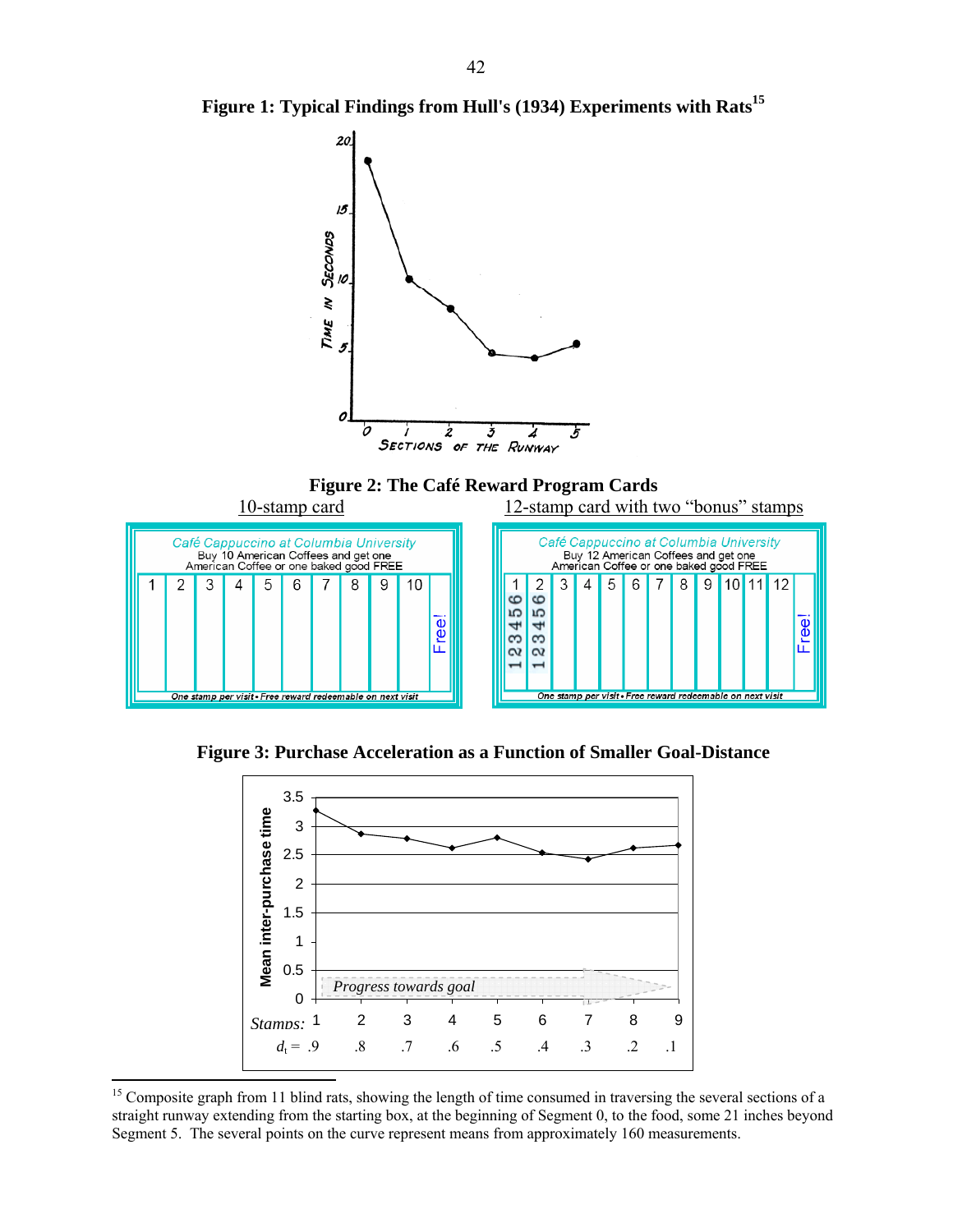**Figure 1: Typical Findings from Hull's (1934) Experiments with Rats**[15]

**Figure 2: The Café Reward Program Cards**

10-stamp card

12-stamp card with two "bonus" stamps

**Figure 3: Purchase Acceleration as a Function of Smaller Goal-Distance**

---

[15] Composite graph from 11 blind rats, showing the length of time consumed in traversing the several sections of a straight runway extending from the starting box, at the beginning of Segment 0, to the food, some 21 inches beyond Segment 5. The several points on the curve represent means from approximately 160 measurements.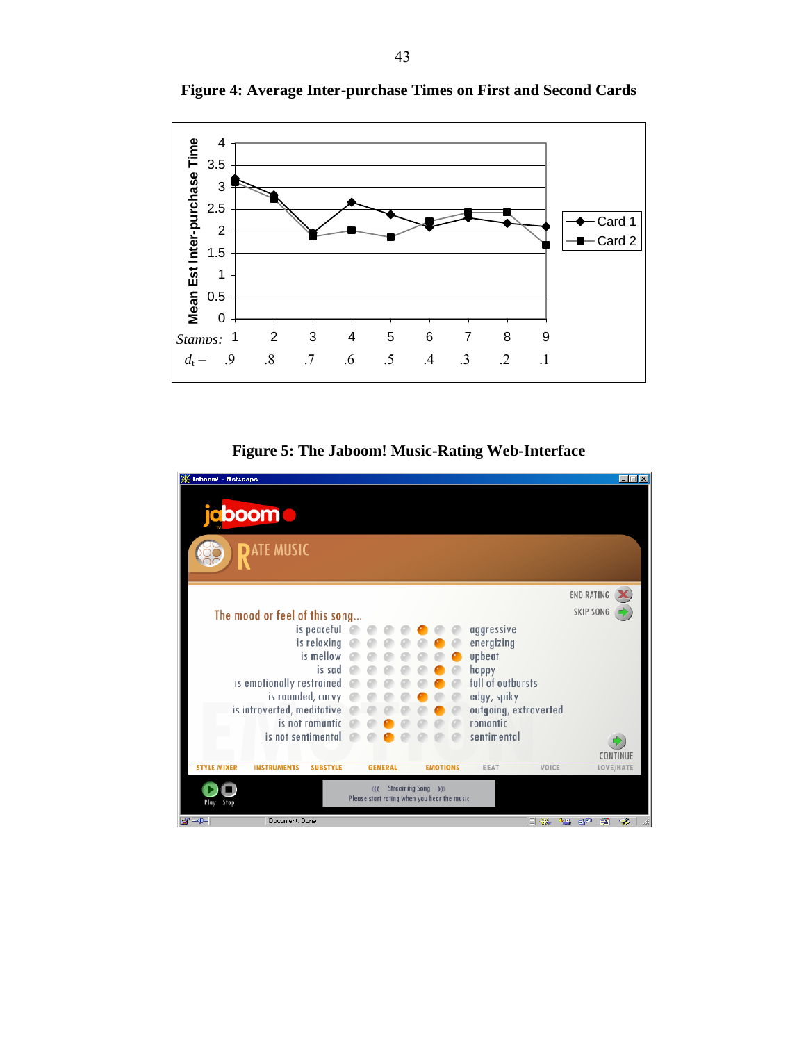**Figure 4: Average Inter-purchase Times on First and Second Cards**

**Figure 5: The Jaboom! Music-Rating Web-Interface**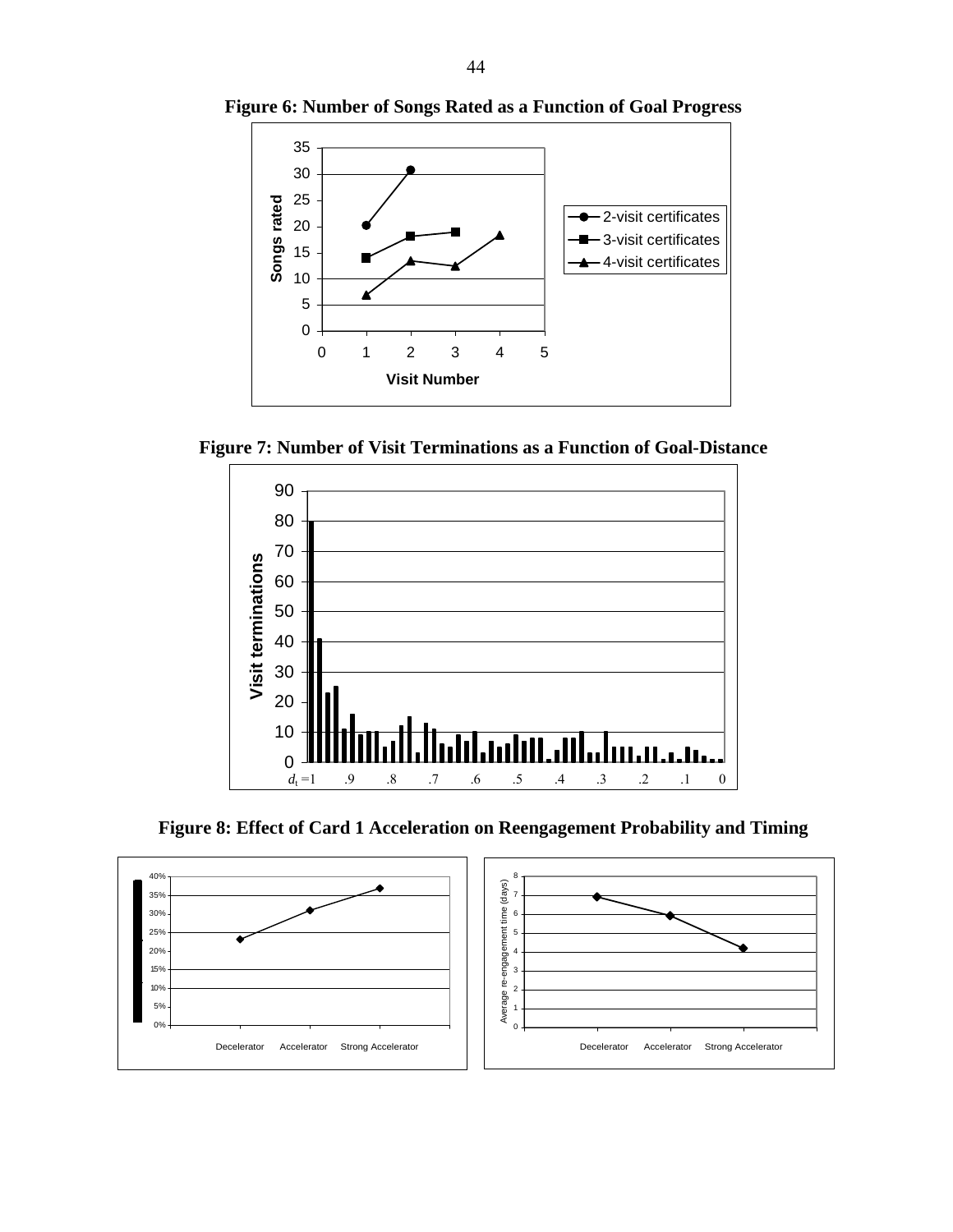**Figure 6: Number of Songs Rated as a Function of Goal Progress**

**Figure 7: Number of Visit Terminations as a Function of Goal-Distance**

**Figure 8: Effect of Card 1 Acceleration on Reengagement Probability and Timing**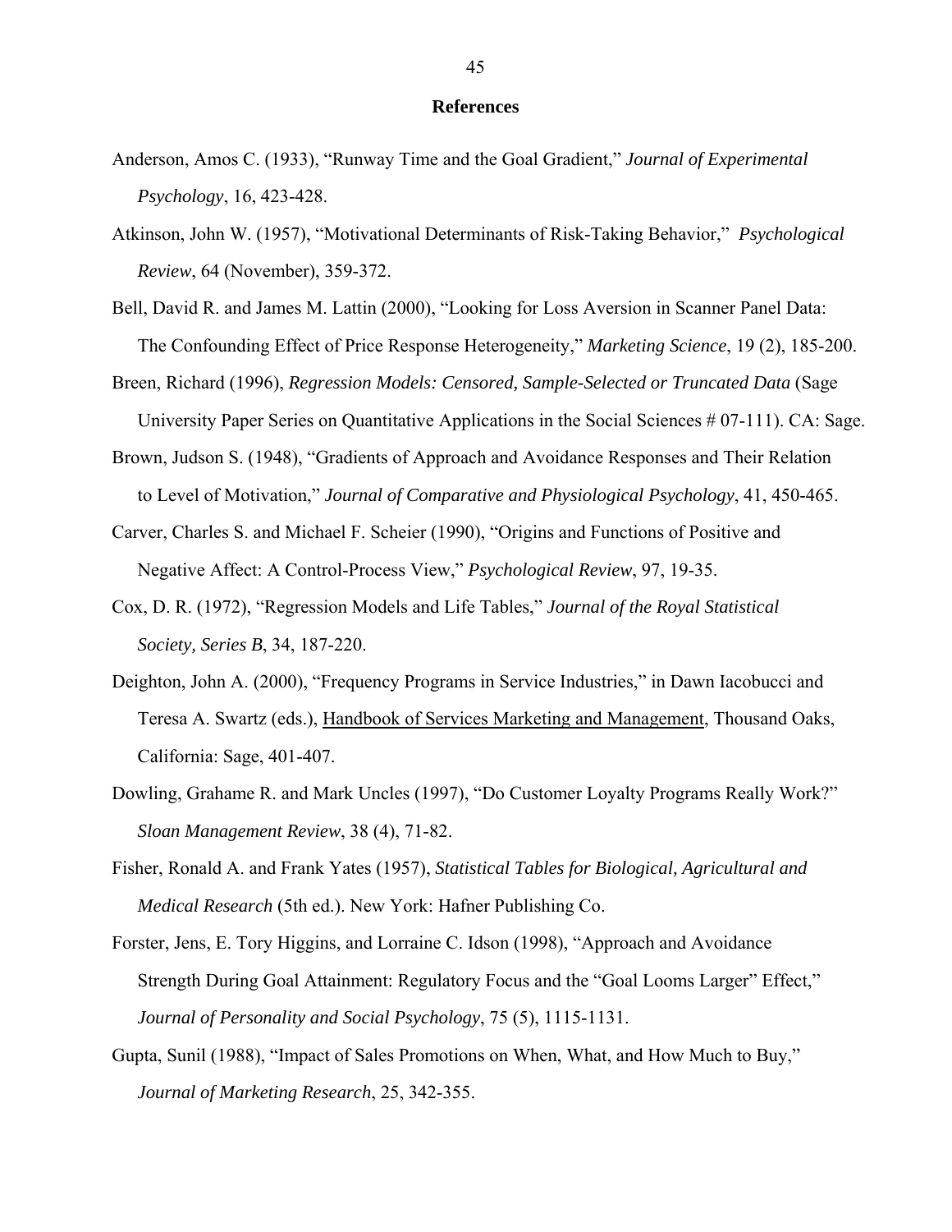## References

Anderson, Amos C. (1933), "Runway Time and the Goal Gradient," *Journal of Experimental Psychology*, 16, 423-428.

Atkinson, John W. (1957), "Motivational Determinants of Risk-Taking Behavior," *Psychological Review*, 64 (November), 359-372.

Bell, David R. and James M. Lattin (2000), "Looking for Loss Aversion in Scanner Panel Data: The Confounding Effect of Price Response Heterogeneity," *Marketing Science*, 19 (2), 185-200.

Breen, Richard (1996), *Regression Models: Censored, Sample-Selected or Truncated Data* (Sage University Paper Series on Quantitative Applications in the Social Sciences # 07-111). CA: Sage.

Brown, Judson S. (1948), "Gradients of Approach and Avoidance Responses and Their Relation to Level of Motivation," *Journal of Comparative and Physiological Psychology*, 41, 450-465.

Carver, Charles S. and Michael F. Scheier (1990), "Origins and Functions of Positive and Negative Affect: A Control-Process View," *Psychological Review*, 97, 19-35.

Cox, D. R. (1972), "Regression Models and Life Tables," *Journal of the Royal Statistical Society, Series B*, 34, 187-220.

Deighton, John A. (2000), "Frequency Programs in Service Industries," in Dawn Iacobucci and Teresa A. Swartz (eds.), Handbook of Services Marketing and Management, Thousand Oaks, California: Sage, 401-407.

Dowling, Grahame R. and Mark Uncles (1997), "Do Customer Loyalty Programs Really Work?" *Sloan Management Review*, 38 (4), 71-82.

Fisher, Ronald A. and Frank Yates (1957), *Statistical Tables for Biological, Agricultural and Medical Research* (5th ed.). New York: Hafner Publishing Co.

Forster, Jens, E. Tory Higgins, and Lorraine C. Idson (1998), "Approach and Avoidance Strength During Goal Attainment: Regulatory Focus and the "Goal Looms Larger" Effect," *Journal of Personality and Social Psychology*, 75 (5), 1115-1131.

Gupta, Sunil (1988), "Impact of Sales Promotions on When, What, and How Much to Buy," *Journal of Marketing Research*, 25, 342-355.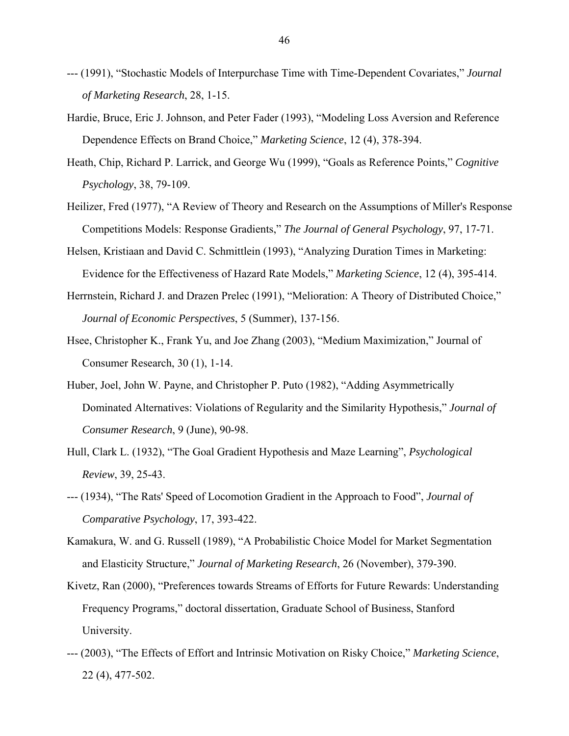--- (1991), “Stochastic Models of Interpurchase Time with Time-Dependent Covariates,” *Journal of Marketing Research*, 28, 1-15.

Hardie, Bruce, Eric J. Johnson, and Peter Fader (1993), “Modeling Loss Aversion and Reference Dependence Effects on Brand Choice,” *Marketing Science*, 12 (4), 378-394.

Heath, Chip, Richard P. Larrick, and George Wu (1999), “Goals as Reference Points,” *Cognitive Psychology*, 38, 79-109.

Heilizer, Fred (1977), “A Review of Theory and Research on the Assumptions of Miller's Response Competitions Models: Response Gradients,” *The Journal of General Psychology*, 97, 17-71.

Helsen, Kristiaan and David C. Schmittlein (1993), “Analyzing Duration Times in Marketing: Evidence for the Effectiveness of Hazard Rate Models,” *Marketing Science*, 12 (4), 395-414.

Herrnstein, Richard J. and Drazen Prelec (1991), “Melioration: A Theory of Distributed Choice,” *Journal of Economic Perspectives*, 5 (Summer), 137-156.

Hsee, Christopher K., Frank Yu, and Joe Zhang (2003), “Medium Maximization,” Journal of Consumer Research, 30 (1), 1-14.

Huber, Joel, John W. Payne, and Christopher P. Puto (1982), “Adding Asymmetrically Dominated Alternatives: Violations of Regularity and the Similarity Hypothesis,” *Journal of Consumer Research*, 9 (June), 90-98.

Hull, Clark L. (1932), “The Goal Gradient Hypothesis and Maze Learning”, *Psychological Review*, 39, 25-43.

--- (1934), “The Rats' Speed of Locomotion Gradient in the Approach to Food”, *Journal of Comparative Psychology*, 17, 393-422.

Kamakura, W. and G. Russell (1989), “A Probabilistic Choice Model for Market Segmentation and Elasticity Structure,” *Journal of Marketing Research*, 26 (November), 379-390.

Kivetz, Ran (2000), “Preferences towards Streams of Efforts for Future Rewards: Understanding Frequency Programs,” doctoral dissertation, Graduate School of Business, Stanford University.

--- (2003), “The Effects of Effort and Intrinsic Motivation on Risky Choice,” *Marketing Science*, 22 (4), 477-502.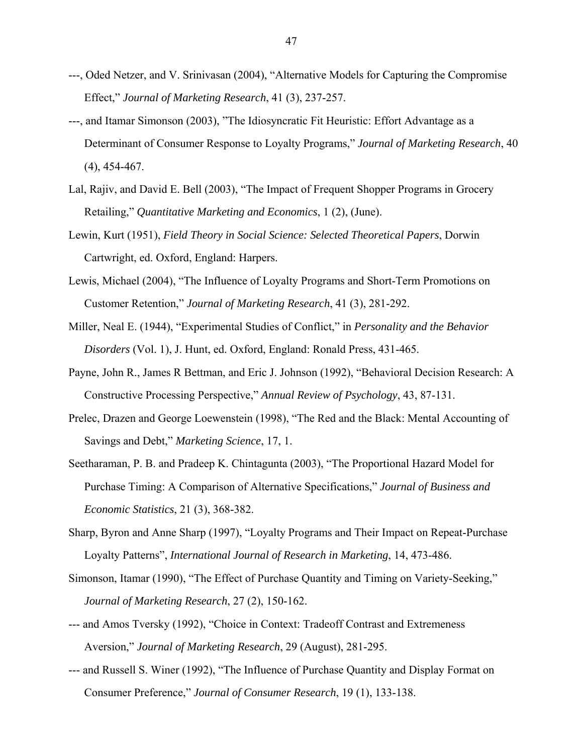---, Oded Netzer, and V. Srinivasan (2004), "Alternative Models for Capturing the Compromise Effect," *Journal of Marketing Research*, 41 (3), 237-257.

---, and Itamar Simonson (2003), "The Idiosyncratic Fit Heuristic: Effort Advantage as a Determinant of Consumer Response to Loyalty Programs," *Journal of Marketing Research*, 40 (4), 454-467.

Lal, Rajiv, and David E. Bell (2003), "The Impact of Frequent Shopper Programs in Grocery Retailing," *Quantitative Marketing and Economics*, 1 (2), (June).

Lewin, Kurt (1951), *Field Theory in Social Science: Selected Theoretical Papers*, Dorwin Cartwright, ed. Oxford, England: Harpers.

Lewis, Michael (2004), "The Influence of Loyalty Programs and Short-Term Promotions on Customer Retention," *Journal of Marketing Research*, 41 (3), 281-292.

Miller, Neal E. (1944), "Experimental Studies of Conflict," in *Personality and the Behavior Disorders* (Vol. 1), J. Hunt, ed. Oxford, England: Ronald Press, 431-465.

Payne, John R., James R Bettman, and Eric J. Johnson (1992), "Behavioral Decision Research: A Constructive Processing Perspective," *Annual Review of Psychology*, 43, 87-131.

Prelec, Drazen and George Loewenstein (1998), "The Red and the Black: Mental Accounting of Savings and Debt," *Marketing Science*, 17, 1.

Seetharaman, P. B. and Pradeep K. Chintagunta (2003), "The Proportional Hazard Model for Purchase Timing: A Comparison of Alternative Specifications," *Journal of Business and Economic Statistics*, 21 (3), 368-382.

Sharp, Byron and Anne Sharp (1997), "Loyalty Programs and Their Impact on Repeat-Purchase Loyalty Patterns", *International Journal of Research in Marketing*, 14, 473-486.

Simonson, Itamar (1990), "The Effect of Purchase Quantity and Timing on Variety-Seeking," *Journal of Marketing Research*, 27 (2), 150-162.

--- and Amos Tversky (1992), "Choice in Context: Tradeoff Contrast and Extremeness Aversion," *Journal of Marketing Research*, 29 (August), 281-295.

--- and Russell S. Winer (1992), "The Influence of Purchase Quantity and Display Format on Consumer Preference," *Journal of Consumer Research*, 19 (1), 133-138.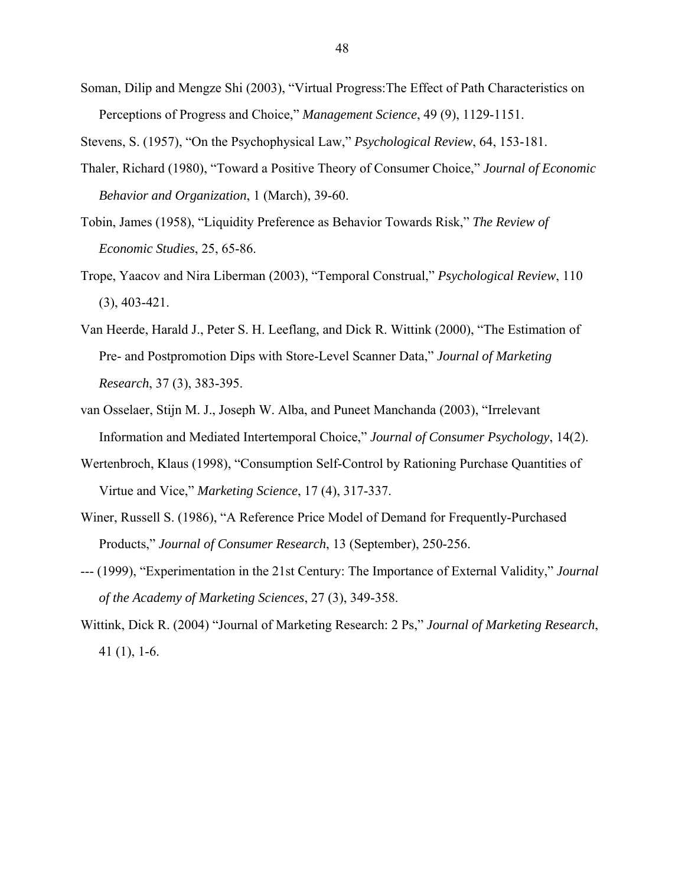Soman, Dilip and Mengze Shi (2003), “Virtual Progress:The Effect of Path Characteristics on Perceptions of Progress and Choice,” *Management Science*, 49 (9), 1129-1151.

Stevens, S. (1957), “On the Psychophysical Law,” *Psychological Review*, 64, 153-181.

Thaler, Richard (1980), “Toward a Positive Theory of Consumer Choice,” *Journal of Economic Behavior and Organization*, 1 (March), 39-60.

Tobin, James (1958), “Liquidity Preference as Behavior Towards Risk,” *The Review of Economic Studies*, 25, 65-86.

Trope, Yaacov and Nira Liberman (2003), “Temporal Construal,” *Psychological Review*, 110 (3), 403-421.

Van Heerde, Harald J., Peter S. H. Leeflang, and Dick R. Wittink (2000), “The Estimation of Pre- and Postpromotion Dips with Store-Level Scanner Data,” *Journal of Marketing Research*, 37 (3), 383-395.

van Osselaer, Stijn M. J., Joseph W. Alba, and Puneet Manchanda (2003), “Irrelevant Information and Mediated Intertemporal Choice,” *Journal of Consumer Psychology*, 14(2).

Wertenbroch, Klaus (1998), “Consumption Self-Control by Rationing Purchase Quantities of Virtue and Vice,” *Marketing Science*, 17 (4), 317-337.

Winer, Russell S. (1986), “A Reference Price Model of Demand for Frequently-Purchased Products,” *Journal of Consumer Research*, 13 (September), 250-256.

--- (1999), “Experimentation in the 21st Century: The Importance of External Validity,” *Journal of the Academy of Marketing Sciences*, 27 (3), 349-358.

Wittink, Dick R. (2004) “Journal of Marketing Research: 2 Ps,” *Journal of Marketing Research*, 41 (1), 1-6.